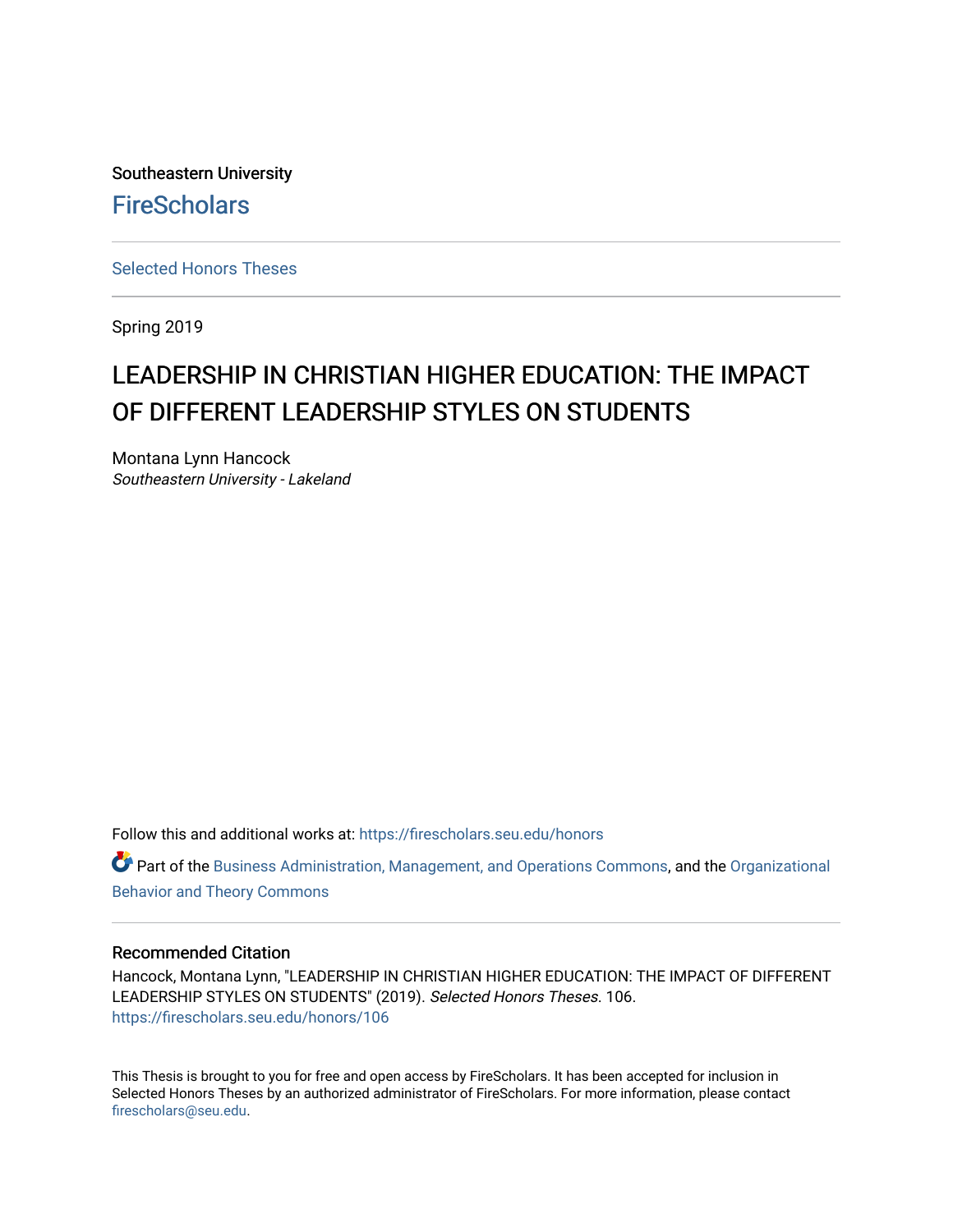Southeastern University

FireScholars

Selected Honors Theses

Spring 2019

# LEADERSHIP IN CHRISTIAN HIGHER EDUCATION: THE IMPACT OF DIFFERENT LEADERSHIP STYLES ON STUDENTS

Montana Lynn Hancock
*Southeastern University - Lakeland*

Follow this and additional works at: https://firescholars.seu.edu/honors

Part of the Business Administration, Management, and Operations Commons, and the Organizational Behavior and Theory Commons

## Recommended Citation

Hancock, Montana Lynn, "LEADERSHIP IN CHRISTIAN HIGHER EDUCATION: THE IMPACT OF DIFFERENT LEADERSHIP STYLES ON STUDENTS" (2019). *Selected Honors Theses*. 106.
https://firescholars.seu.edu/honors/106

This Thesis is brought to you for free and open access by FireScholars. It has been accepted for inclusion in Selected Honors Theses by an authorized administrator of FireScholars. For more information, please contact firescholars@seu.edu.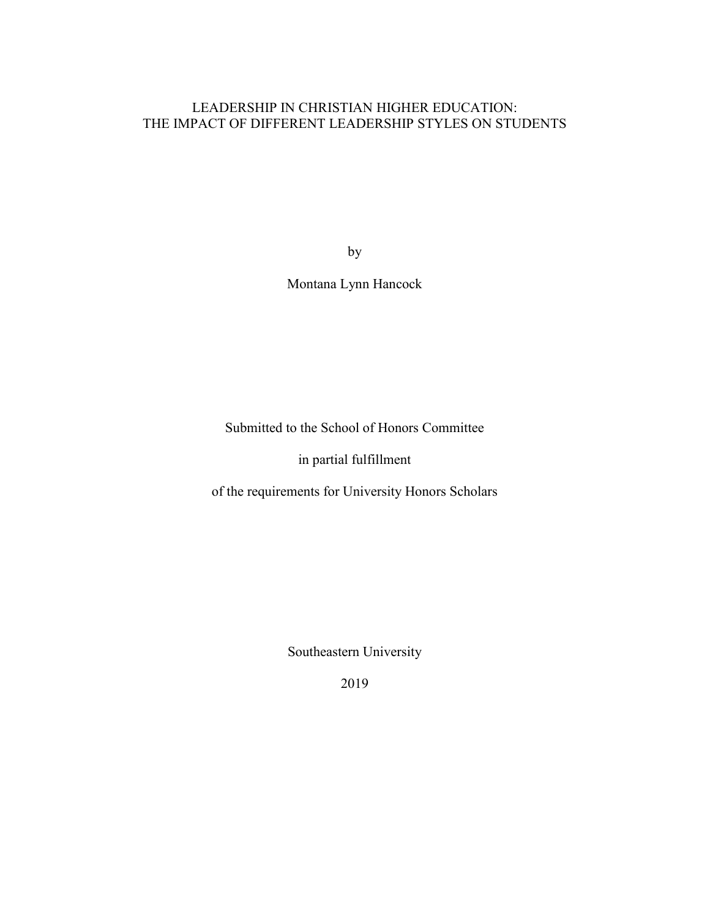# LEADERSHIP IN CHRISTIAN HIGHER EDUCATION: THE IMPACT OF DIFFERENT LEADERSHIP STYLES ON STUDENTS

by

Montana Lynn Hancock

Submitted to the School of Honors Committee

in partial fulfillment

of the requirements for University Honors Scholars

Southeastern University

2019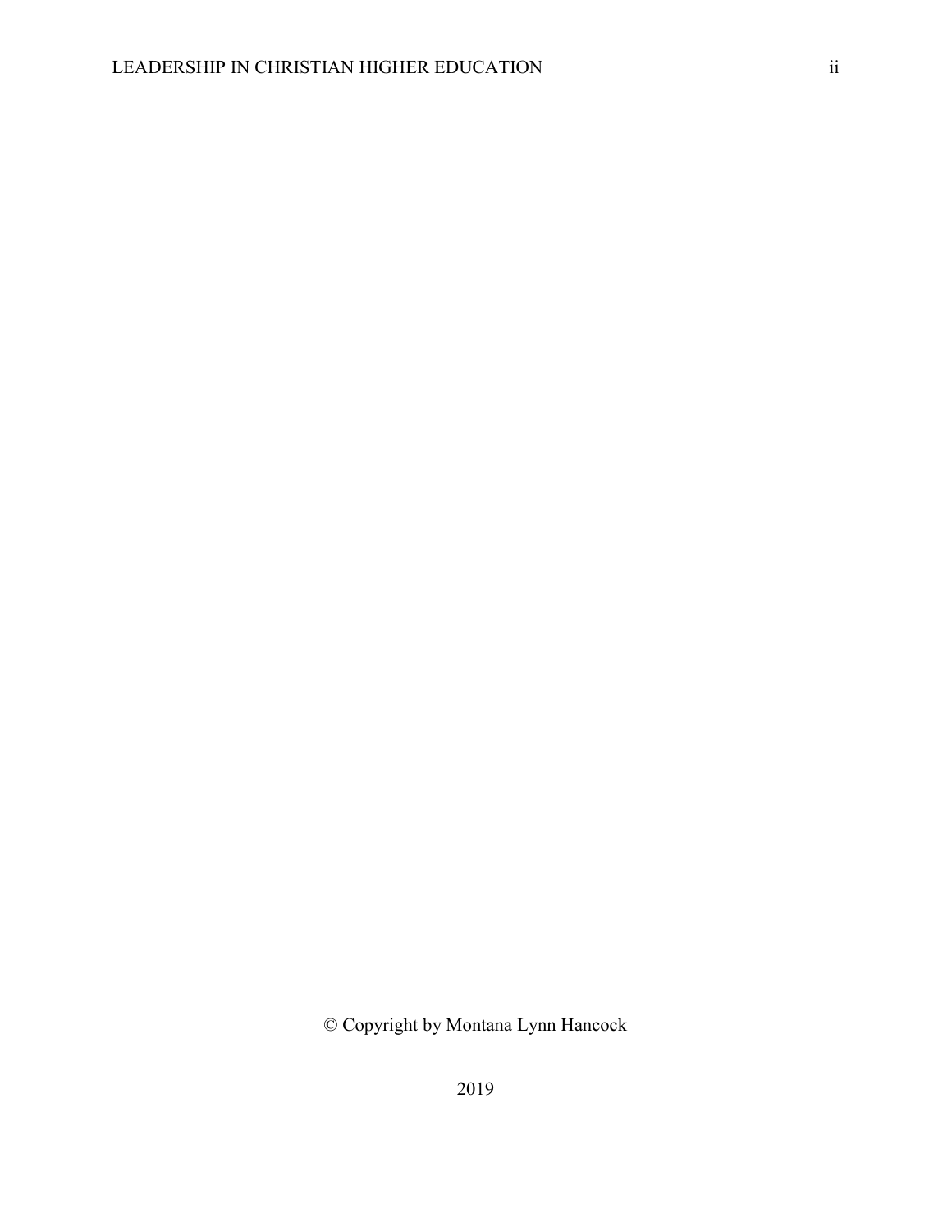© Copyright by Montana Lynn Hancock

2019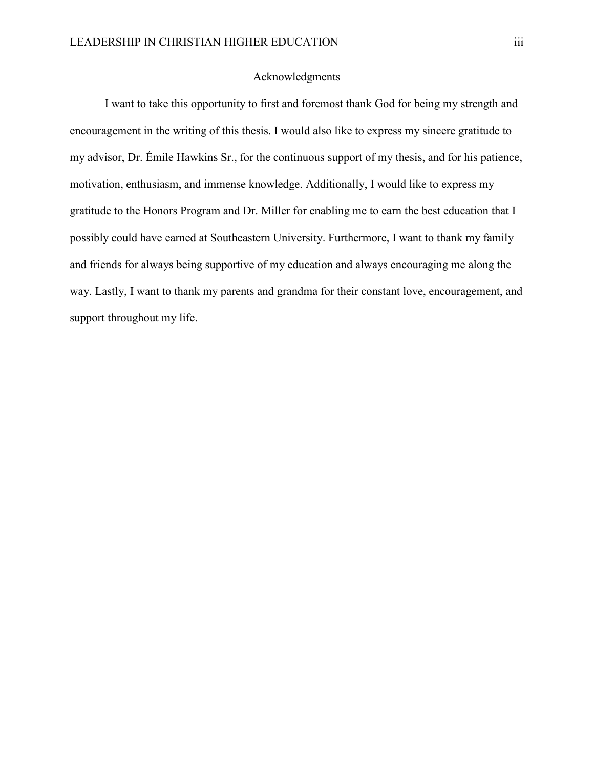## Acknowledgments

I want to take this opportunity to first and foremost thank God for being my strength and encouragement in the writing of this thesis. I would also like to express my sincere gratitude to my advisor, Dr. Émile Hawkins Sr., for the continuous support of my thesis, and for his patience, motivation, enthusiasm, and immense knowledge. Additionally, I would like to express my gratitude to the Honors Program and Dr. Miller for enabling me to earn the best education that I possibly could have earned at Southeastern University. Furthermore, I want to thank my family and friends for always being supportive of my education and always encouraging me along the way. Lastly, I want to thank my parents and grandma for their constant love, encouragement, and support throughout my life.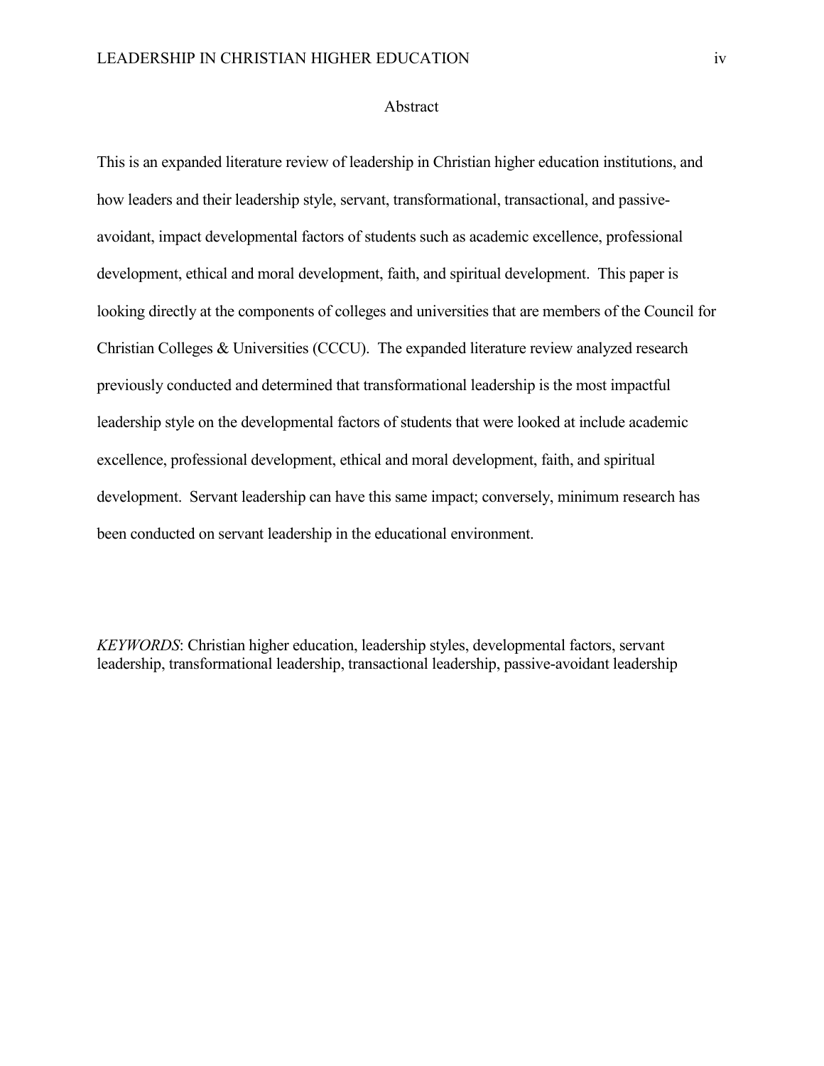# Abstract

This is an expanded literature review of leadership in Christian higher education institutions, and how leaders and their leadership style, servant, transformational, transactional, and passive-avoidant, impact developmental factors of students such as academic excellence, professional development, ethical and moral development, faith, and spiritual development. This paper is looking directly at the components of colleges and universities that are members of the Council for Christian Colleges & Universities (CCCU). The expanded literature review analyzed research previously conducted and determined that transformational leadership is the most impactful leadership style on the developmental factors of students that were looked at include academic excellence, professional development, ethical and moral development, faith, and spiritual development. Servant leadership can have this same impact; conversely, minimum research has been conducted on servant leadership in the educational environment.

*KEYWORDS*: Christian higher education, leadership styles, developmental factors, servant leadership, transformational leadership, transactional leadership, passive-avoidant leadership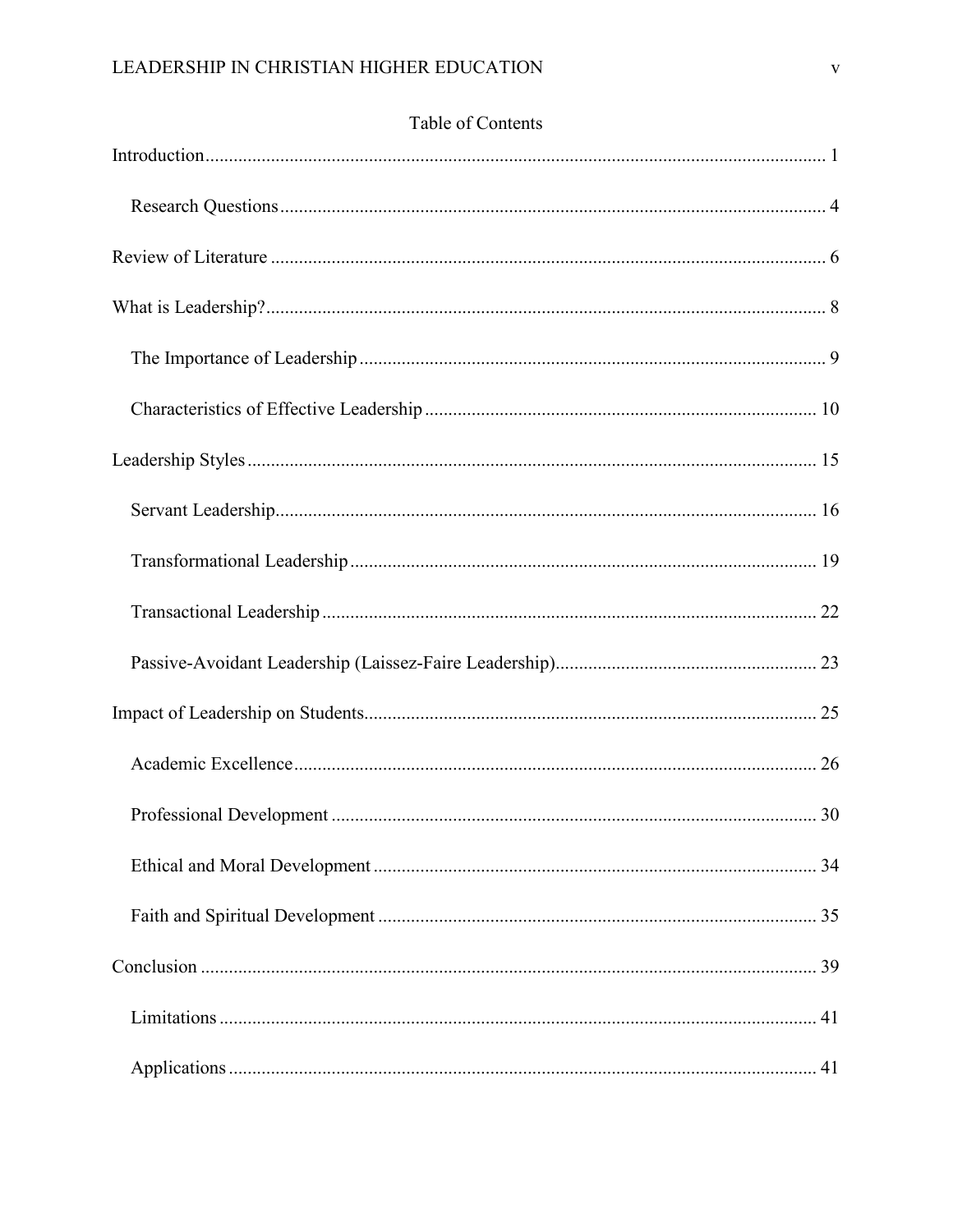## Table of Contents

Introduction ........................................................................................................................ 1

  Research Questions ........................................................................................................ 4

Review of Literature ........................................................................................................... 6

What is Leadership? ............................................................................................................ 8

  The Importance of Leadership ........................................................................................ 9

  Characteristics of Effective Leadership ......................................................................... 10

Leadership Styles .............................................................................................................. 15

  Servant Leadership ........................................................................................................ 16

  Transformational Leadership ........................................................................................ 19

  Transactional Leadership .............................................................................................. 22

  Passive-Avoidant Leadership (Laissez-Faire Leadership) ............................................. 23

Impact of Leadership on Students ..................................................................................... 25

  Academic Excellence .................................................................................................... 26

  Professional Development ............................................................................................ 30

  Ethical and Moral Development .................................................................................... 34

  Faith and Spiritual Development ................................................................................... 35

Conclusion ........................................................................................................................ 39

  Limitations .................................................................................................................... 41

  Applications .................................................................................................................. 41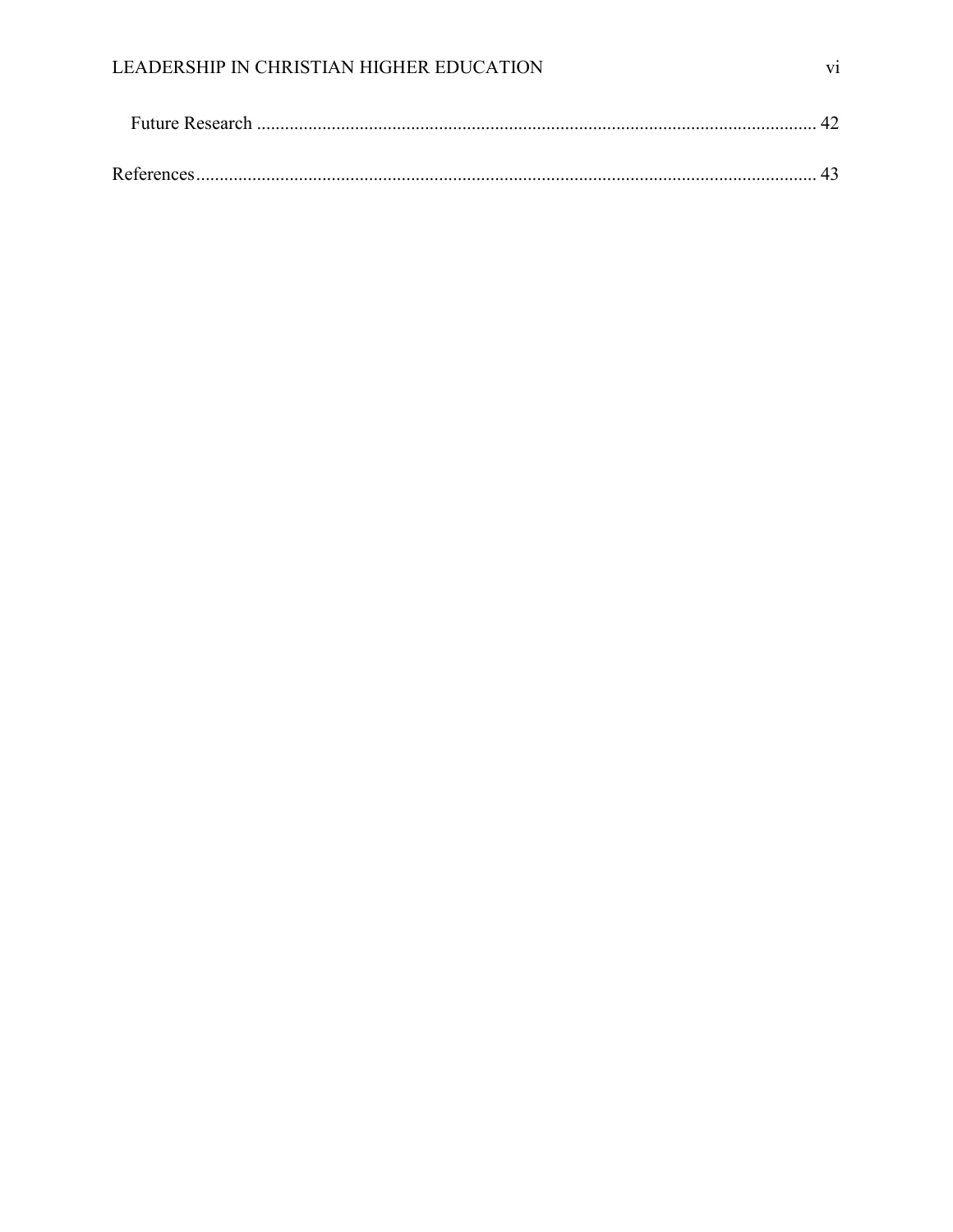Future Research ........................................................................................................................ 42

References.................................................................................................................................... 43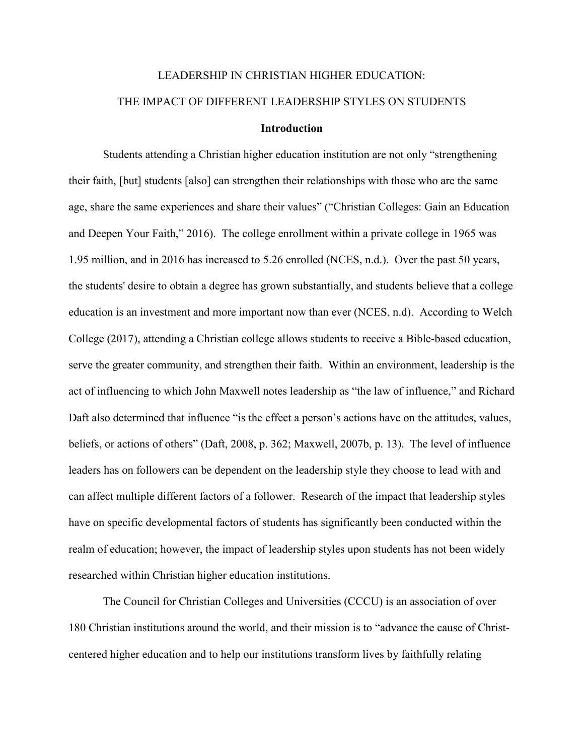# LEADERSHIP IN CHRISTIAN HIGHER EDUCATION:
# THE IMPACT OF DIFFERENT LEADERSHIP STYLES ON STUDENTS

## Introduction

Students attending a Christian higher education institution are not only "strengthening their faith, [but] students [also] can strengthen their relationships with those who are the same age, share the same experiences and share their values" ("Christian Colleges: Gain an Education and Deepen Your Faith," 2016). The college enrollment within a private college in 1965 was 1.95 million, and in 2016 has increased to 5.26 enrolled (NCES, n.d.). Over the past 50 years, the students' desire to obtain a degree has grown substantially, and students believe that a college education is an investment and more important now than ever (NCES, n.d). According to Welch College (2017), attending a Christian college allows students to receive a Bible-based education, serve the greater community, and strengthen their faith. Within an environment, leadership is the act of influencing to which John Maxwell notes leadership as "the law of influence," and Richard Daft also determined that influence "is the effect a person's actions have on the attitudes, values, beliefs, or actions of others" (Daft, 2008, p. 362; Maxwell, 2007b, p. 13). The level of influence leaders has on followers can be dependent on the leadership style they choose to lead with and can affect multiple different factors of a follower. Research of the impact that leadership styles have on specific developmental factors of students has significantly been conducted within the realm of education; however, the impact of leadership styles upon students has not been widely researched within Christian higher education institutions.

The Council for Christian Colleges and Universities (CCCU) is an association of over 180 Christian institutions around the world, and their mission is to "advance the cause of Christ-centered higher education and to help our institutions transform lives by faithfully relating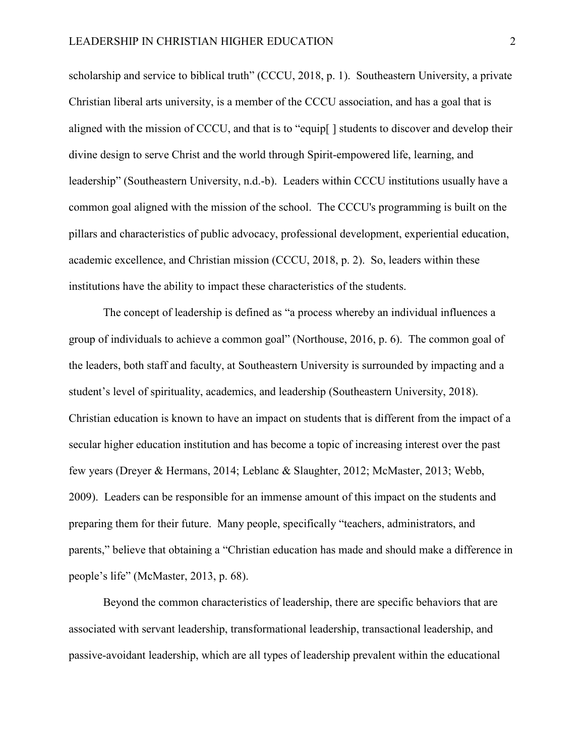scholarship and service to biblical truth" (CCCU, 2018, p. 1). Southeastern University, a private Christian liberal arts university, is a member of the CCCU association, and has a goal that is aligned with the mission of CCCU, and that is to "equip[ ] students to discover and develop their divine design to serve Christ and the world through Spirit-empowered life, learning, and leadership" (Southeastern University, n.d.-b). Leaders within CCCU institutions usually have a common goal aligned with the mission of the school. The CCCU's programming is built on the pillars and characteristics of public advocacy, professional development, experiential education, academic excellence, and Christian mission (CCCU, 2018, p. 2). So, leaders within these institutions have the ability to impact these characteristics of the students.

The concept of leadership is defined as "a process whereby an individual influences a group of individuals to achieve a common goal" (Northouse, 2016, p. 6). The common goal of the leaders, both staff and faculty, at Southeastern University is surrounded by impacting and a student's level of spirituality, academics, and leadership (Southeastern University, 2018). Christian education is known to have an impact on students that is different from the impact of a secular higher education institution and has become a topic of increasing interest over the past few years (Dreyer & Hermans, 2014; Leblanc & Slaughter, 2012; McMaster, 2013; Webb, 2009). Leaders can be responsible for an immense amount of this impact on the students and preparing them for their future. Many people, specifically "teachers, administrators, and parents," believe that obtaining a "Christian education has made and should make a difference in people's life" (McMaster, 2013, p. 68).

Beyond the common characteristics of leadership, there are specific behaviors that are associated with servant leadership, transformational leadership, transactional leadership, and passive-avoidant leadership, which are all types of leadership prevalent within the educational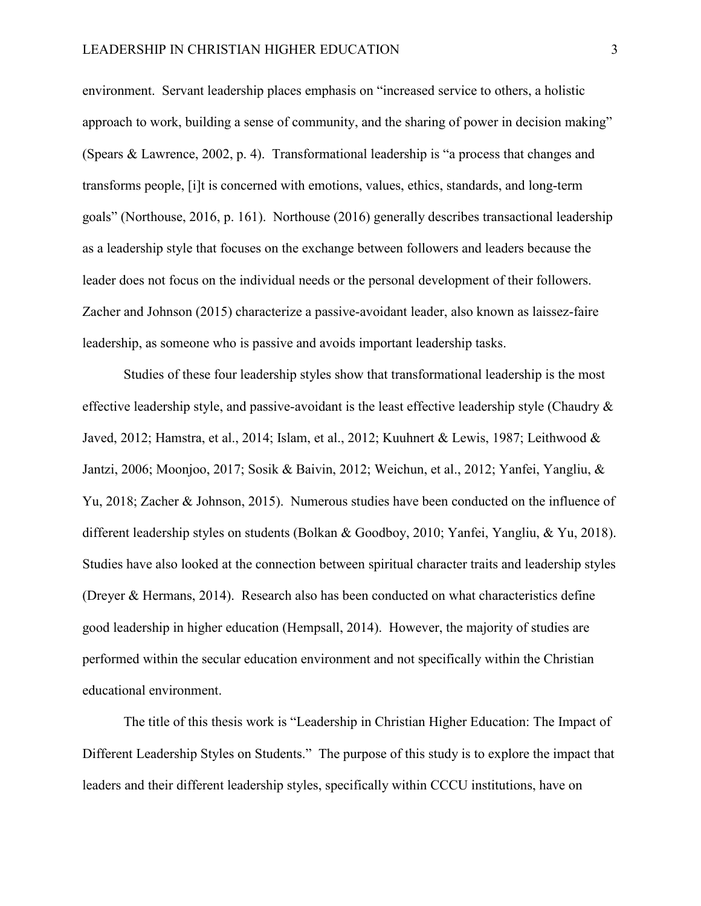environment. Servant leadership places emphasis on "increased service to others, a holistic approach to work, building a sense of community, and the sharing of power in decision making" (Spears & Lawrence, 2002, p. 4). Transformational leadership is "a process that changes and transforms people, [i]t is concerned with emotions, values, ethics, standards, and long-term goals" (Northouse, 2016, p. 161). Northouse (2016) generally describes transactional leadership as a leadership style that focuses on the exchange between followers and leaders because the leader does not focus on the individual needs or the personal development of their followers. Zacher and Johnson (2015) characterize a passive-avoidant leader, also known as laissez-faire leadership, as someone who is passive and avoids important leadership tasks.

Studies of these four leadership styles show that transformational leadership is the most effective leadership style, and passive-avoidant is the least effective leadership style (Chaudry & Javed, 2012; Hamstra, et al., 2014; Islam, et al., 2012; Kuuhnert & Lewis, 1987; Leithwood & Jantzi, 2006; Moonjoo, 2017; Sosik & Baivin, 2012; Weichun, et al., 2012; Yanfei, Yangliu, & Yu, 2018; Zacher & Johnson, 2015). Numerous studies have been conducted on the influence of different leadership styles on students (Bolkan & Goodboy, 2010; Yanfei, Yangliu, & Yu, 2018). Studies have also looked at the connection between spiritual character traits and leadership styles (Dreyer & Hermans, 2014). Research also has been conducted on what characteristics define good leadership in higher education (Hempsall, 2014). However, the majority of studies are performed within the secular education environment and not specifically within the Christian educational environment.

The title of this thesis work is "Leadership in Christian Higher Education: The Impact of Different Leadership Styles on Students." The purpose of this study is to explore the impact that leaders and their different leadership styles, specifically within CCCU institutions, have on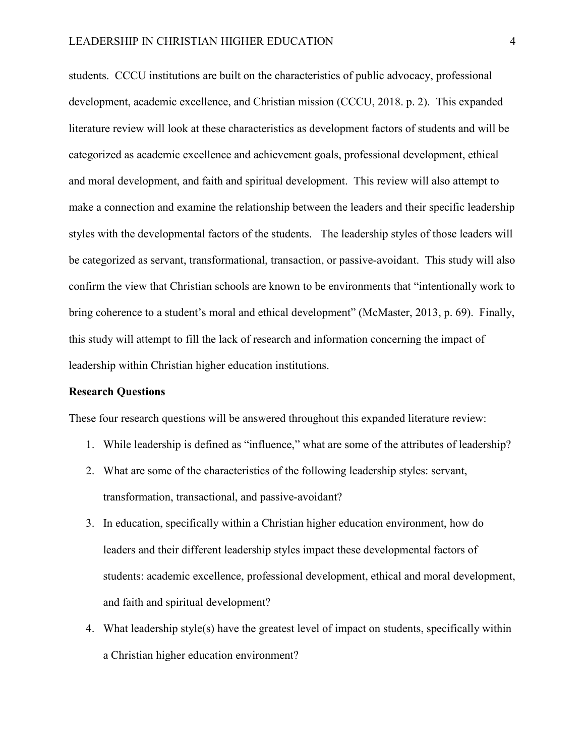students. CCCU institutions are built on the characteristics of public advocacy, professional development, academic excellence, and Christian mission (CCCU, 2018. p. 2). This expanded literature review will look at these characteristics as development factors of students and will be categorized as academic excellence and achievement goals, professional development, ethical and moral development, and faith and spiritual development. This review will also attempt to make a connection and examine the relationship between the leaders and their specific leadership styles with the developmental factors of the students. The leadership styles of those leaders will be categorized as servant, transformational, transaction, or passive-avoidant. This study will also confirm the view that Christian schools are known to be environments that "intentionally work to bring coherence to a student's moral and ethical development" (McMaster, 2013, p. 69). Finally, this study will attempt to fill the lack of research and information concerning the impact of leadership within Christian higher education institutions.

**Research Questions**

These four research questions will be answered throughout this expanded literature review:

1. While leadership is defined as "influence," what are some of the attributes of leadership?
2. What are some of the characteristics of the following leadership styles: servant, transformation, transactional, and passive-avoidant?
3. In education, specifically within a Christian higher education environment, how do leaders and their different leadership styles impact these developmental factors of students: academic excellence, professional development, ethical and moral development, and faith and spiritual development?
4. What leadership style(s) have the greatest level of impact on students, specifically within a Christian higher education environment?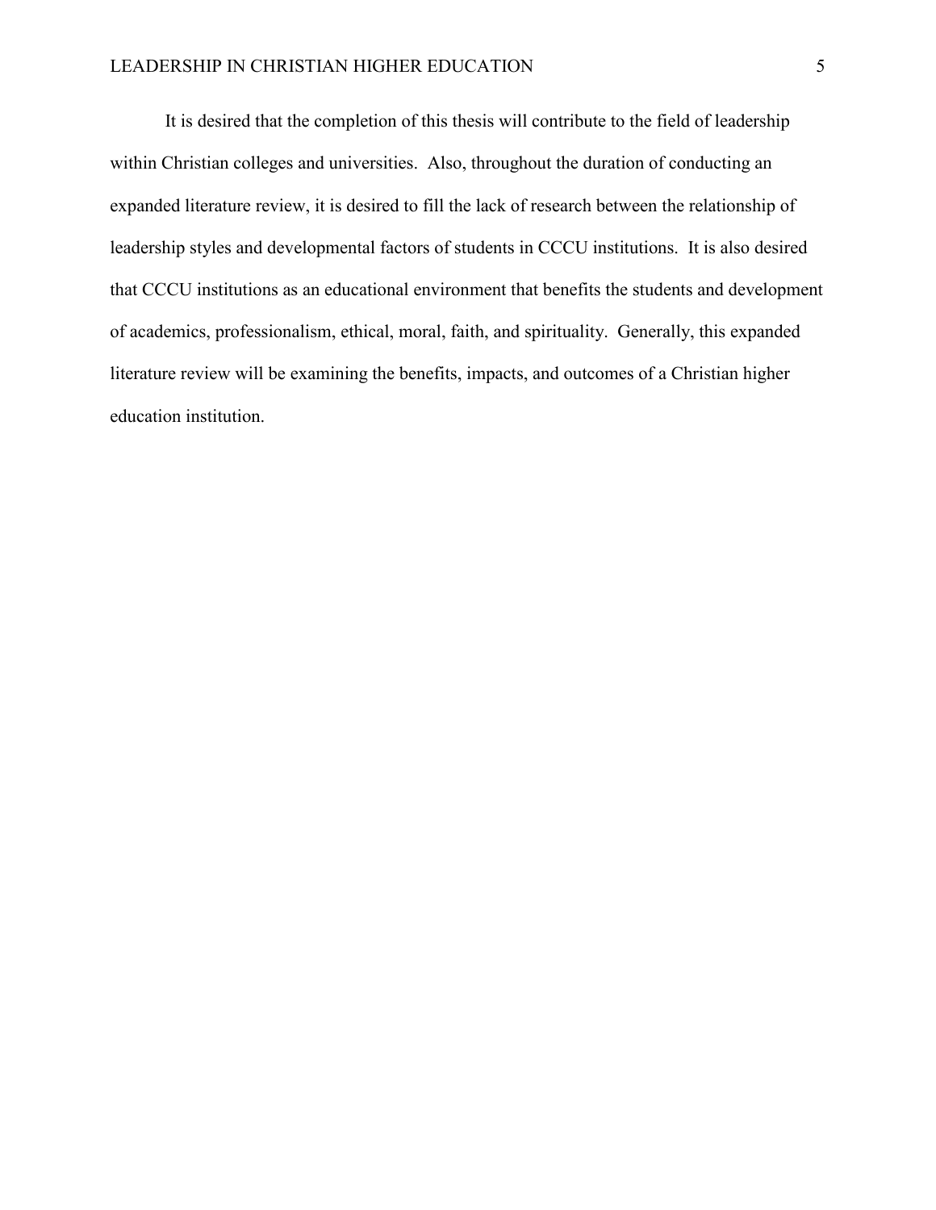It is desired that the completion of this thesis will contribute to the field of leadership within Christian colleges and universities. Also, throughout the duration of conducting an expanded literature review, it is desired to fill the lack of research between the relationship of leadership styles and developmental factors of students in CCCU institutions. It is also desired that CCCU institutions as an educational environment that benefits the students and development of academics, professionalism, ethical, moral, faith, and spirituality. Generally, this expanded literature review will be examining the benefits, impacts, and outcomes of a Christian higher education institution.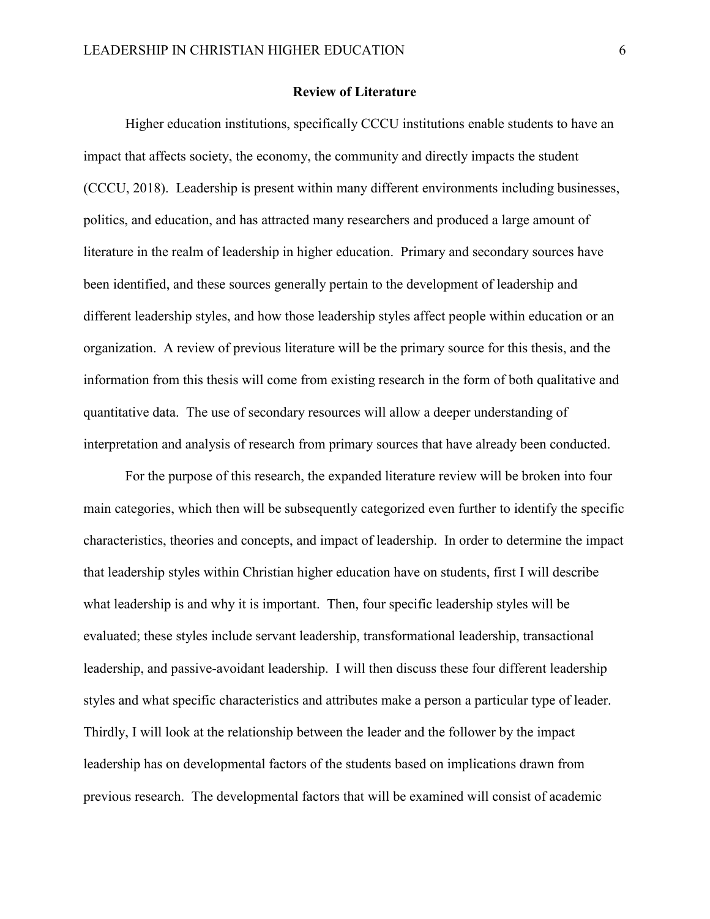## Review of Literature

Higher education institutions, specifically CCCU institutions enable students to have an impact that affects society, the economy, the community and directly impacts the student (CCCU, 2018). Leadership is present within many different environments including businesses, politics, and education, and has attracted many researchers and produced a large amount of literature in the realm of leadership in higher education. Primary and secondary sources have been identified, and these sources generally pertain to the development of leadership and different leadership styles, and how those leadership styles affect people within education or an organization. A review of previous literature will be the primary source for this thesis, and the information from this thesis will come from existing research in the form of both qualitative and quantitative data. The use of secondary resources will allow a deeper understanding of interpretation and analysis of research from primary sources that have already been conducted.

For the purpose of this research, the expanded literature review will be broken into four main categories, which then will be subsequently categorized even further to identify the specific characteristics, theories and concepts, and impact of leadership. In order to determine the impact that leadership styles within Christian higher education have on students, first I will describe what leadership is and why it is important. Then, four specific leadership styles will be evaluated; these styles include servant leadership, transformational leadership, transactional leadership, and passive-avoidant leadership. I will then discuss these four different leadership styles and what specific characteristics and attributes make a person a particular type of leader. Thirdly, I will look at the relationship between the leader and the follower by the impact leadership has on developmental factors of the students based on implications drawn from previous research. The developmental factors that will be examined will consist of academic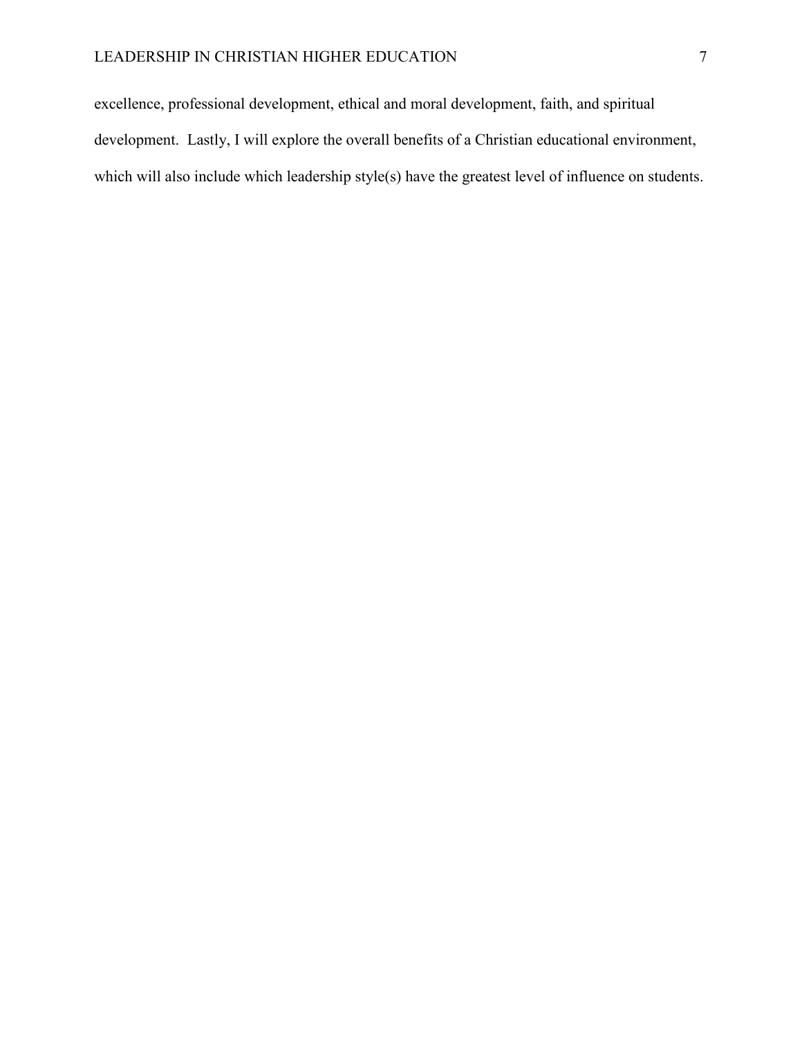excellence, professional development, ethical and moral development, faith, and spiritual development. Lastly, I will explore the overall benefits of a Christian educational environment, which will also include which leadership style(s) have the greatest level of influence on students.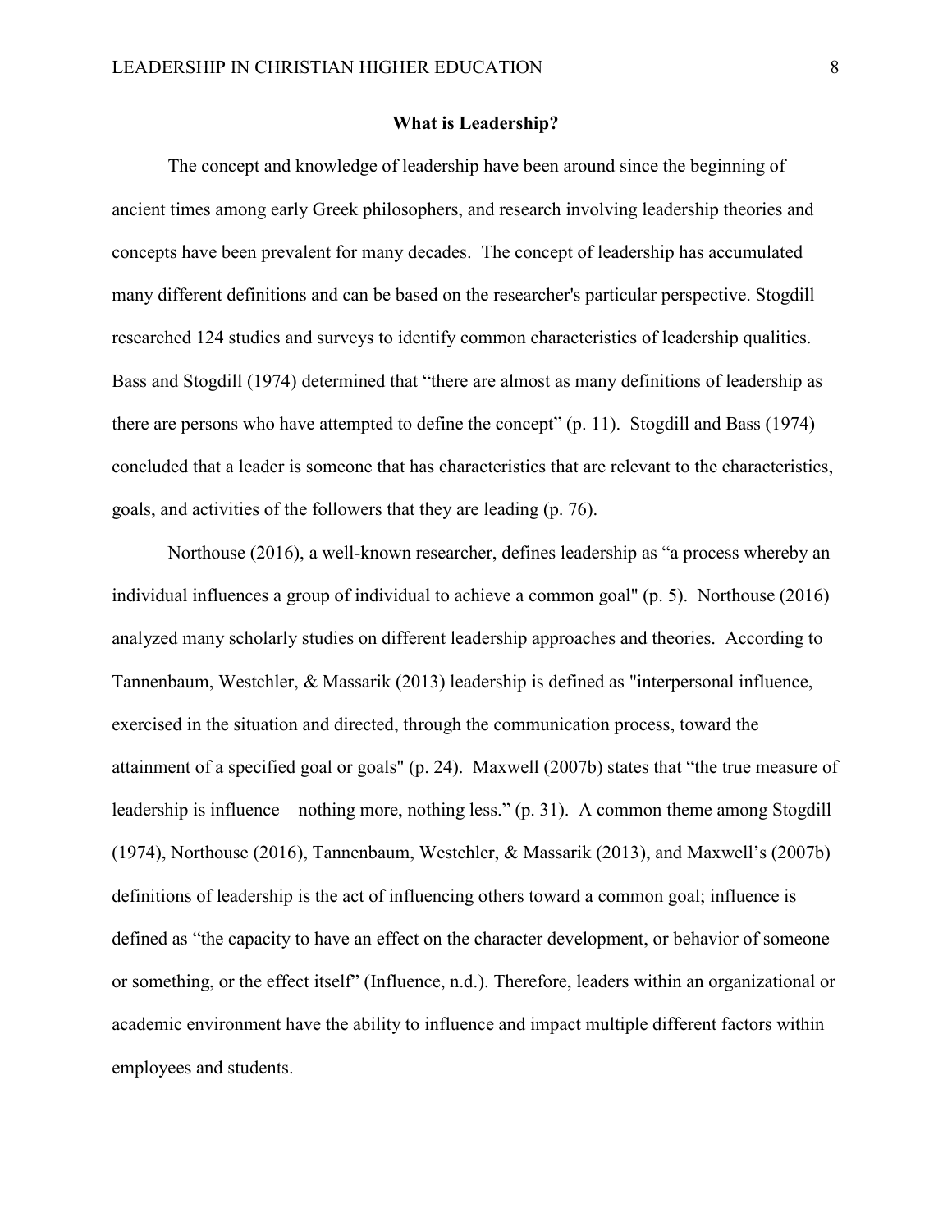## What is Leadership?

The concept and knowledge of leadership have been around since the beginning of ancient times among early Greek philosophers, and research involving leadership theories and concepts have been prevalent for many decades. The concept of leadership has accumulated many different definitions and can be based on the researcher's particular perspective. Stogdill researched 124 studies and surveys to identify common characteristics of leadership qualities. Bass and Stogdill (1974) determined that "there are almost as many definitions of leadership as there are persons who have attempted to define the concept" (p. 11). Stogdill and Bass (1974) concluded that a leader is someone that has characteristics that are relevant to the characteristics, goals, and activities of the followers that they are leading (p. 76).

Northouse (2016), a well-known researcher, defines leadership as "a process whereby an individual influences a group of individual to achieve a common goal" (p. 5). Northouse (2016) analyzed many scholarly studies on different leadership approaches and theories. According to Tannenbaum, Westchler, & Massarik (2013) leadership is defined as "interpersonal influence, exercised in the situation and directed, through the communication process, toward the attainment of a specified goal or goals" (p. 24). Maxwell (2007b) states that "the true measure of leadership is influence—nothing more, nothing less." (p. 31). A common theme among Stogdill (1974), Northouse (2016), Tannenbaum, Westchler, & Massarik (2013), and Maxwell's (2007b) definitions of leadership is the act of influencing others toward a common goal; influence is defined as "the capacity to have an effect on the character development, or behavior of someone or something, or the effect itself" (Influence, n.d.). Therefore, leaders within an organizational or academic environment have the ability to influence and impact multiple different factors within employees and students.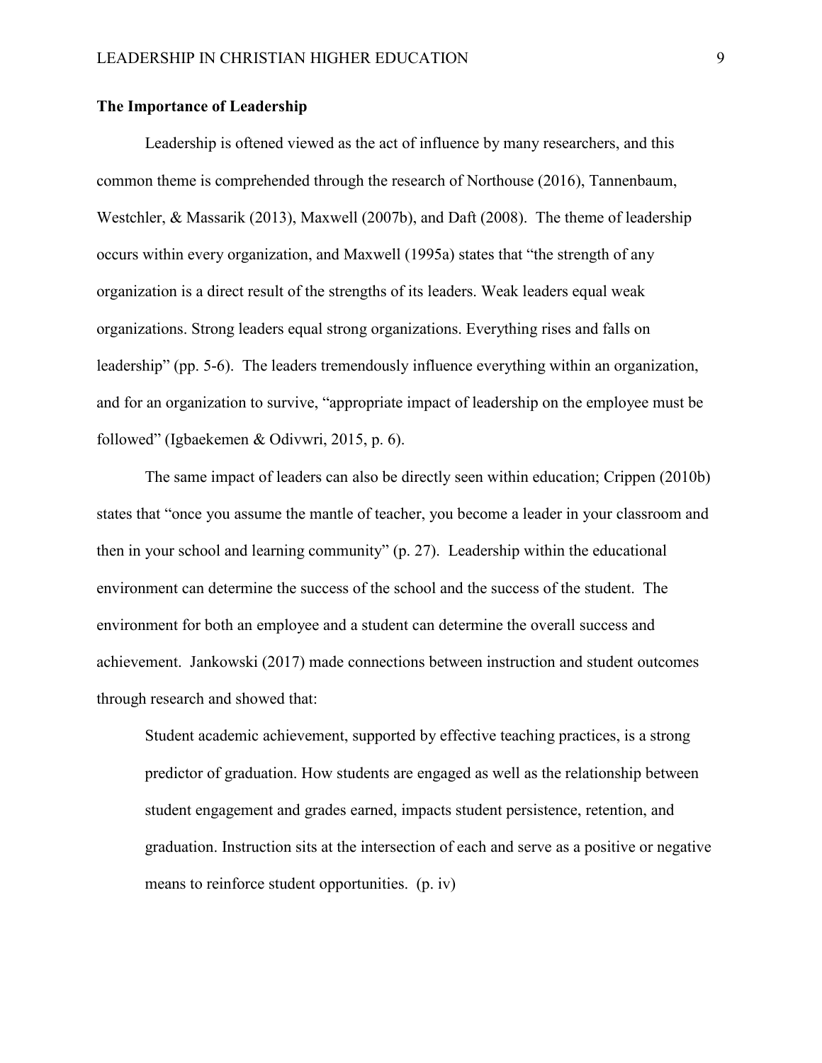**The Importance of Leadership**

Leadership is oftened viewed as the act of influence by many researchers, and this common theme is comprehended through the research of Northouse (2016), Tannenbaum, Westchler, & Massarik (2013), Maxwell (2007b), and Daft (2008). The theme of leadership occurs within every organization, and Maxwell (1995a) states that "the strength of any organization is a direct result of the strengths of its leaders. Weak leaders equal weak organizations. Strong leaders equal strong organizations. Everything rises and falls on leadership" (pp. 5-6). The leaders tremendously influence everything within an organization, and for an organization to survive, "appropriate impact of leadership on the employee must be followed" (Igbaekemen & Odivwri, 2015, p. 6).

The same impact of leaders can also be directly seen within education; Crippen (2010b) states that "once you assume the mantle of teacher, you become a leader in your classroom and then in your school and learning community" (p. 27). Leadership within the educational environment can determine the success of the school and the success of the student. The environment for both an employee and a student can determine the overall success and achievement. Jankowski (2017) made connections between instruction and student outcomes through research and showed that:

> Student academic achievement, supported by effective teaching practices, is a strong predictor of graduation. How students are engaged as well as the relationship between student engagement and grades earned, impacts student persistence, retention, and graduation. Instruction sits at the intersection of each and serve as a positive or negative means to reinforce student opportunities. (p. iv)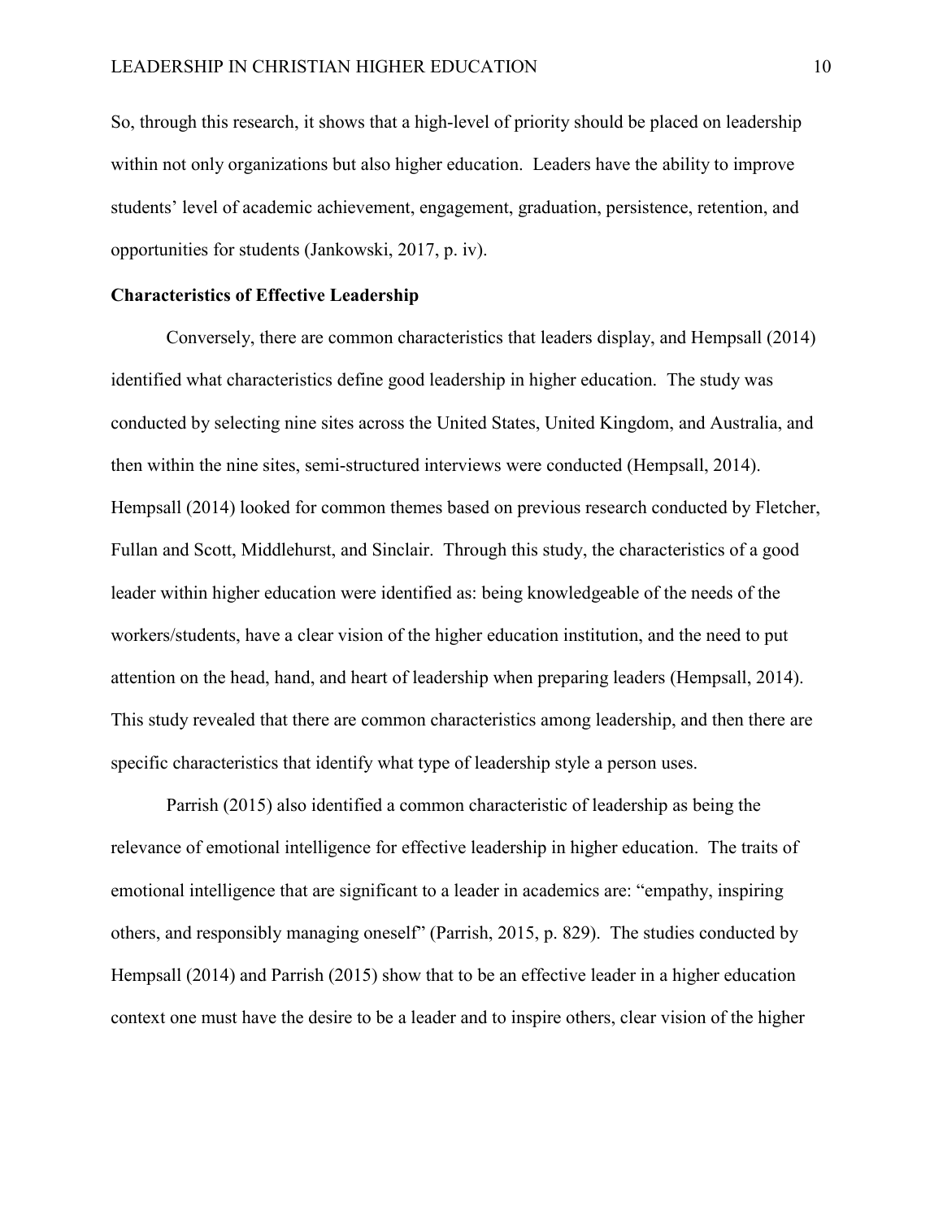So, through this research, it shows that a high-level of priority should be placed on leadership within not only organizations but also higher education. Leaders have the ability to improve students' level of academic achievement, engagement, graduation, persistence, retention, and opportunities for students (Jankowski, 2017, p. iv).

**Characteristics of Effective Leadership**

Conversely, there are common characteristics that leaders display, and Hempsall (2014) identified what characteristics define good leadership in higher education. The study was conducted by selecting nine sites across the United States, United Kingdom, and Australia, and then within the nine sites, semi-structured interviews were conducted (Hempsall, 2014). Hempsall (2014) looked for common themes based on previous research conducted by Fletcher, Fullan and Scott, Middlehurst, and Sinclair. Through this study, the characteristics of a good leader within higher education were identified as: being knowledgeable of the needs of the workers/students, have a clear vision of the higher education institution, and the need to put attention on the head, hand, and heart of leadership when preparing leaders (Hempsall, 2014). This study revealed that there are common characteristics among leadership, and then there are specific characteristics that identify what type of leadership style a person uses.

Parrish (2015) also identified a common characteristic of leadership as being the relevance of emotional intelligence for effective leadership in higher education. The traits of emotional intelligence that are significant to a leader in academics are: "empathy, inspiring others, and responsibly managing oneself" (Parrish, 2015, p. 829). The studies conducted by Hempsall (2014) and Parrish (2015) show that to be an effective leader in a higher education context one must have the desire to be a leader and to inspire others, clear vision of the higher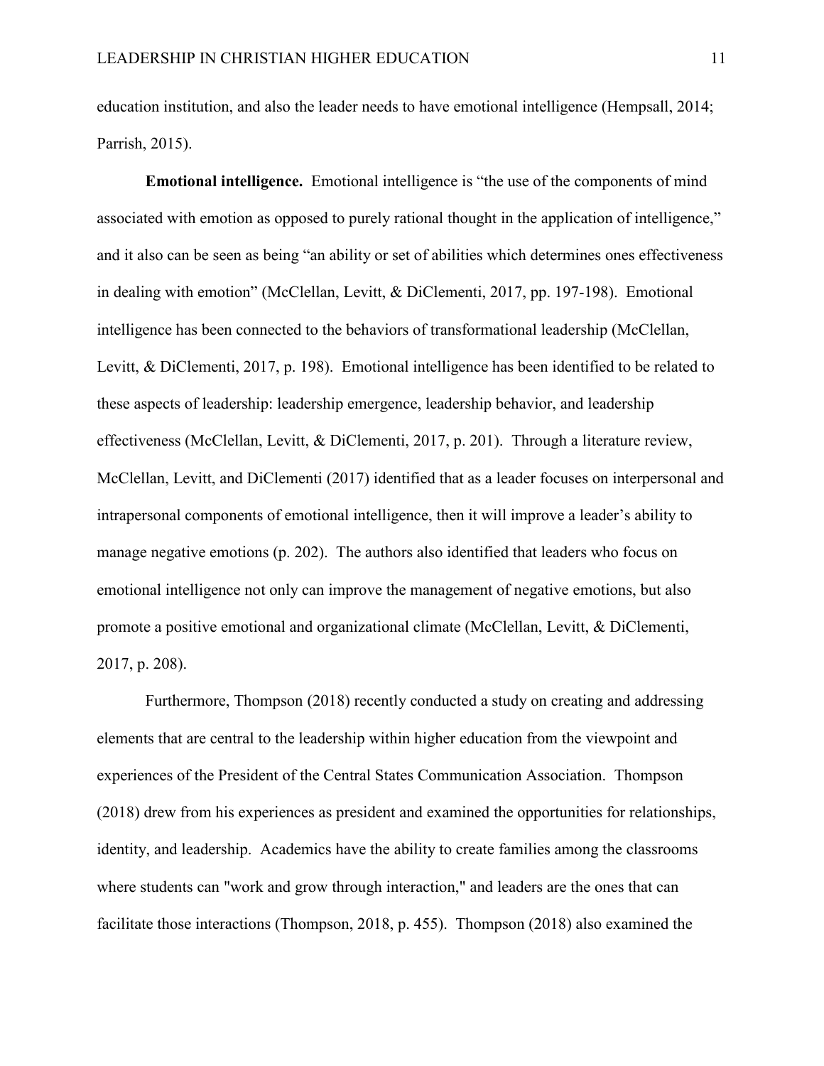education institution, and also the leader needs to have emotional intelligence (Hempsall, 2014; Parrish, 2015).

**Emotional intelligence.** Emotional intelligence is "the use of the components of mind associated with emotion as opposed to purely rational thought in the application of intelligence," and it also can be seen as being "an ability or set of abilities which determines ones effectiveness in dealing with emotion" (McClellan, Levitt, & DiClementi, 2017, pp. 197-198). Emotional intelligence has been connected to the behaviors of transformational leadership (McClellan, Levitt, & DiClementi, 2017, p. 198). Emotional intelligence has been identified to be related to these aspects of leadership: leadership emergence, leadership behavior, and leadership effectiveness (McClellan, Levitt, & DiClementi, 2017, p. 201). Through a literature review, McClellan, Levitt, and DiClementi (2017) identified that as a leader focuses on interpersonal and intrapersonal components of emotional intelligence, then it will improve a leader's ability to manage negative emotions (p. 202). The authors also identified that leaders who focus on emotional intelligence not only can improve the management of negative emotions, but also promote a positive emotional and organizational climate (McClellan, Levitt, & DiClementi, 2017, p. 208).

Furthermore, Thompson (2018) recently conducted a study on creating and addressing elements that are central to the leadership within higher education from the viewpoint and experiences of the President of the Central States Communication Association. Thompson (2018) drew from his experiences as president and examined the opportunities for relationships, identity, and leadership. Academics have the ability to create families among the classrooms where students can "work and grow through interaction," and leaders are the ones that can facilitate those interactions (Thompson, 2018, p. 455). Thompson (2018) also examined the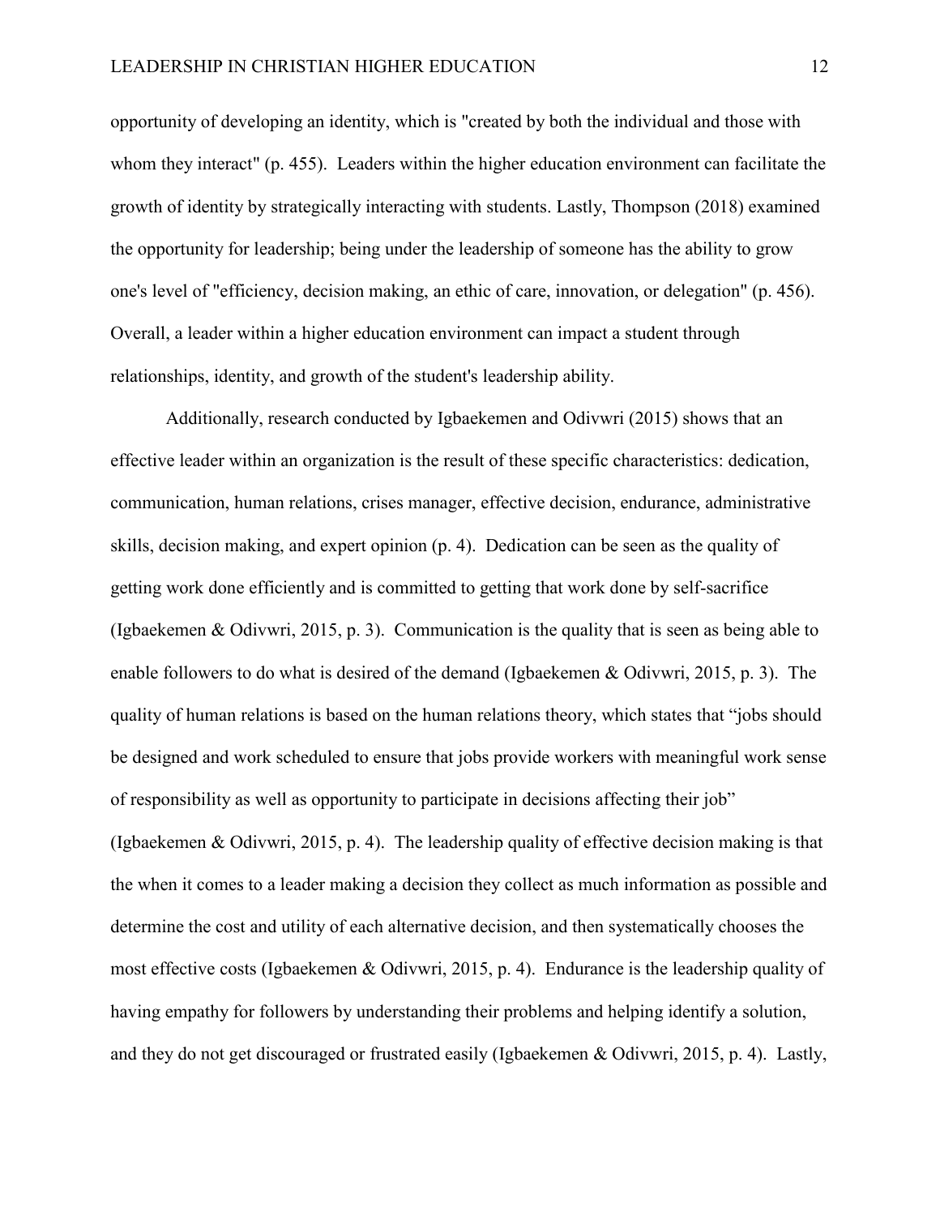opportunity of developing an identity, which is "created by both the individual and those with whom they interact" (p. 455). Leaders within the higher education environment can facilitate the growth of identity by strategically interacting with students. Lastly, Thompson (2018) examined the opportunity for leadership; being under the leadership of someone has the ability to grow one's level of "efficiency, decision making, an ethic of care, innovation, or delegation" (p. 456). Overall, a leader within a higher education environment can impact a student through relationships, identity, and growth of the student's leadership ability.

Additionally, research conducted by Igbaekemen and Odivwri (2015) shows that an effective leader within an organization is the result of these specific characteristics: dedication, communication, human relations, crises manager, effective decision, endurance, administrative skills, decision making, and expert opinion (p. 4). Dedication can be seen as the quality of getting work done efficiently and is committed to getting that work done by self-sacrifice (Igbaekemen & Odivwri, 2015, p. 3). Communication is the quality that is seen as being able to enable followers to do what is desired of the demand (Igbaekemen & Odivwri, 2015, p. 3). The quality of human relations is based on the human relations theory, which states that "jobs should be designed and work scheduled to ensure that jobs provide workers with meaningful work sense of responsibility as well as opportunity to participate in decisions affecting their job" (Igbaekemen & Odivwri, 2015, p. 4). The leadership quality of effective decision making is that the when it comes to a leader making a decision they collect as much information as possible and determine the cost and utility of each alternative decision, and then systematically chooses the most effective costs (Igbaekemen & Odivwri, 2015, p. 4). Endurance is the leadership quality of having empathy for followers by understanding their problems and helping identify a solution, and they do not get discouraged or frustrated easily (Igbaekemen & Odivwri, 2015, p. 4). Lastly,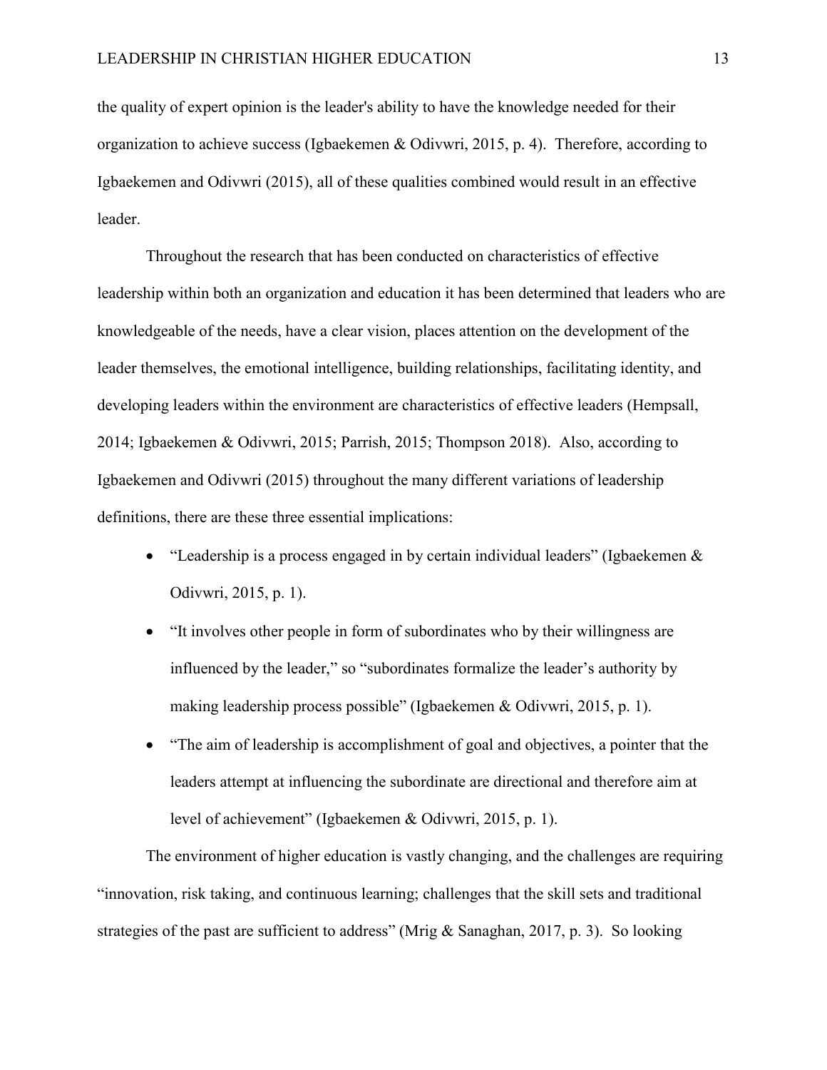the quality of expert opinion is the leader's ability to have the knowledge needed for their organization to achieve success (Igbaekemen & Odivwri, 2015, p. 4). Therefore, according to Igbaekemen and Odivwri (2015), all of these qualities combined would result in an effective leader.

Throughout the research that has been conducted on characteristics of effective leadership within both an organization and education it has been determined that leaders who are knowledgeable of the needs, have a clear vision, places attention on the development of the leader themselves, the emotional intelligence, building relationships, facilitating identity, and developing leaders within the environment are characteristics of effective leaders (Hempsall, 2014; Igbaekemen & Odivwri, 2015; Parrish, 2015; Thompson 2018). Also, according to Igbaekemen and Odivwri (2015) throughout the many different variations of leadership definitions, there are these three essential implications:

- "Leadership is a process engaged in by certain individual leaders" (Igbaekemen & Odivwri, 2015, p. 1).
- "It involves other people in form of subordinates who by their willingness are influenced by the leader," so "subordinates formalize the leader's authority by making leadership process possible" (Igbaekemen & Odivwri, 2015, p. 1).
- "The aim of leadership is accomplishment of goal and objectives, a pointer that the leaders attempt at influencing the subordinate are directional and therefore aim at level of achievement" (Igbaekemen & Odivwri, 2015, p. 1).

The environment of higher education is vastly changing, and the challenges are requiring "innovation, risk taking, and continuous learning; challenges that the skill sets and traditional strategies of the past are sufficient to address" (Mrig & Sanaghan, 2017, p. 3). So looking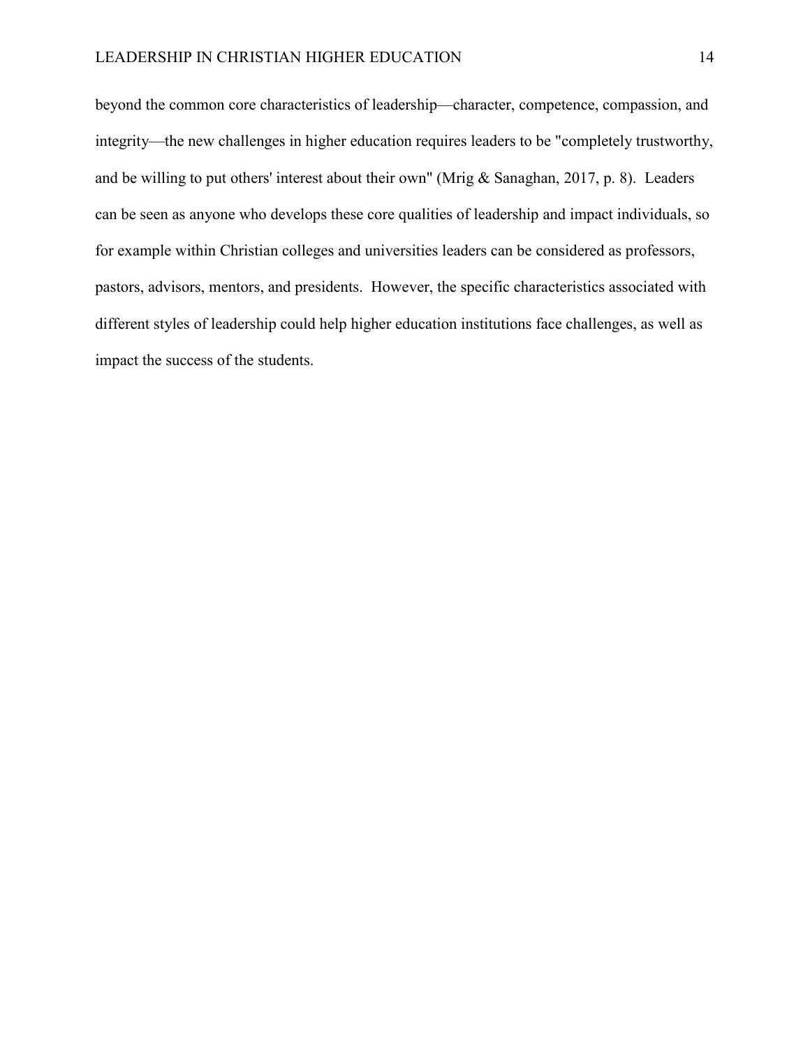beyond the common core characteristics of leadership—character, competence, compassion, and integrity—the new challenges in higher education requires leaders to be "completely trustworthy, and be willing to put others' interest about their own" (Mrig & Sanaghan, 2017, p. 8). Leaders can be seen as anyone who develops these core qualities of leadership and impact individuals, so for example within Christian colleges and universities leaders can be considered as professors, pastors, advisors, mentors, and presidents. However, the specific characteristics associated with different styles of leadership could help higher education institutions face challenges, as well as impact the success of the students.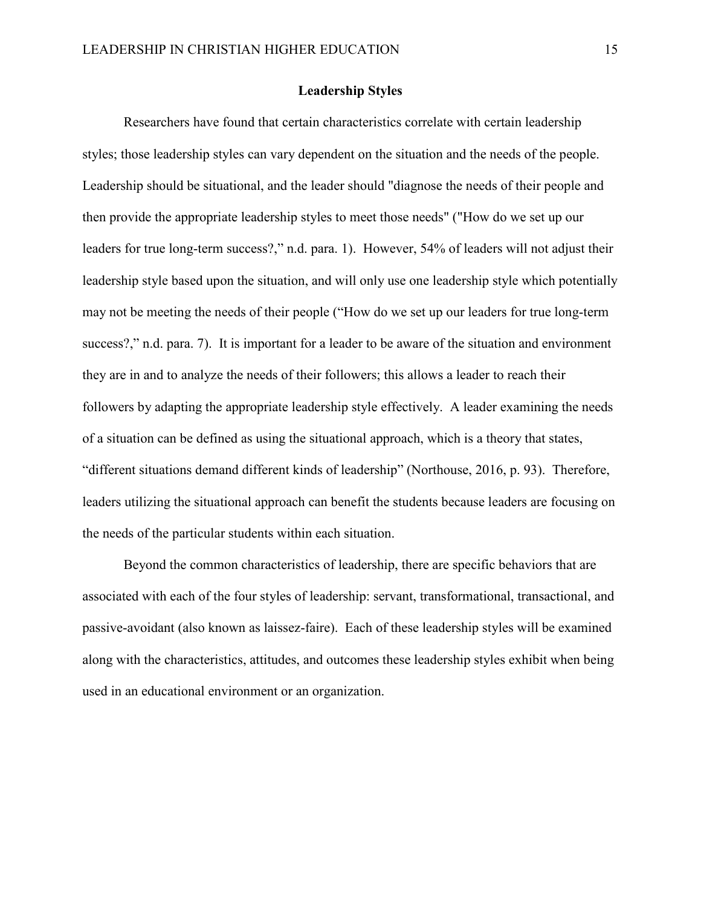## Leadership Styles

Researchers have found that certain characteristics correlate with certain leadership styles; those leadership styles can vary dependent on the situation and the needs of the people. Leadership should be situational, and the leader should "diagnose the needs of their people and then provide the appropriate leadership styles to meet those needs" ("How do we set up our leaders for true long-term success?," n.d. para. 1). However, 54% of leaders will not adjust their leadership style based upon the situation, and will only use one leadership style which potentially may not be meeting the needs of their people ("How do we set up our leaders for true long-term success?," n.d. para. 7). It is important for a leader to be aware of the situation and environment they are in and to analyze the needs of their followers; this allows a leader to reach their followers by adapting the appropriate leadership style effectively. A leader examining the needs of a situation can be defined as using the situational approach, which is a theory that states, "different situations demand different kinds of leadership" (Northouse, 2016, p. 93). Therefore, leaders utilizing the situational approach can benefit the students because leaders are focusing on the needs of the particular students within each situation.

Beyond the common characteristics of leadership, there are specific behaviors that are associated with each of the four styles of leadership: servant, transformational, transactional, and passive-avoidant (also known as laissez-faire). Each of these leadership styles will be examined along with the characteristics, attitudes, and outcomes these leadership styles exhibit when being used in an educational environment or an organization.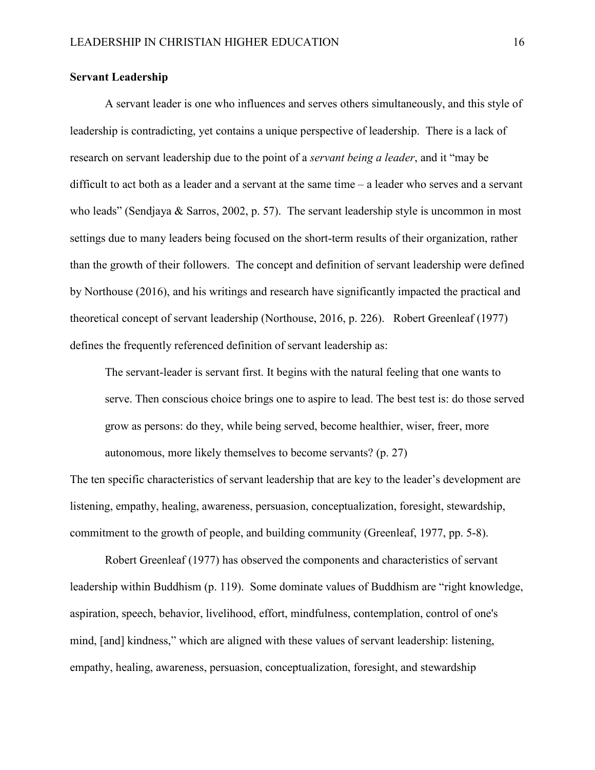## Servant Leadership

A servant leader is one who influences and serves others simultaneously, and this style of leadership is contradicting, yet contains a unique perspective of leadership. There is a lack of research on servant leadership due to the point of a *servant being a leader*, and it "may be difficult to act both as a leader and a servant at the same time – a leader who serves and a servant who leads" (Sendjaya & Sarros, 2002, p. 57). The servant leadership style is uncommon in most settings due to many leaders being focused on the short-term results of their organization, rather than the growth of their followers. The concept and definition of servant leadership were defined by Northouse (2016), and his writings and research have significantly impacted the practical and theoretical concept of servant leadership (Northouse, 2016, p. 226). Robert Greenleaf (1977) defines the frequently referenced definition of servant leadership as:

> The servant-leader is servant first. It begins with the natural feeling that one wants to serve. Then conscious choice brings one to aspire to lead. The best test is: do those served grow as persons: do they, while being served, become healthier, wiser, freer, more autonomous, more likely themselves to become servants? (p. 27)

The ten specific characteristics of servant leadership that are key to the leader's development are listening, empathy, healing, awareness, persuasion, conceptualization, foresight, stewardship, commitment to the growth of people, and building community (Greenleaf, 1977, pp. 5-8).

Robert Greenleaf (1977) has observed the components and characteristics of servant leadership within Buddhism (p. 119). Some dominate values of Buddhism are "right knowledge, aspiration, speech, behavior, livelihood, effort, mindfulness, contemplation, control of one's mind, [and] kindness," which are aligned with these values of servant leadership: listening, empathy, healing, awareness, persuasion, conceptualization, foresight, and stewardship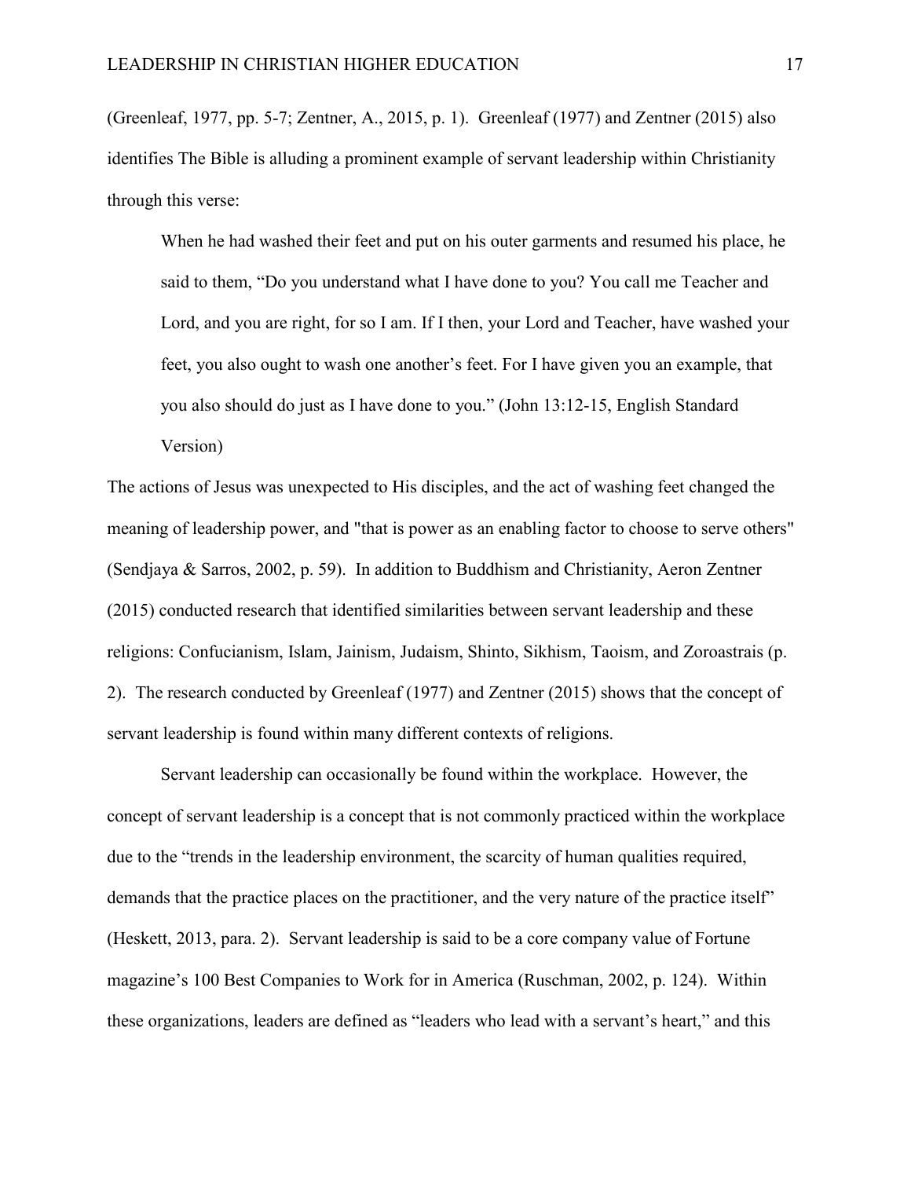(Greenleaf, 1977, pp. 5-7; Zentner, A., 2015, p. 1). Greenleaf (1977) and Zentner (2015) also identifies The Bible is alluding a prominent example of servant leadership within Christianity through this verse:

> When he had washed their feet and put on his outer garments and resumed his place, he said to them, “Do you understand what I have done to you? You call me Teacher and Lord, and you are right, for so I am. If I then, your Lord and Teacher, have washed your feet, you also ought to wash one another’s feet. For I have given you an example, that you also should do just as I have done to you.” (John 13:12-15, English Standard Version)

The actions of Jesus was unexpected to His disciples, and the act of washing feet changed the meaning of leadership power, and "that is power as an enabling factor to choose to serve others" (Sendjaya & Sarros, 2002, p. 59). In addition to Buddhism and Christianity, Aeron Zentner (2015) conducted research that identified similarities between servant leadership and these religions: Confucianism, Islam, Jainism, Judaism, Shinto, Sikhism, Taoism, and Zoroastrais (p. 2). The research conducted by Greenleaf (1977) and Zentner (2015) shows that the concept of servant leadership is found within many different contexts of religions.

Servant leadership can occasionally be found within the workplace. However, the concept of servant leadership is a concept that is not commonly practiced within the workplace due to the “trends in the leadership environment, the scarcity of human qualities required, demands that the practice places on the practitioner, and the very nature of the practice itself” (Heskett, 2013, para. 2). Servant leadership is said to be a core company value of Fortune magazine’s 100 Best Companies to Work for in America (Ruschman, 2002, p. 124). Within these organizations, leaders are defined as “leaders who lead with a servant’s heart,” and this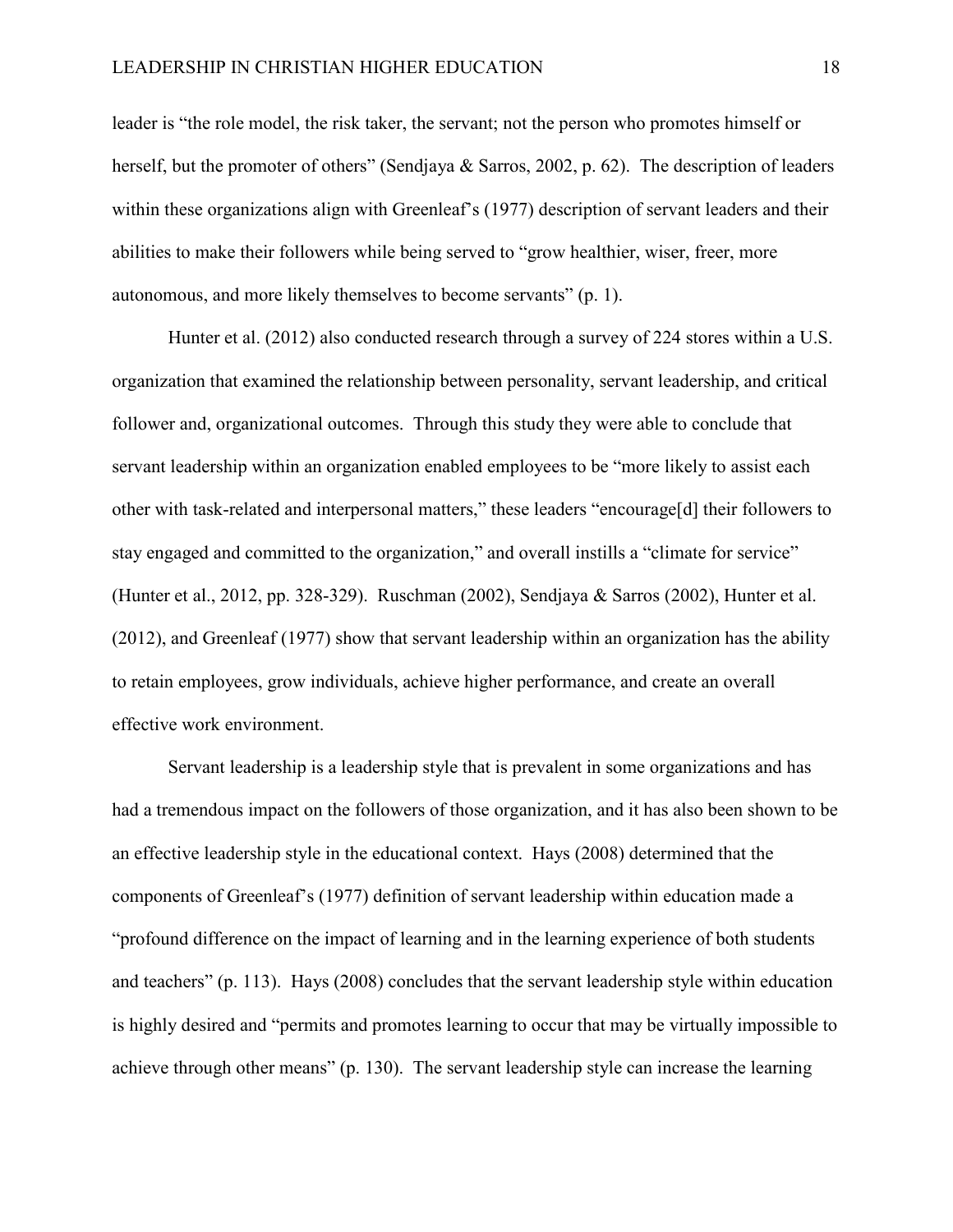leader is "the role model, the risk taker, the servant; not the person who promotes himself or herself, but the promoter of others" (Sendjaya & Sarros, 2002, p. 62). The description of leaders within these organizations align with Greenleaf's (1977) description of servant leaders and their abilities to make their followers while being served to "grow healthier, wiser, freer, more autonomous, and more likely themselves to become servants" (p. 1).

Hunter et al. (2012) also conducted research through a survey of 224 stores within a U.S. organization that examined the relationship between personality, servant leadership, and critical follower and, organizational outcomes. Through this study they were able to conclude that servant leadership within an organization enabled employees to be "more likely to assist each other with task-related and interpersonal matters," these leaders "encourage[d] their followers to stay engaged and committed to the organization," and overall instills a "climate for service" (Hunter et al., 2012, pp. 328-329). Ruschman (2002), Sendjaya & Sarros (2002), Hunter et al. (2012), and Greenleaf (1977) show that servant leadership within an organization has the ability to retain employees, grow individuals, achieve higher performance, and create an overall effective work environment.

Servant leadership is a leadership style that is prevalent in some organizations and has had a tremendous impact on the followers of those organization, and it has also been shown to be an effective leadership style in the educational context. Hays (2008) determined that the components of Greenleaf's (1977) definition of servant leadership within education made a "profound difference on the impact of learning and in the learning experience of both students and teachers" (p. 113). Hays (2008) concludes that the servant leadership style within education is highly desired and "permits and promotes learning to occur that may be virtually impossible to achieve through other means" (p. 130). The servant leadership style can increase the learning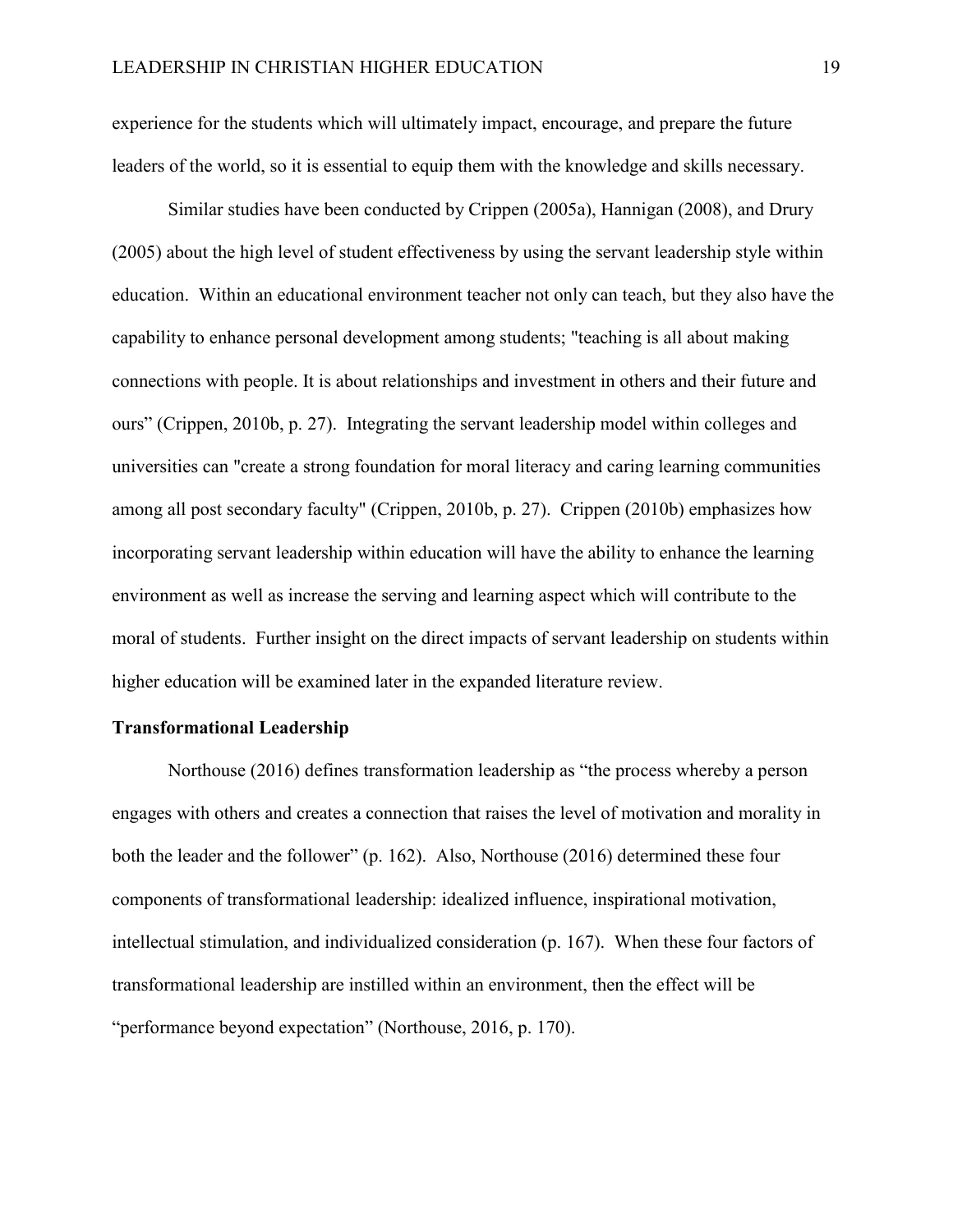experience for the students which will ultimately impact, encourage, and prepare the future leaders of the world, so it is essential to equip them with the knowledge and skills necessary.

Similar studies have been conducted by Crippen (2005a), Hannigan (2008), and Drury (2005) about the high level of student effectiveness by using the servant leadership style within education. Within an educational environment teacher not only can teach, but they also have the capability to enhance personal development among students; "teaching is all about making connections with people. It is about relationships and investment in others and their future and ours" (Crippen, 2010b, p. 27). Integrating the servant leadership model within colleges and universities can "create a strong foundation for moral literacy and caring learning communities among all post secondary faculty" (Crippen, 2010b, p. 27). Crippen (2010b) emphasizes how incorporating servant leadership within education will have the ability to enhance the learning environment as well as increase the serving and learning aspect which will contribute to the moral of students. Further insight on the direct impacts of servant leadership on students within higher education will be examined later in the expanded literature review.

**Transformational Leadership**

Northouse (2016) defines transformation leadership as "the process whereby a person engages with others and creates a connection that raises the level of motivation and morality in both the leader and the follower" (p. 162). Also, Northouse (2016) determined these four components of transformational leadership: idealized influence, inspirational motivation, intellectual stimulation, and individualized consideration (p. 167). When these four factors of transformational leadership are instilled within an environment, then the effect will be "performance beyond expectation" (Northouse, 2016, p. 170).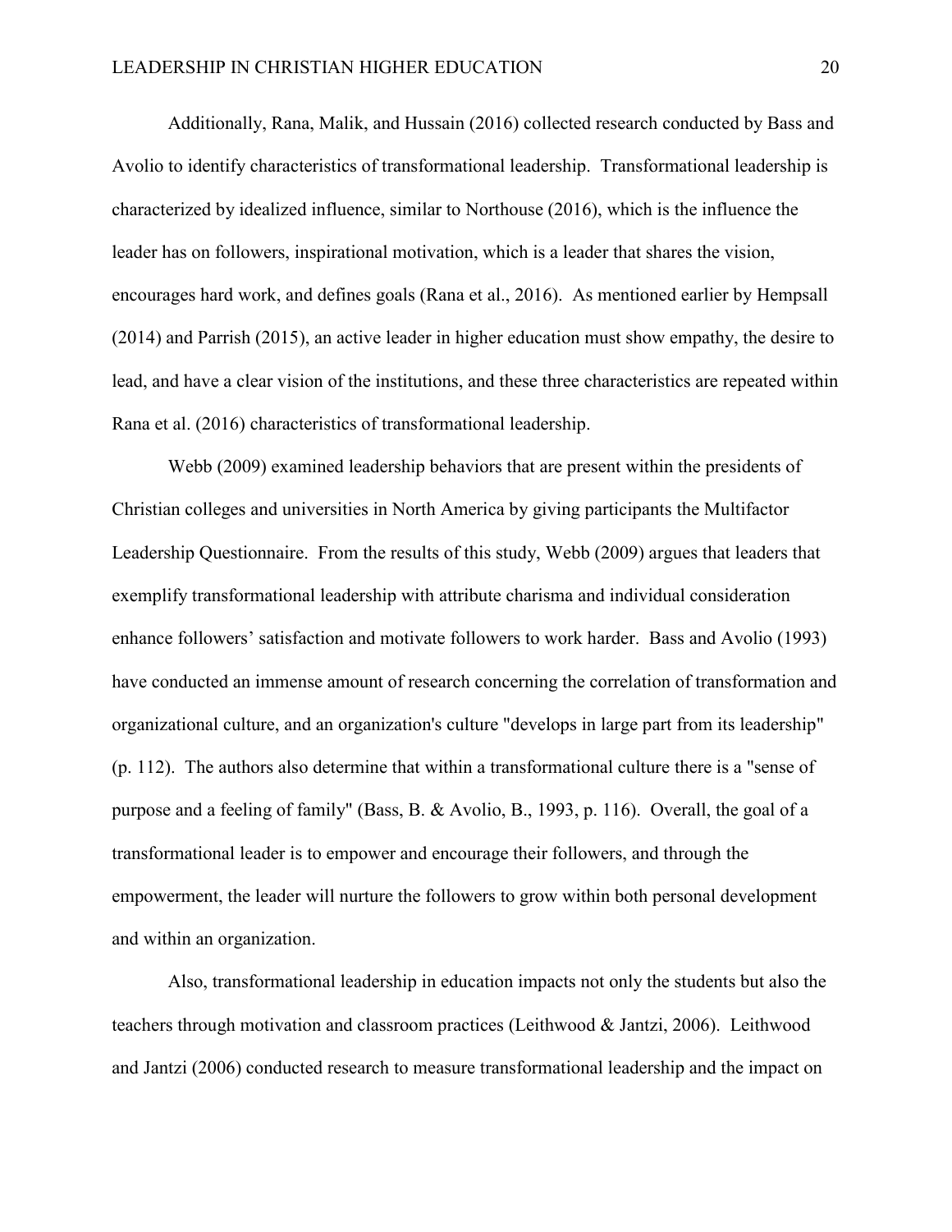Additionally, Rana, Malik, and Hussain (2016) collected research conducted by Bass and Avolio to identify characteristics of transformational leadership. Transformational leadership is characterized by idealized influence, similar to Northouse (2016), which is the influence the leader has on followers, inspirational motivation, which is a leader that shares the vision, encourages hard work, and defines goals (Rana et al., 2016). As mentioned earlier by Hempsall (2014) and Parrish (2015), an active leader in higher education must show empathy, the desire to lead, and have a clear vision of the institutions, and these three characteristics are repeated within Rana et al. (2016) characteristics of transformational leadership.

Webb (2009) examined leadership behaviors that are present within the presidents of Christian colleges and universities in North America by giving participants the Multifactor Leadership Questionnaire. From the results of this study, Webb (2009) argues that leaders that exemplify transformational leadership with attribute charisma and individual consideration enhance followers' satisfaction and motivate followers to work harder. Bass and Avolio (1993) have conducted an immense amount of research concerning the correlation of transformation and organizational culture, and an organization's culture "develops in large part from its leadership" (p. 112). The authors also determine that within a transformational culture there is a "sense of purpose and a feeling of family" (Bass, B. & Avolio, B., 1993, p. 116). Overall, the goal of a transformational leader is to empower and encourage their followers, and through the empowerment, the leader will nurture the followers to grow within both personal development and within an organization.

Also, transformational leadership in education impacts not only the students but also the teachers through motivation and classroom practices (Leithwood & Jantzi, 2006). Leithwood and Jantzi (2006) conducted research to measure transformational leadership and the impact on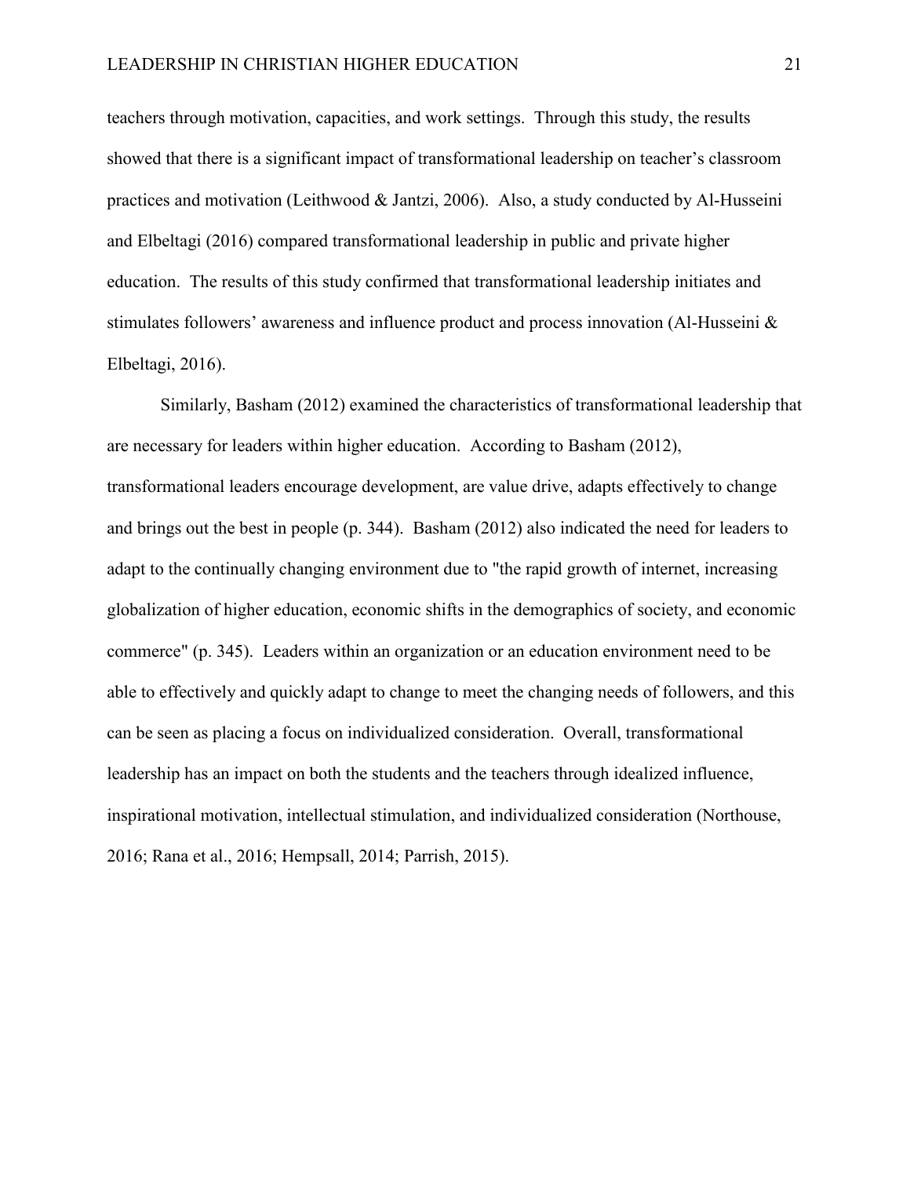teachers through motivation, capacities, and work settings. Through this study, the results showed that there is a significant impact of transformational leadership on teacher's classroom practices and motivation (Leithwood & Jantzi, 2006). Also, a study conducted by Al-Husseini and Elbeltagi (2016) compared transformational leadership in public and private higher education. The results of this study confirmed that transformational leadership initiates and stimulates followers' awareness and influence product and process innovation (Al-Husseini & Elbeltagi, 2016).

Similarly, Basham (2012) examined the characteristics of transformational leadership that are necessary for leaders within higher education. According to Basham (2012), transformational leaders encourage development, are value drive, adapts effectively to change and brings out the best in people (p. 344). Basham (2012) also indicated the need for leaders to adapt to the continually changing environment due to "the rapid growth of internet, increasing globalization of higher education, economic shifts in the demographics of society, and economic commerce" (p. 345). Leaders within an organization or an education environment need to be able to effectively and quickly adapt to change to meet the changing needs of followers, and this can be seen as placing a focus on individualized consideration. Overall, transformational leadership has an impact on both the students and the teachers through idealized influence, inspirational motivation, intellectual stimulation, and individualized consideration (Northouse, 2016; Rana et al., 2016; Hempsall, 2014; Parrish, 2015).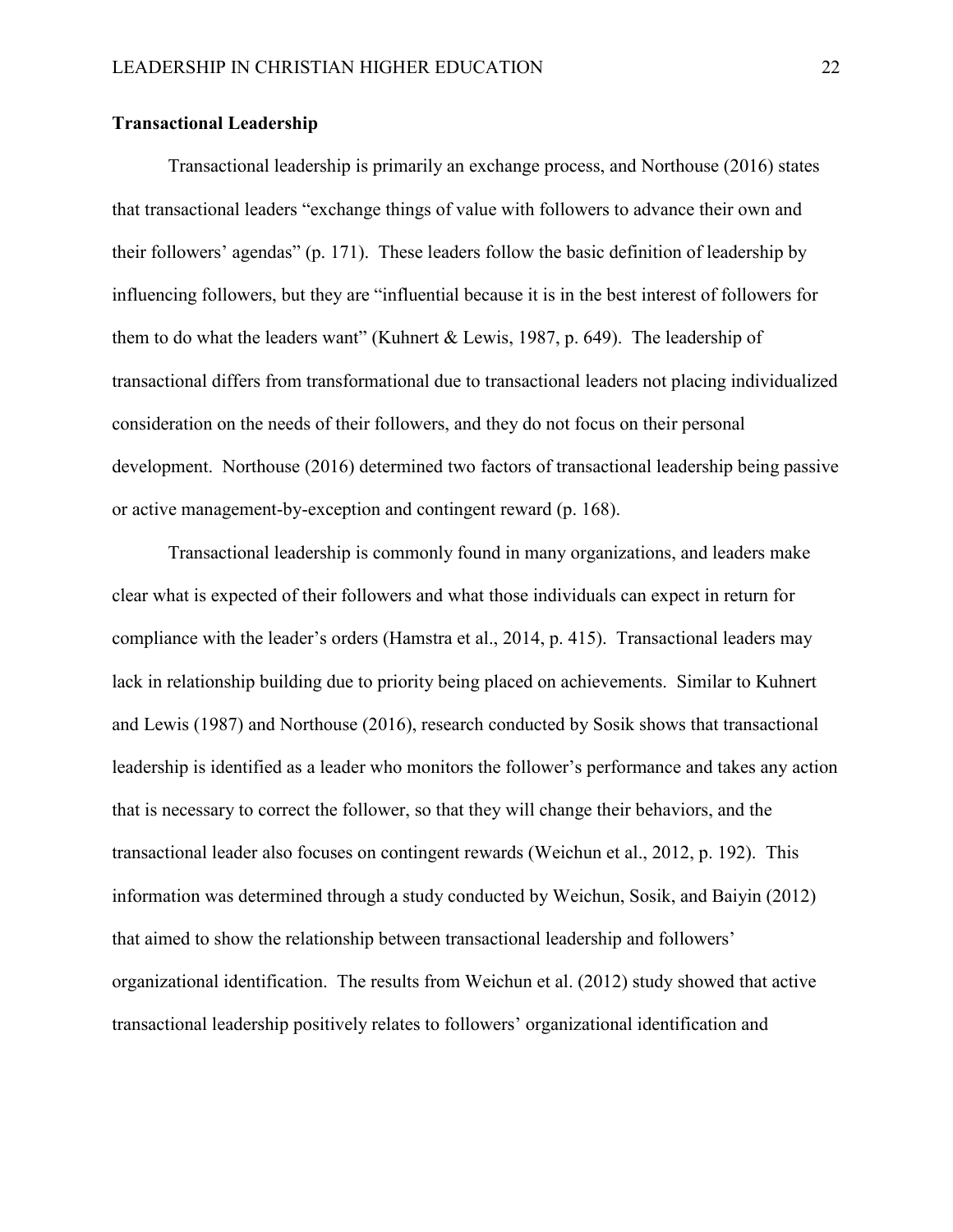### Transactional Leadership

Transactional leadership is primarily an exchange process, and Northouse (2016) states that transactional leaders "exchange things of value with followers to advance their own and their followers' agendas" (p. 171). These leaders follow the basic definition of leadership by influencing followers, but they are "influential because it is in the best interest of followers for them to do what the leaders want" (Kuhnert & Lewis, 1987, p. 649). The leadership of transactional differs from transformational due to transactional leaders not placing individualized consideration on the needs of their followers, and they do not focus on their personal development. Northouse (2016) determined two factors of transactional leadership being passive or active management-by-exception and contingent reward (p. 168).

Transactional leadership is commonly found in many organizations, and leaders make clear what is expected of their followers and what those individuals can expect in return for compliance with the leader's orders (Hamstra et al., 2014, p. 415). Transactional leaders may lack in relationship building due to priority being placed on achievements. Similar to Kuhnert and Lewis (1987) and Northouse (2016), research conducted by Sosik shows that transactional leadership is identified as a leader who monitors the follower's performance and takes any action that is necessary to correct the follower, so that they will change their behaviors, and the transactional leader also focuses on contingent rewards (Weichun et al., 2012, p. 192). This information was determined through a study conducted by Weichun, Sosik, and Baiyin (2012) that aimed to show the relationship between transactional leadership and followers' organizational identification. The results from Weichun et al. (2012) study showed that active transactional leadership positively relates to followers' organizational identification and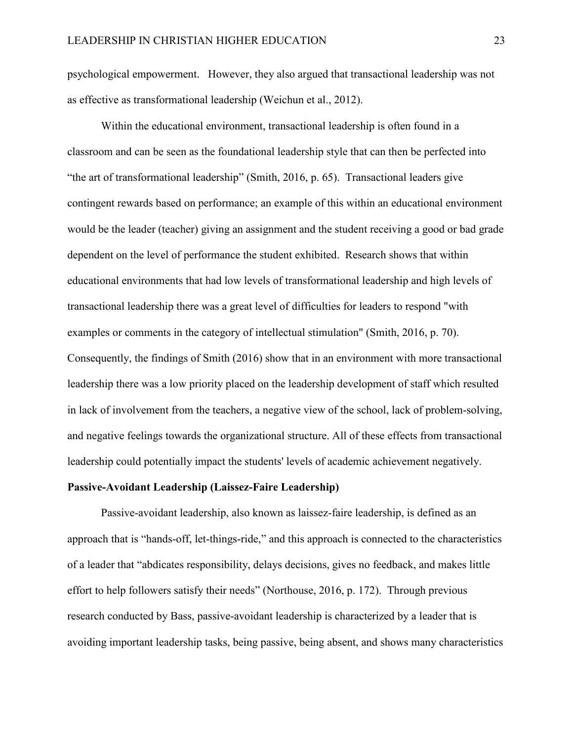psychological empowerment. However, they also argued that transactional leadership was not as effective as transformational leadership (Weichun et al., 2012).

Within the educational environment, transactional leadership is often found in a classroom and can be seen as the foundational leadership style that can then be perfected into "the art of transformational leadership" (Smith, 2016, p. 65). Transactional leaders give contingent rewards based on performance; an example of this within an educational environment would be the leader (teacher) giving an assignment and the student receiving a good or bad grade dependent on the level of performance the student exhibited. Research shows that within educational environments that had low levels of transformational leadership and high levels of transactional leadership there was a great level of difficulties for leaders to respond "with examples or comments in the category of intellectual stimulation" (Smith, 2016, p. 70). Consequently, the findings of Smith (2016) show that in an environment with more transactional leadership there was a low priority placed on the leadership development of staff which resulted in lack of involvement from the teachers, a negative view of the school, lack of problem-solving, and negative feelings towards the organizational structure. All of these effects from transactional leadership could potentially impact the students' levels of academic achievement negatively.

**Passive-Avoidant Leadership (Laissez-Faire Leadership)**

Passive-avoidant leadership, also known as laissez-faire leadership, is defined as an approach that is "hands-off, let-things-ride," and this approach is connected to the characteristics of a leader that "abdicates responsibility, delays decisions, gives no feedback, and makes little effort to help followers satisfy their needs" (Northouse, 2016, p. 172). Through previous research conducted by Bass, passive-avoidant leadership is characterized by a leader that is avoiding important leadership tasks, being passive, being absent, and shows many characteristics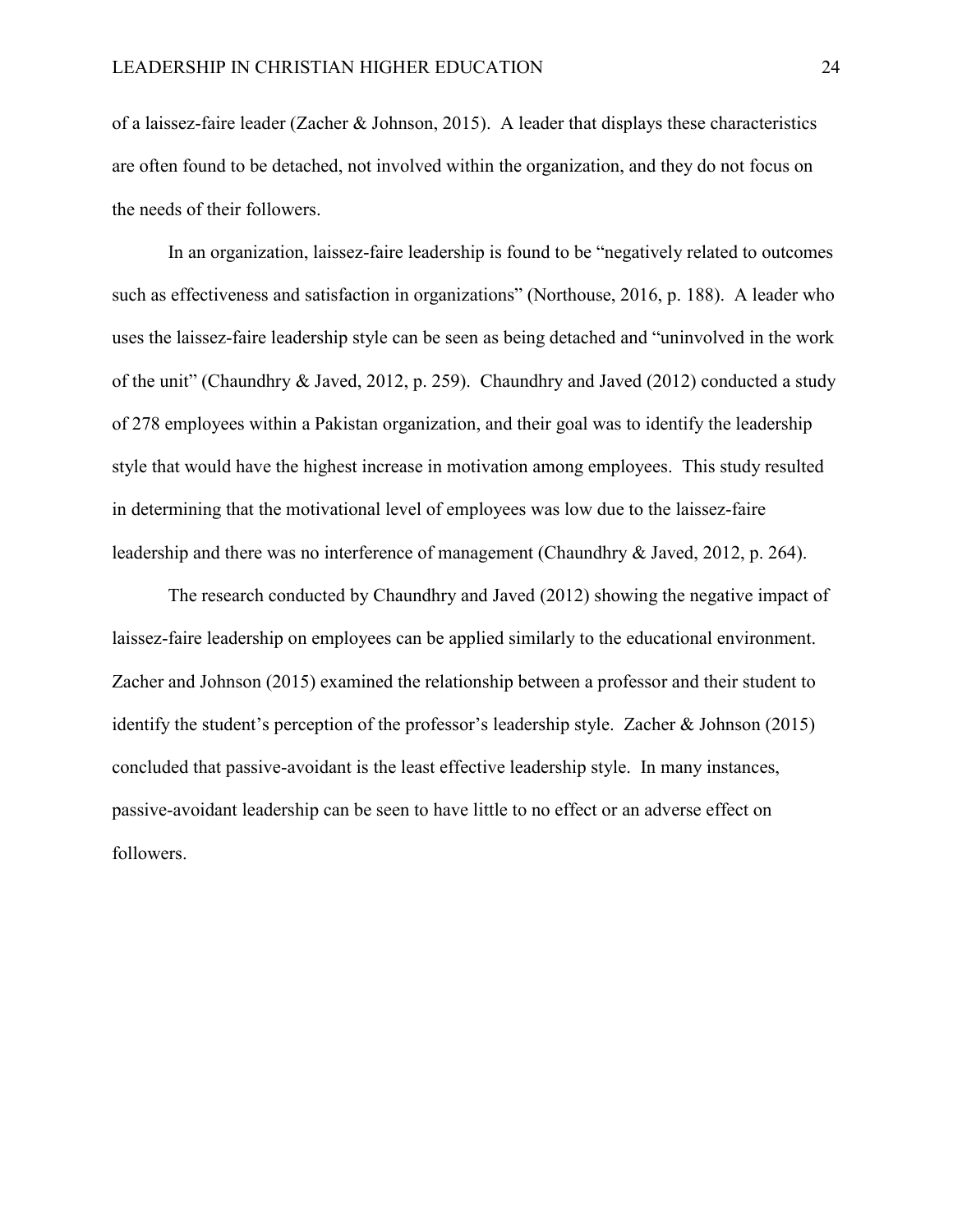of a laissez-faire leader (Zacher & Johnson, 2015). A leader that displays these characteristics are often found to be detached, not involved within the organization, and they do not focus on the needs of their followers.

In an organization, laissez-faire leadership is found to be "negatively related to outcomes such as effectiveness and satisfaction in organizations" (Northouse, 2016, p. 188). A leader who uses the laissez-faire leadership style can be seen as being detached and "uninvolved in the work of the unit" (Chaundhry & Javed, 2012, p. 259). Chaundhry and Javed (2012) conducted a study of 278 employees within a Pakistan organization, and their goal was to identify the leadership style that would have the highest increase in motivation among employees. This study resulted in determining that the motivational level of employees was low due to the laissez-faire leadership and there was no interference of management (Chaundhry & Javed, 2012, p. 264).

The research conducted by Chaundhry and Javed (2012) showing the negative impact of laissez-faire leadership on employees can be applied similarly to the educational environment. Zacher and Johnson (2015) examined the relationship between a professor and their student to identify the student's perception of the professor's leadership style. Zacher & Johnson (2015) concluded that passive-avoidant is the least effective leadership style. In many instances, passive-avoidant leadership can be seen to have little to no effect or an adverse effect on followers.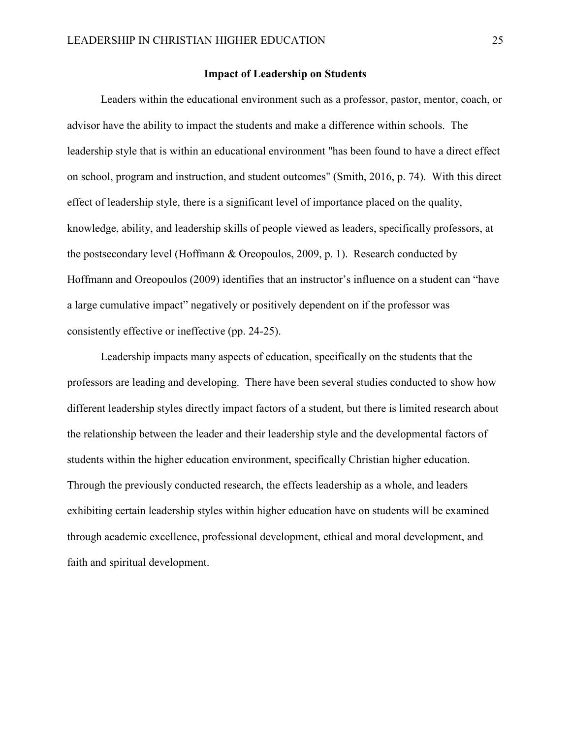## Impact of Leadership on Students

Leaders within the educational environment such as a professor, pastor, mentor, coach, or advisor have the ability to impact the students and make a difference within schools. The leadership style that is within an educational environment "has been found to have a direct effect on school, program and instruction, and student outcomes" (Smith, 2016, p. 74). With this direct effect of leadership style, there is a significant level of importance placed on the quality, knowledge, ability, and leadership skills of people viewed as leaders, specifically professors, at the postsecondary level (Hoffmann & Oreopoulos, 2009, p. 1). Research conducted by Hoffmann and Oreopoulos (2009) identifies that an instructor's influence on a student can "have a large cumulative impact" negatively or positively dependent on if the professor was consistently effective or ineffective (pp. 24-25).

Leadership impacts many aspects of education, specifically on the students that the professors are leading and developing. There have been several studies conducted to show how different leadership styles directly impact factors of a student, but there is limited research about the relationship between the leader and their leadership style and the developmental factors of students within the higher education environment, specifically Christian higher education. Through the previously conducted research, the effects leadership as a whole, and leaders exhibiting certain leadership styles within higher education have on students will be examined through academic excellence, professional development, ethical and moral development, and faith and spiritual development.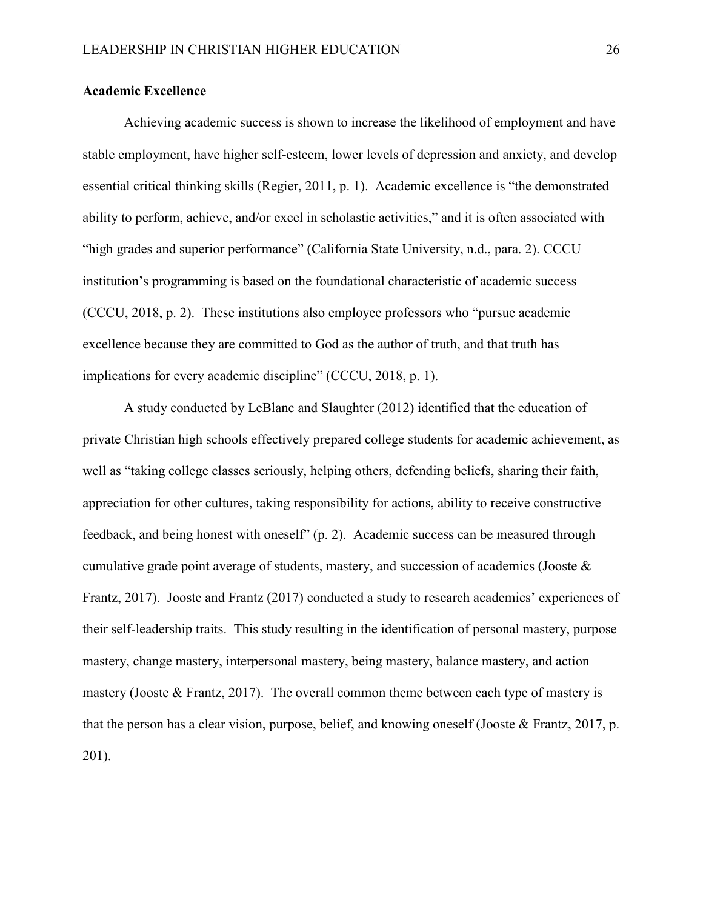**Academic Excellence**

Achieving academic success is shown to increase the likelihood of employment and have stable employment, have higher self-esteem, lower levels of depression and anxiety, and develop essential critical thinking skills (Regier, 2011, p. 1). Academic excellence is "the demonstrated ability to perform, achieve, and/or excel in scholastic activities," and it is often associated with "high grades and superior performance" (California State University, n.d., para. 2). CCCU institution's programming is based on the foundational characteristic of academic success (CCCU, 2018, p. 2). These institutions also employee professors who "pursue academic excellence because they are committed to God as the author of truth, and that truth has implications for every academic discipline" (CCCU, 2018, p. 1).

A study conducted by LeBlanc and Slaughter (2012) identified that the education of private Christian high schools effectively prepared college students for academic achievement, as well as "taking college classes seriously, helping others, defending beliefs, sharing their faith, appreciation for other cultures, taking responsibility for actions, ability to receive constructive feedback, and being honest with oneself" (p. 2). Academic success can be measured through cumulative grade point average of students, mastery, and succession of academics (Jooste & Frantz, 2017). Jooste and Frantz (2017) conducted a study to research academics' experiences of their self-leadership traits. This study resulting in the identification of personal mastery, purpose mastery, change mastery, interpersonal mastery, being mastery, balance mastery, and action mastery (Jooste & Frantz, 2017). The overall common theme between each type of mastery is that the person has a clear vision, purpose, belief, and knowing oneself (Jooste & Frantz, 2017, p. 201).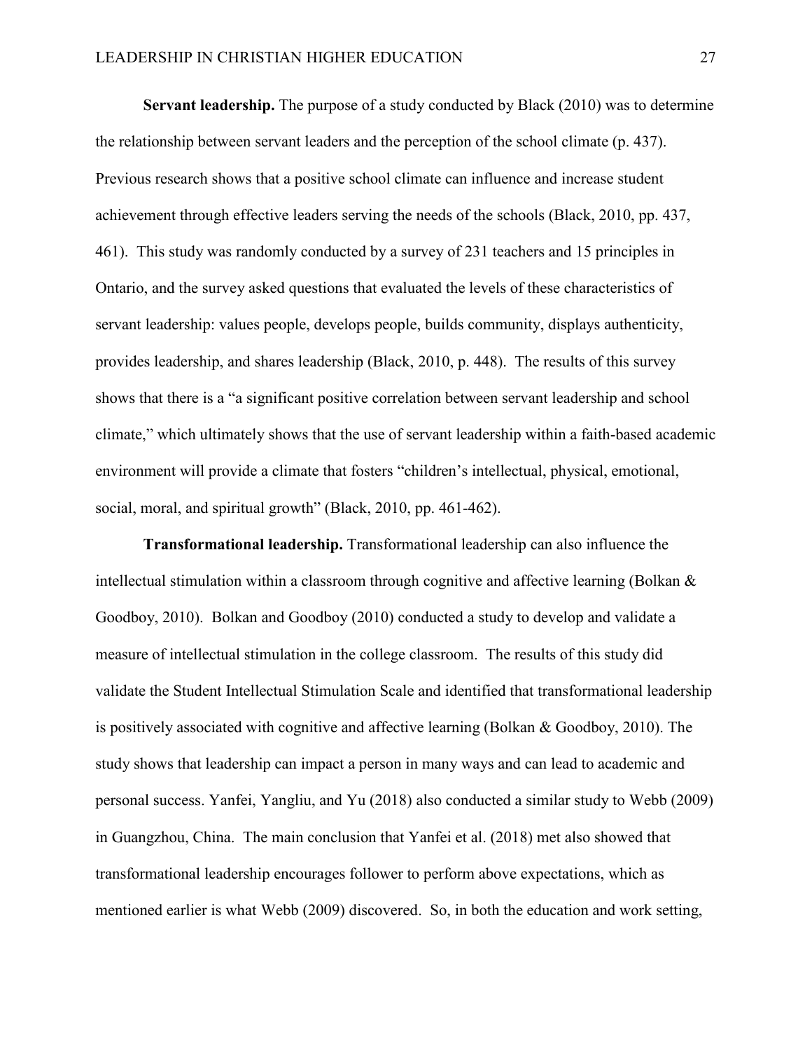**Servant leadership.** The purpose of a study conducted by Black (2010) was to determine the relationship between servant leaders and the perception of the school climate (p. 437). Previous research shows that a positive school climate can influence and increase student achievement through effective leaders serving the needs of the schools (Black, 2010, pp. 437, 461). This study was randomly conducted by a survey of 231 teachers and 15 principles in Ontario, and the survey asked questions that evaluated the levels of these characteristics of servant leadership: values people, develops people, builds community, displays authenticity, provides leadership, and shares leadership (Black, 2010, p. 448). The results of this survey shows that there is a "a significant positive correlation between servant leadership and school climate," which ultimately shows that the use of servant leadership within a faith-based academic environment will provide a climate that fosters "children's intellectual, physical, emotional, social, moral, and spiritual growth" (Black, 2010, pp. 461-462).

**Transformational leadership.** Transformational leadership can also influence the intellectual stimulation within a classroom through cognitive and affective learning (Bolkan & Goodboy, 2010). Bolkan and Goodboy (2010) conducted a study to develop and validate a measure of intellectual stimulation in the college classroom. The results of this study did validate the Student Intellectual Stimulation Scale and identified that transformational leadership is positively associated with cognitive and affective learning (Bolkan & Goodboy, 2010). The study shows that leadership can impact a person in many ways and can lead to academic and personal success. Yanfei, Yangliu, and Yu (2018) also conducted a similar study to Webb (2009) in Guangzhou, China. The main conclusion that Yanfei et al. (2018) met also showed that transformational leadership encourages follower to perform above expectations, which as mentioned earlier is what Webb (2009) discovered. So, in both the education and work setting,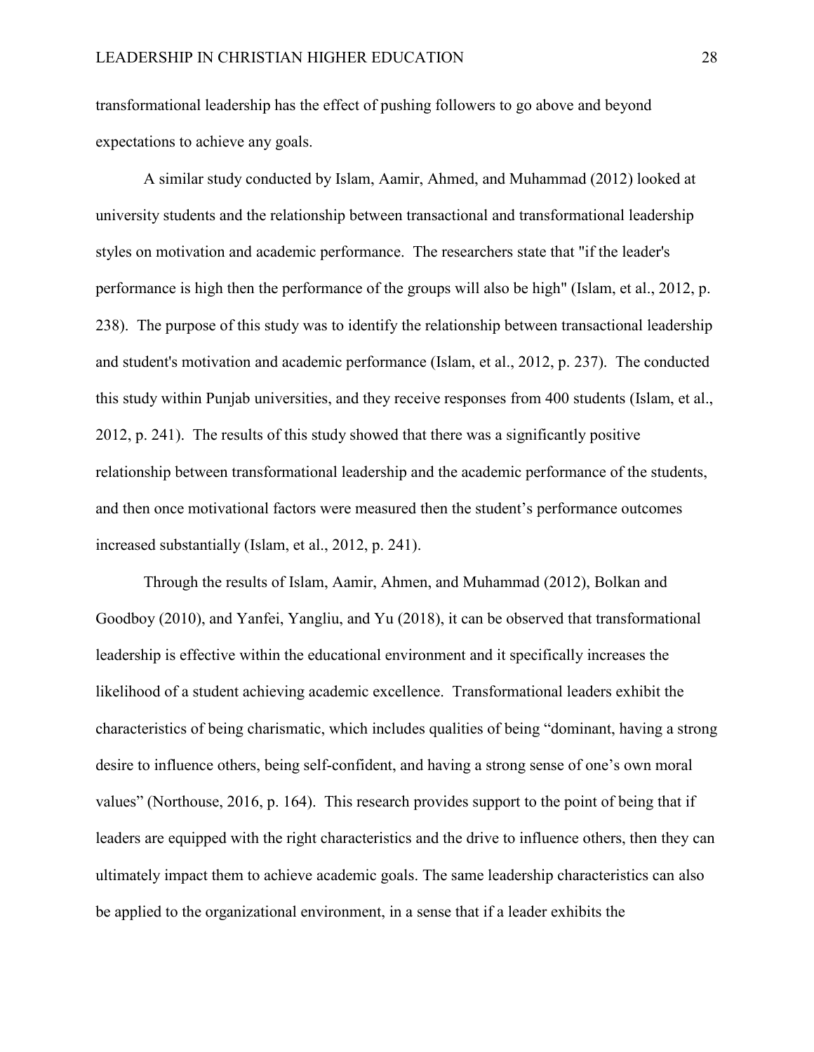transformational leadership has the effect of pushing followers to go above and beyond expectations to achieve any goals.

A similar study conducted by Islam, Aamir, Ahmed, and Muhammad (2012) looked at university students and the relationship between transactional and transformational leadership styles on motivation and academic performance. The researchers state that "if the leader's performance is high then the performance of the groups will also be high" (Islam, et al., 2012, p. 238). The purpose of this study was to identify the relationship between transactional leadership and student's motivation and academic performance (Islam, et al., 2012, p. 237). The conducted this study within Punjab universities, and they receive responses from 400 students (Islam, et al., 2012, p. 241). The results of this study showed that there was a significantly positive relationship between transformational leadership and the academic performance of the students, and then once motivational factors were measured then the student's performance outcomes increased substantially (Islam, et al., 2012, p. 241).

Through the results of Islam, Aamir, Ahmen, and Muhammad (2012), Bolkan and Goodboy (2010), and Yanfei, Yangliu, and Yu (2018), it can be observed that transformational leadership is effective within the educational environment and it specifically increases the likelihood of a student achieving academic excellence. Transformational leaders exhibit the characteristics of being charismatic, which includes qualities of being "dominant, having a strong desire to influence others, being self-confident, and having a strong sense of one's own moral values" (Northouse, 2016, p. 164). This research provides support to the point of being that if leaders are equipped with the right characteristics and the drive to influence others, then they can ultimately impact them to achieve academic goals. The same leadership characteristics can also be applied to the organizational environment, in a sense that if a leader exhibits the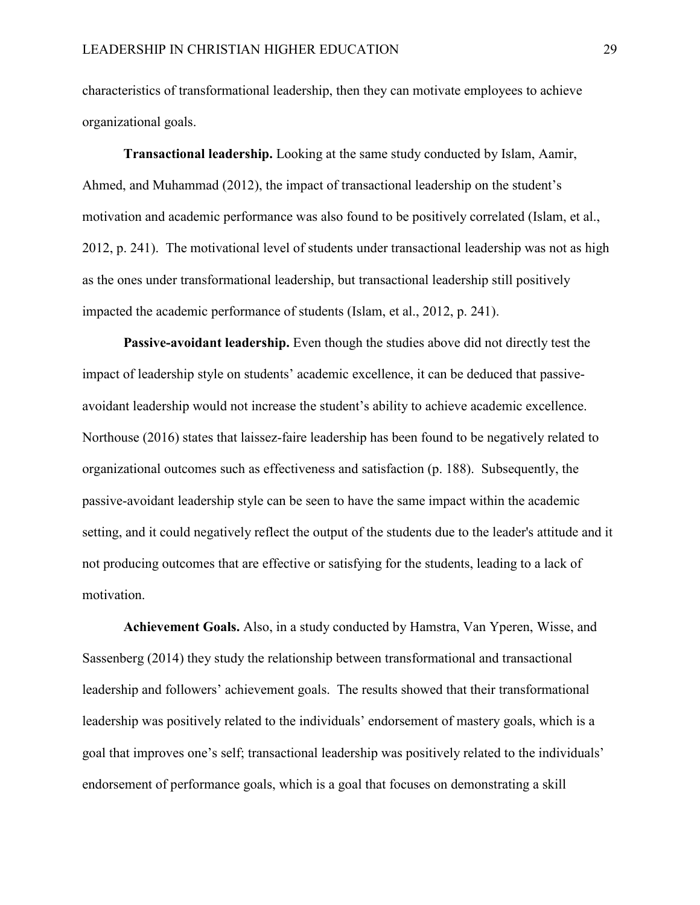characteristics of transformational leadership, then they can motivate employees to achieve organizational goals.

**Transactional leadership.** Looking at the same study conducted by Islam, Aamir, Ahmed, and Muhammad (2012), the impact of transactional leadership on the student's motivation and academic performance was also found to be positively correlated (Islam, et al., 2012, p. 241). The motivational level of students under transactional leadership was not as high as the ones under transformational leadership, but transactional leadership still positively impacted the academic performance of students (Islam, et al., 2012, p. 241).

**Passive-avoidant leadership.** Even though the studies above did not directly test the impact of leadership style on students' academic excellence, it can be deduced that passive-avoidant leadership would not increase the student's ability to achieve academic excellence. Northouse (2016) states that laissez-faire leadership has been found to be negatively related to organizational outcomes such as effectiveness and satisfaction (p. 188). Subsequently, the passive-avoidant leadership style can be seen to have the same impact within the academic setting, and it could negatively reflect the output of the students due to the leader's attitude and it not producing outcomes that are effective or satisfying for the students, leading to a lack of motivation.

**Achievement Goals.** Also, in a study conducted by Hamstra, Van Yperen, Wisse, and Sassenberg (2014) they study the relationship between transformational and transactional leadership and followers' achievement goals. The results showed that their transformational leadership was positively related to the individuals' endorsement of mastery goals, which is a goal that improves one's self; transactional leadership was positively related to the individuals' endorsement of performance goals, which is a goal that focuses on demonstrating a skill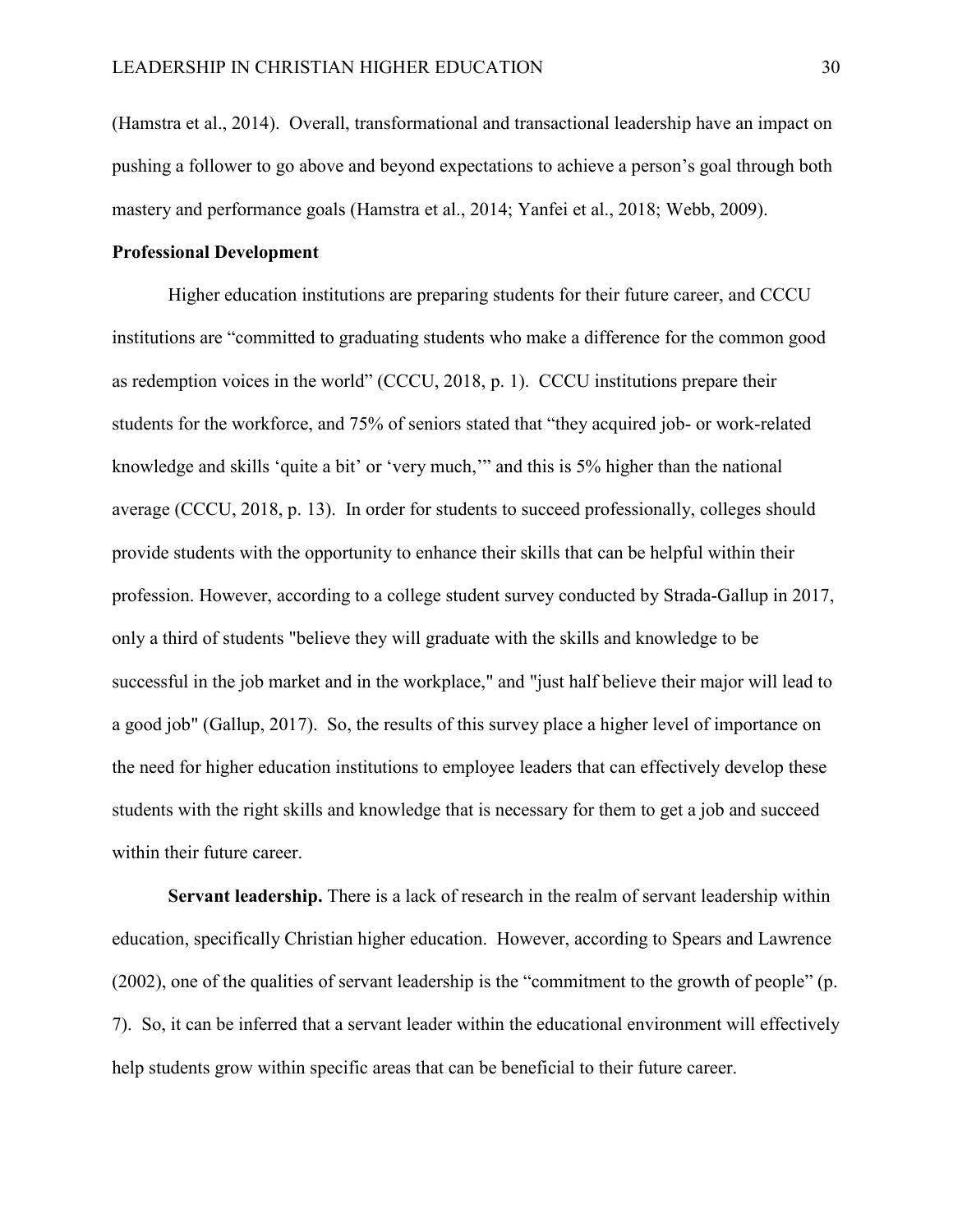(Hamstra et al., 2014). Overall, transformational and transactional leadership have an impact on pushing a follower to go above and beyond expectations to achieve a person's goal through both mastery and performance goals (Hamstra et al., 2014; Yanfei et al., 2018; Webb, 2009).

### Professional Development

Higher education institutions are preparing students for their future career, and CCCU institutions are "committed to graduating students who make a difference for the common good as redemption voices in the world" (CCCU, 2018, p. 1). CCCU institutions prepare their students for the workforce, and 75% of seniors stated that "they acquired job- or work-related knowledge and skills 'quite a bit' or 'very much,'" and this is 5% higher than the national average (CCCU, 2018, p. 13). In order for students to succeed professionally, colleges should provide students with the opportunity to enhance their skills that can be helpful within their profession. However, according to a college student survey conducted by Strada-Gallup in 2017, only a third of students "believe they will graduate with the skills and knowledge to be successful in the job market and in the workplace," and "just half believe their major will lead to a good job" (Gallup, 2017). So, the results of this survey place a higher level of importance on the need for higher education institutions to employee leaders that can effectively develop these students with the right skills and knowledge that is necessary for them to get a job and succeed within their future career.

**Servant leadership.** There is a lack of research in the realm of servant leadership within education, specifically Christian higher education. However, according to Spears and Lawrence (2002), one of the qualities of servant leadership is the "commitment to the growth of people" (p. 7). So, it can be inferred that a servant leader within the educational environment will effectively help students grow within specific areas that can be beneficial to their future career.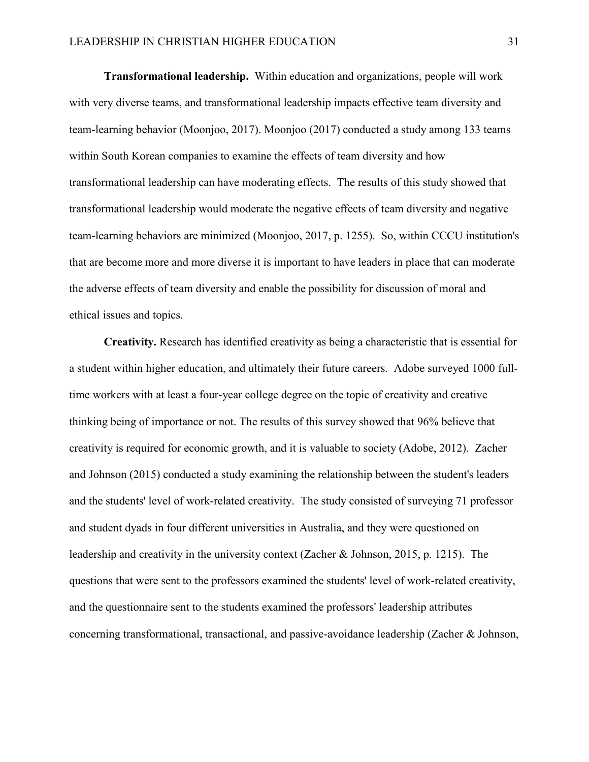**Transformational leadership.** Within education and organizations, people will work with very diverse teams, and transformational leadership impacts effective team diversity and team-learning behavior (Moonjoo, 2017). Moonjoo (2017) conducted a study among 133 teams within South Korean companies to examine the effects of team diversity and how transformational leadership can have moderating effects. The results of this study showed that transformational leadership would moderate the negative effects of team diversity and negative team-learning behaviors are minimized (Moonjoo, 2017, p. 1255). So, within CCCU institution's that are become more and more diverse it is important to have leaders in place that can moderate the adverse effects of team diversity and enable the possibility for discussion of moral and ethical issues and topics.

**Creativity.** Research has identified creativity as being a characteristic that is essential for a student within higher education, and ultimately their future careers. Adobe surveyed 1000 full-time workers with at least a four-year college degree on the topic of creativity and creative thinking being of importance or not. The results of this survey showed that 96% believe that creativity is required for economic growth, and it is valuable to society (Adobe, 2012). Zacher and Johnson (2015) conducted a study examining the relationship between the student's leaders and the students' level of work-related creativity. The study consisted of surveying 71 professor and student dyads in four different universities in Australia, and they were questioned on leadership and creativity in the university context (Zacher & Johnson, 2015, p. 1215). The questions that were sent to the professors examined the students' level of work-related creativity, and the questionnaire sent to the students examined the professors' leadership attributes concerning transformational, transactional, and passive-avoidance leadership (Zacher & Johnson,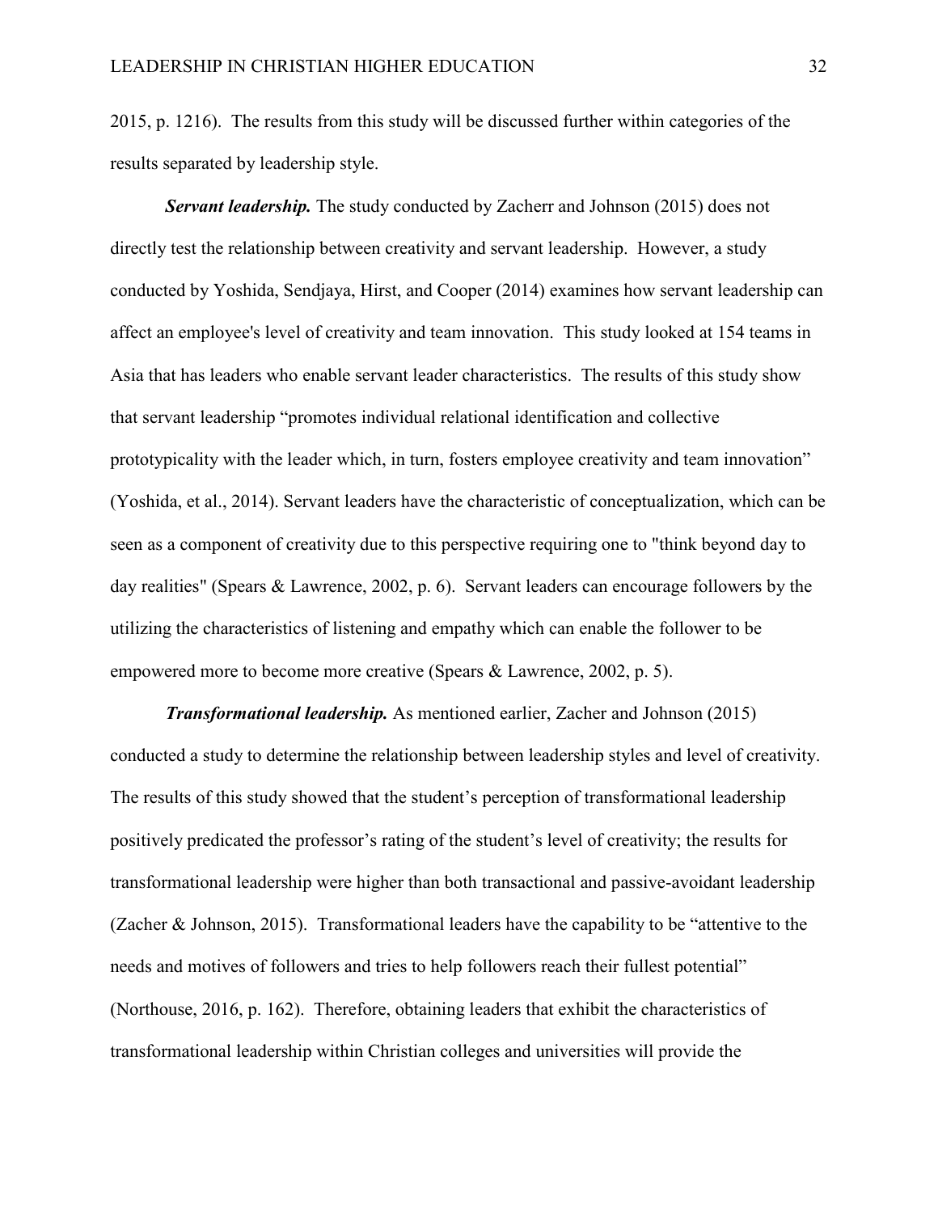2015, p. 1216). The results from this study will be discussed further within categories of the results separated by leadership style.

***Servant leadership.*** The study conducted by Zacherr and Johnson (2015) does not directly test the relationship between creativity and servant leadership. However, a study conducted by Yoshida, Sendjaya, Hirst, and Cooper (2014) examines how servant leadership can affect an employee's level of creativity and team innovation. This study looked at 154 teams in Asia that has leaders who enable servant leader characteristics. The results of this study show that servant leadership "promotes individual relational identification and collective prototypicality with the leader which, in turn, fosters employee creativity and team innovation" (Yoshida, et al., 2014). Servant leaders have the characteristic of conceptualization, which can be seen as a component of creativity due to this perspective requiring one to "think beyond day to day realities" (Spears & Lawrence, 2002, p. 6). Servant leaders can encourage followers by the utilizing the characteristics of listening and empathy which can enable the follower to be empowered more to become more creative (Spears & Lawrence, 2002, p. 5).

***Transformational leadership.*** As mentioned earlier, Zacher and Johnson (2015) conducted a study to determine the relationship between leadership styles and level of creativity. The results of this study showed that the student's perception of transformational leadership positively predicated the professor's rating of the student's level of creativity; the results for transformational leadership were higher than both transactional and passive-avoidant leadership (Zacher & Johnson, 2015). Transformational leaders have the capability to be "attentive to the needs and motives of followers and tries to help followers reach their fullest potential" (Northouse, 2016, p. 162). Therefore, obtaining leaders that exhibit the characteristics of transformational leadership within Christian colleges and universities will provide the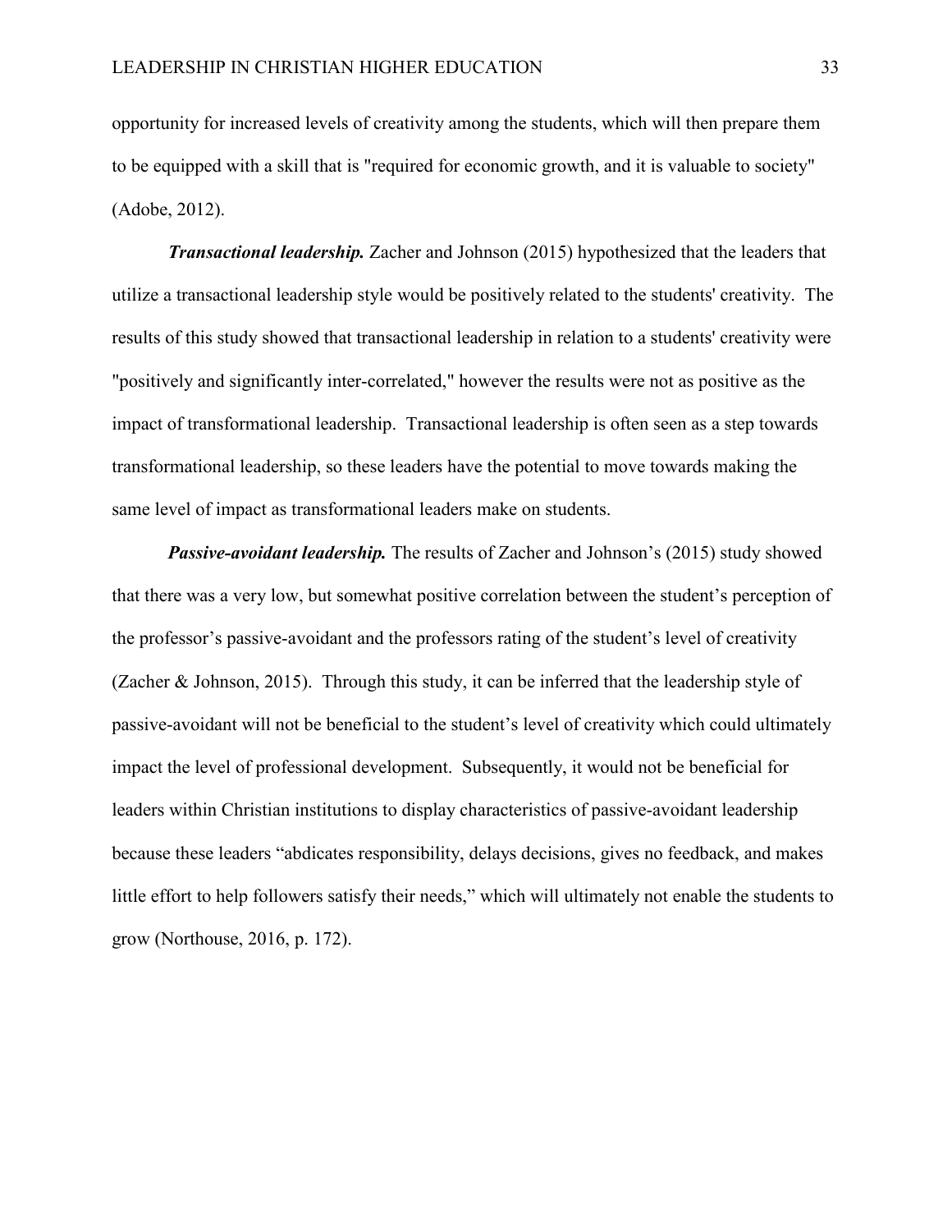opportunity for increased levels of creativity among the students, which will then prepare them to be equipped with a skill that is "required for economic growth, and it is valuable to society" (Adobe, 2012).

***Transactional leadership.*** Zacher and Johnson (2015) hypothesized that the leaders that utilize a transactional leadership style would be positively related to the students' creativity. The results of this study showed that transactional leadership in relation to a students' creativity were "positively and significantly inter-correlated," however the results were not as positive as the impact of transformational leadership. Transactional leadership is often seen as a step towards transformational leadership, so these leaders have the potential to move towards making the same level of impact as transformational leaders make on students.

***Passive-avoidant leadership.*** The results of Zacher and Johnson's (2015) study showed that there was a very low, but somewhat positive correlation between the student's perception of the professor's passive-avoidant and the professors rating of the student's level of creativity (Zacher & Johnson, 2015). Through this study, it can be inferred that the leadership style of passive-avoidant will not be beneficial to the student's level of creativity which could ultimately impact the level of professional development. Subsequently, it would not be beneficial for leaders within Christian institutions to display characteristics of passive-avoidant leadership because these leaders "abdicates responsibility, delays decisions, gives no feedback, and makes little effort to help followers satisfy their needs," which will ultimately not enable the students to grow (Northouse, 2016, p. 172).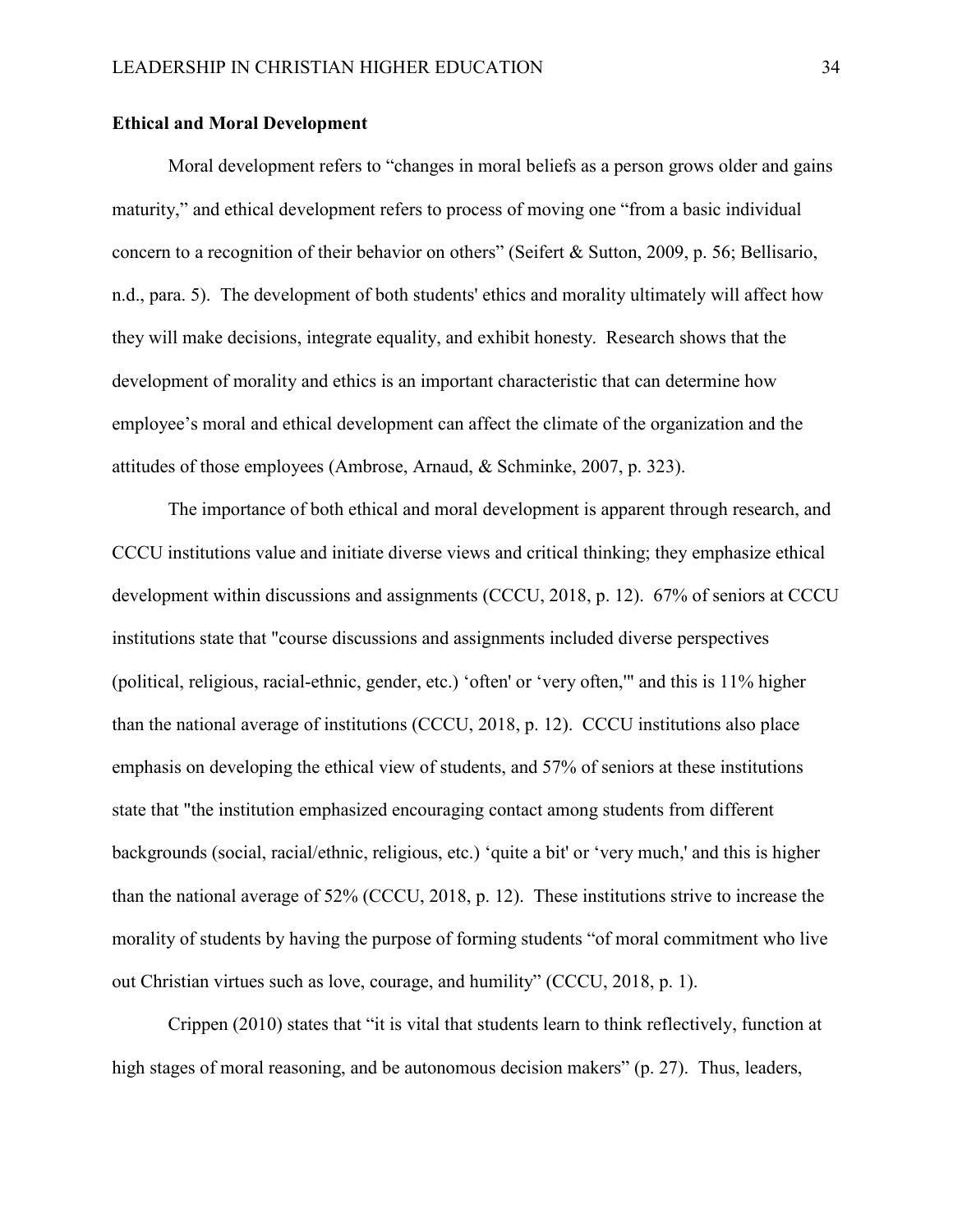**Ethical and Moral Development**

Moral development refers to "changes in moral beliefs as a person grows older and gains maturity," and ethical development refers to process of moving one "from a basic individual concern to a recognition of their behavior on others" (Seifert & Sutton, 2009, p. 56; Bellisario, n.d., para. 5). The development of both students' ethics and morality ultimately will affect how they will make decisions, integrate equality, and exhibit honesty. Research shows that the development of morality and ethics is an important characteristic that can determine how employee's moral and ethical development can affect the climate of the organization and the attitudes of those employees (Ambrose, Arnaud, & Schminke, 2007, p. 323).

The importance of both ethical and moral development is apparent through research, and CCCU institutions value and initiate diverse views and critical thinking; they emphasize ethical development within discussions and assignments (CCCU, 2018, p. 12). 67% of seniors at CCCU institutions state that "course discussions and assignments included diverse perspectives (political, religious, racial-ethnic, gender, etc.) 'often' or 'very often,'" and this is 11% higher than the national average of institutions (CCCU, 2018, p. 12). CCCU institutions also place emphasis on developing the ethical view of students, and 57% of seniors at these institutions state that "the institution emphasized encouraging contact among students from different backgrounds (social, racial/ethnic, religious, etc.) 'quite a bit' or 'very much,' and this is higher than the national average of 52% (CCCU, 2018, p. 12). These institutions strive to increase the morality of students by having the purpose of forming students "of moral commitment who live out Christian virtues such as love, courage, and humility" (CCCU, 2018, p. 1).

Crippen (2010) states that "it is vital that students learn to think reflectively, function at high stages of moral reasoning, and be autonomous decision makers" (p. 27). Thus, leaders,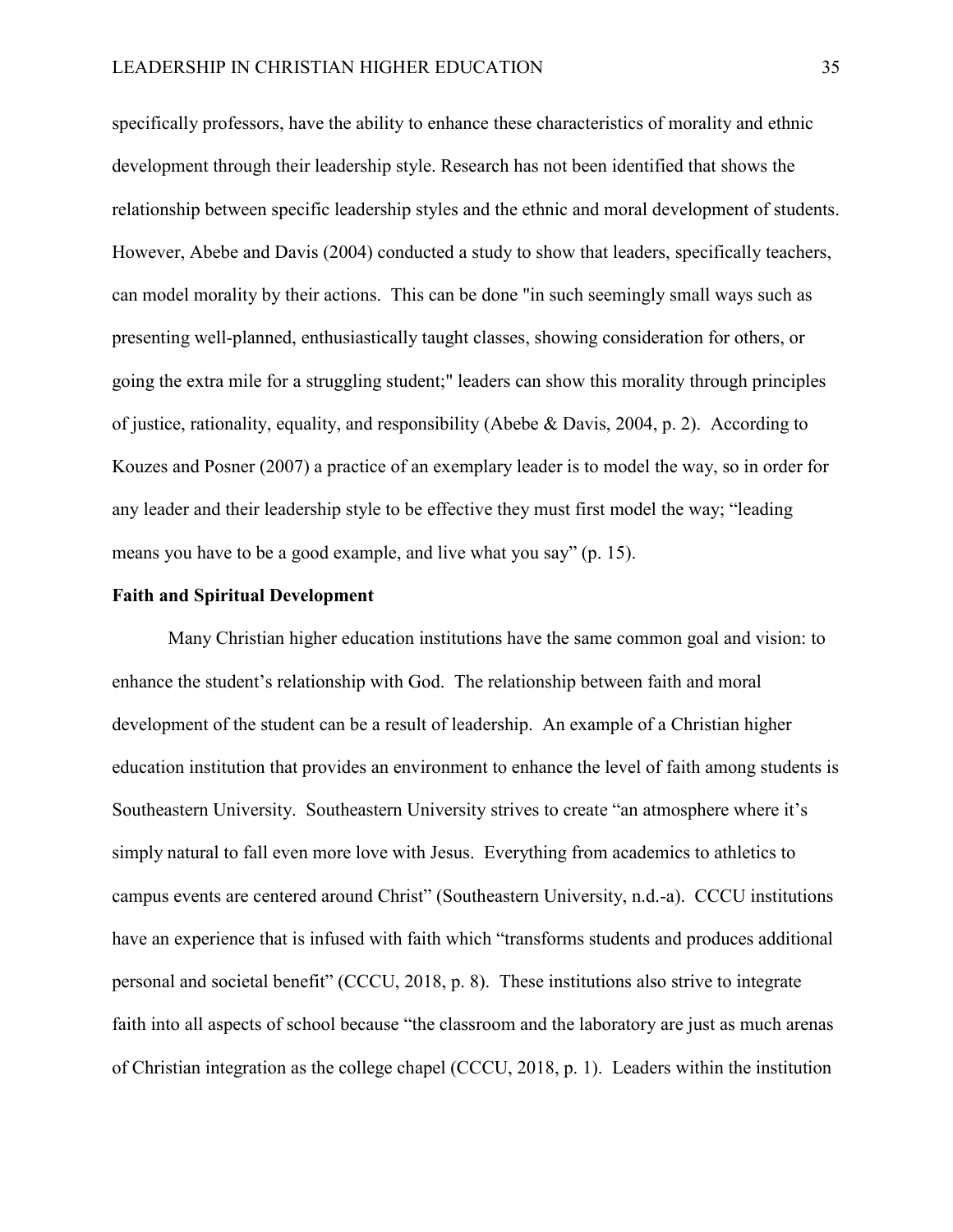specifically professors, have the ability to enhance these characteristics of morality and ethnic development through their leadership style. Research has not been identified that shows the relationship between specific leadership styles and the ethnic and moral development of students. However, Abebe and Davis (2004) conducted a study to show that leaders, specifically teachers, can model morality by their actions. This can be done "in such seemingly small ways such as presenting well-planned, enthusiastically taught classes, showing consideration for others, or going the extra mile for a struggling student;" leaders can show this morality through principles of justice, rationality, equality, and responsibility (Abebe & Davis, 2004, p. 2). According to Kouzes and Posner (2007) a practice of an exemplary leader is to model the way, so in order for any leader and their leadership style to be effective they must first model the way; "leading means you have to be a good example, and live what you say" (p. 15).

**Faith and Spiritual Development**

Many Christian higher education institutions have the same common goal and vision: to enhance the student's relationship with God. The relationship between faith and moral development of the student can be a result of leadership. An example of a Christian higher education institution that provides an environment to enhance the level of faith among students is Southeastern University. Southeastern University strives to create "an atmosphere where it's simply natural to fall even more love with Jesus. Everything from academics to athletics to campus events are centered around Christ" (Southeastern University, n.d.-a). CCCU institutions have an experience that is infused with faith which "transforms students and produces additional personal and societal benefit" (CCCU, 2018, p. 8). These institutions also strive to integrate faith into all aspects of school because "the classroom and the laboratory are just as much arenas of Christian integration as the college chapel (CCCU, 2018, p. 1). Leaders within the institution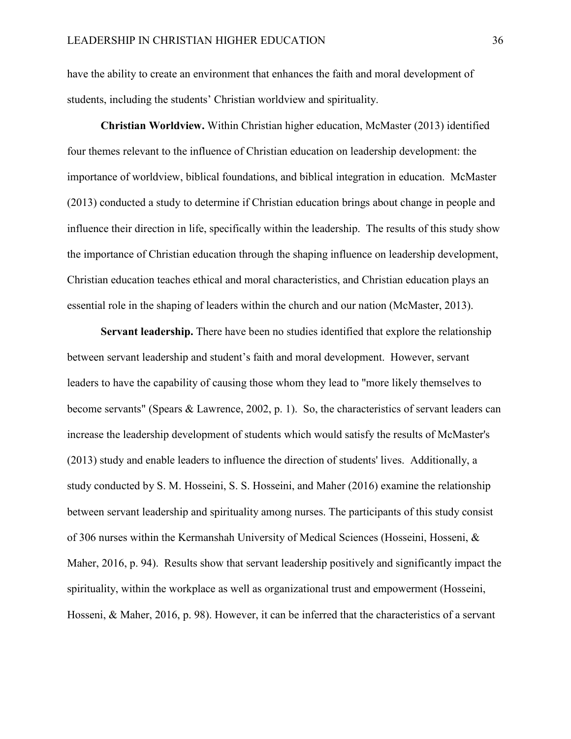have the ability to create an environment that enhances the faith and moral development of students, including the students' Christian worldview and spirituality.

**Christian Worldview.** Within Christian higher education, McMaster (2013) identified four themes relevant to the influence of Christian education on leadership development: the importance of worldview, biblical foundations, and biblical integration in education. McMaster (2013) conducted a study to determine if Christian education brings about change in people and influence their direction in life, specifically within the leadership. The results of this study show the importance of Christian education through the shaping influence on leadership development, Christian education teaches ethical and moral characteristics, and Christian education plays an essential role in the shaping of leaders within the church and our nation (McMaster, 2013).

**Servant leadership.** There have been no studies identified that explore the relationship between servant leadership and student's faith and moral development. However, servant leaders to have the capability of causing those whom they lead to "more likely themselves to become servants" (Spears & Lawrence, 2002, p. 1). So, the characteristics of servant leaders can increase the leadership development of students which would satisfy the results of McMaster's (2013) study and enable leaders to influence the direction of students' lives. Additionally, a study conducted by S. M. Hosseini, S. S. Hosseini, and Maher (2016) examine the relationship between servant leadership and spirituality among nurses. The participants of this study consist of 306 nurses within the Kermanshah University of Medical Sciences (Hosseini, Hosseni, & Maher, 2016, p. 94). Results show that servant leadership positively and significantly impact the spirituality, within the workplace as well as organizational trust and empowerment (Hosseini, Hosseni, & Maher, 2016, p. 98). However, it can be inferred that the characteristics of a servant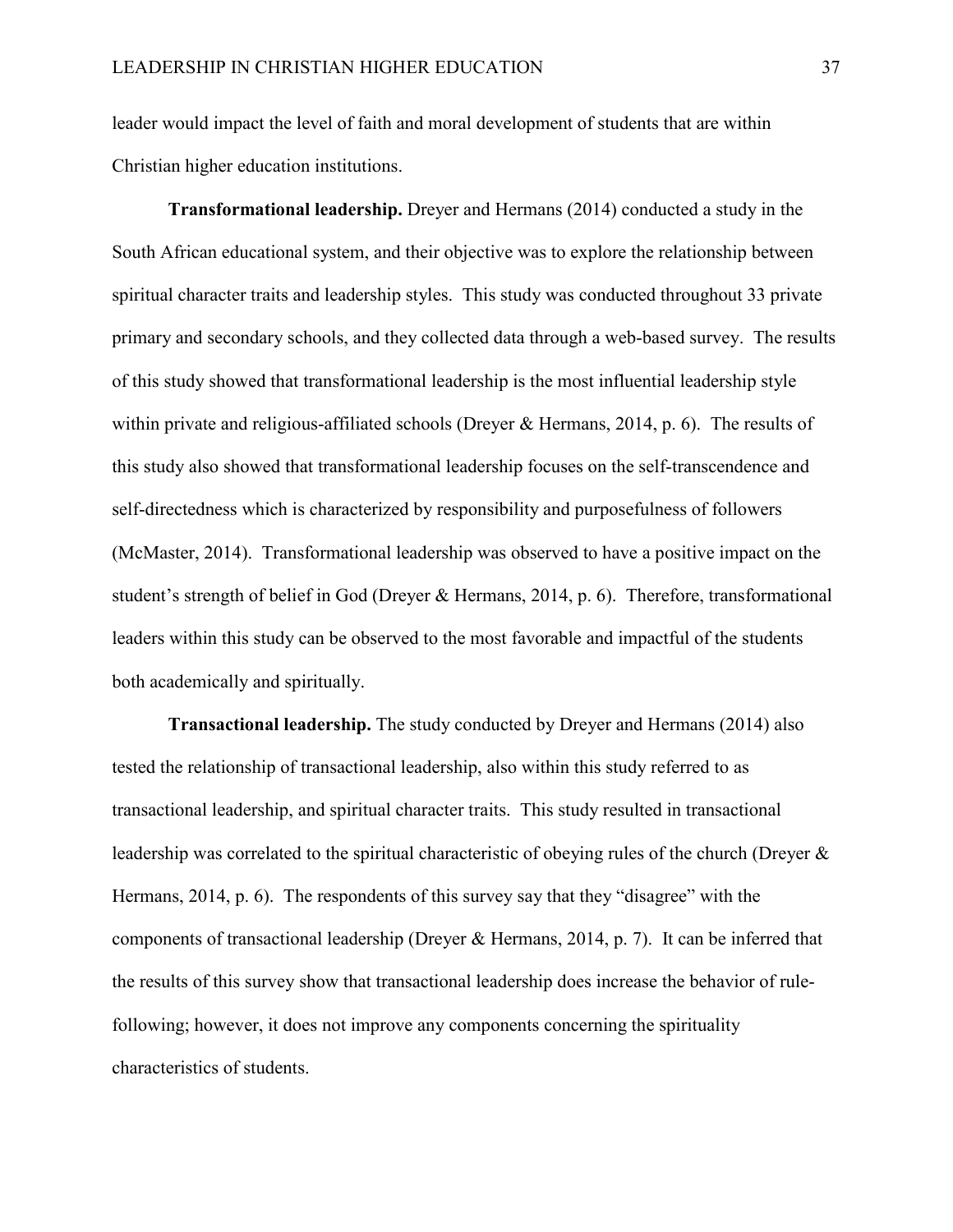leader would impact the level of faith and moral development of students that are within Christian higher education institutions.

**Transformational leadership.** Dreyer and Hermans (2014) conducted a study in the South African educational system, and their objective was to explore the relationship between spiritual character traits and leadership styles. This study was conducted throughout 33 private primary and secondary schools, and they collected data through a web-based survey. The results of this study showed that transformational leadership is the most influential leadership style within private and religious-affiliated schools (Dreyer & Hermans, 2014, p. 6). The results of this study also showed that transformational leadership focuses on the self-transcendence and self-directedness which is characterized by responsibility and purposefulness of followers (McMaster, 2014). Transformational leadership was observed to have a positive impact on the student's strength of belief in God (Dreyer & Hermans, 2014, p. 6). Therefore, transformational leaders within this study can be observed to the most favorable and impactful of the students both academically and spiritually.

**Transactional leadership.** The study conducted by Dreyer and Hermans (2014) also tested the relationship of transactional leadership, also within this study referred to as transactional leadership, and spiritual character traits. This study resulted in transactional leadership was correlated to the spiritual characteristic of obeying rules of the church (Dreyer & Hermans, 2014, p. 6). The respondents of this survey say that they "disagree" with the components of transactional leadership (Dreyer & Hermans, 2014, p. 7). It can be inferred that the results of this survey show that transactional leadership does increase the behavior of rule-following; however, it does not improve any components concerning the spirituality characteristics of students.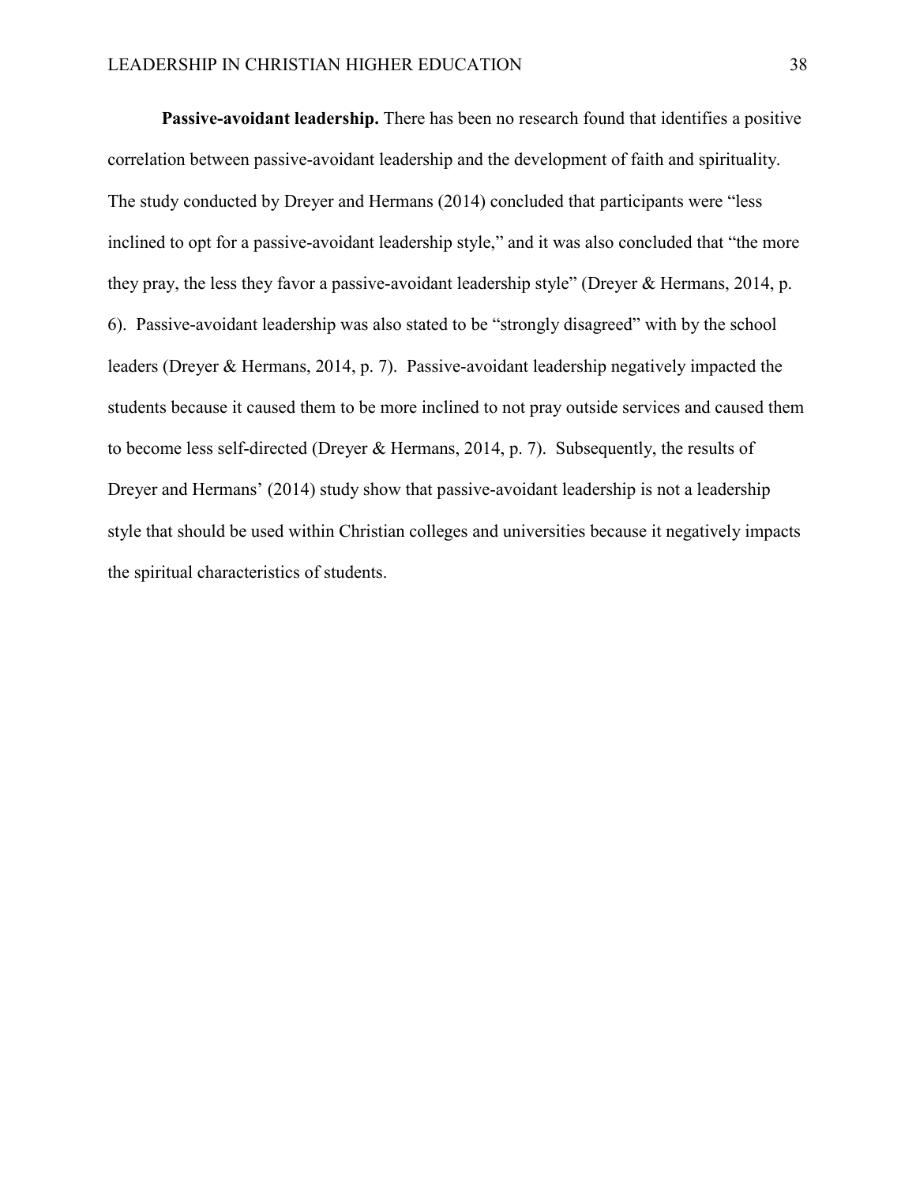**Passive-avoidant leadership.** There has been no research found that identifies a positive correlation between passive-avoidant leadership and the development of faith and spirituality. The study conducted by Dreyer and Hermans (2014) concluded that participants were "less inclined to opt for a passive-avoidant leadership style," and it was also concluded that "the more they pray, the less they favor a passive-avoidant leadership style" (Dreyer & Hermans, 2014, p. 6). Passive-avoidant leadership was also stated to be "strongly disagreed" with by the school leaders (Dreyer & Hermans, 2014, p. 7). Passive-avoidant leadership negatively impacted the students because it caused them to be more inclined to not pray outside services and caused them to become less self-directed (Dreyer & Hermans, 2014, p. 7). Subsequently, the results of Dreyer and Hermans' (2014) study show that passive-avoidant leadership is not a leadership style that should be used within Christian colleges and universities because it negatively impacts the spiritual characteristics of students.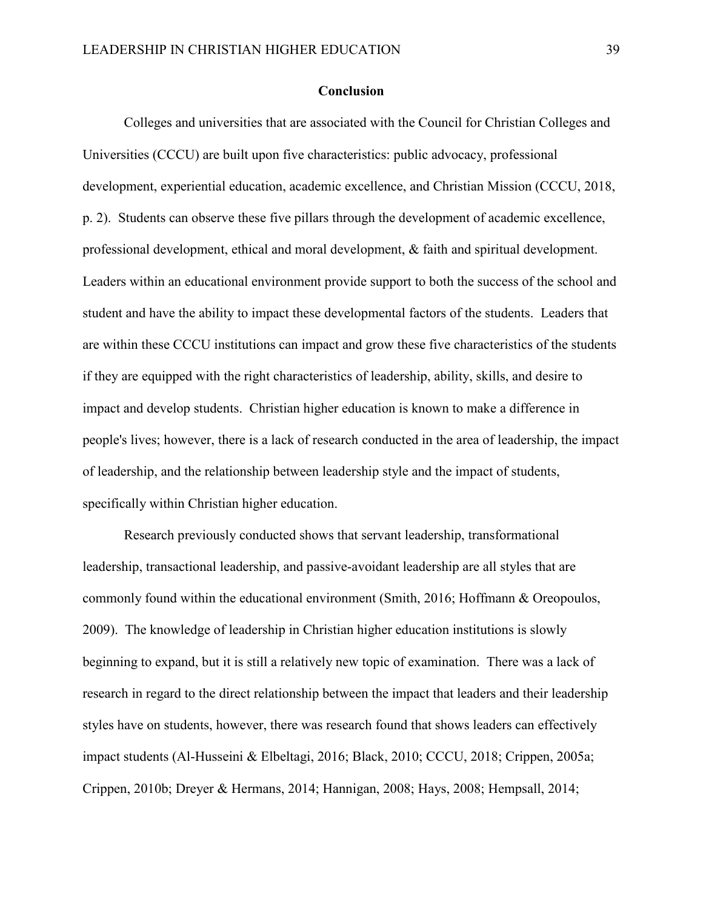## Conclusion

Colleges and universities that are associated with the Council for Christian Colleges and Universities (CCCU) are built upon five characteristics: public advocacy, professional development, experiential education, academic excellence, and Christian Mission (CCCU, 2018, p. 2). Students can observe these five pillars through the development of academic excellence, professional development, ethical and moral development, & faith and spiritual development. Leaders within an educational environment provide support to both the success of the school and student and have the ability to impact these developmental factors of the students. Leaders that are within these CCCU institutions can impact and grow these five characteristics of the students if they are equipped with the right characteristics of leadership, ability, skills, and desire to impact and develop students. Christian higher education is known to make a difference in people's lives; however, there is a lack of research conducted in the area of leadership, the impact of leadership, and the relationship between leadership style and the impact of students, specifically within Christian higher education.

Research previously conducted shows that servant leadership, transformational leadership, transactional leadership, and passive-avoidant leadership are all styles that are commonly found within the educational environment (Smith, 2016; Hoffmann & Oreopoulos, 2009). The knowledge of leadership in Christian higher education institutions is slowly beginning to expand, but it is still a relatively new topic of examination. There was a lack of research in regard to the direct relationship between the impact that leaders and their leadership styles have on students, however, there was research found that shows leaders can effectively impact students (Al-Husseini & Elbeltagi, 2016; Black, 2010; CCCU, 2018; Crippen, 2005a; Crippen, 2010b; Dreyer & Hermans, 2014; Hannigan, 2008; Hays, 2008; Hempsall, 2014;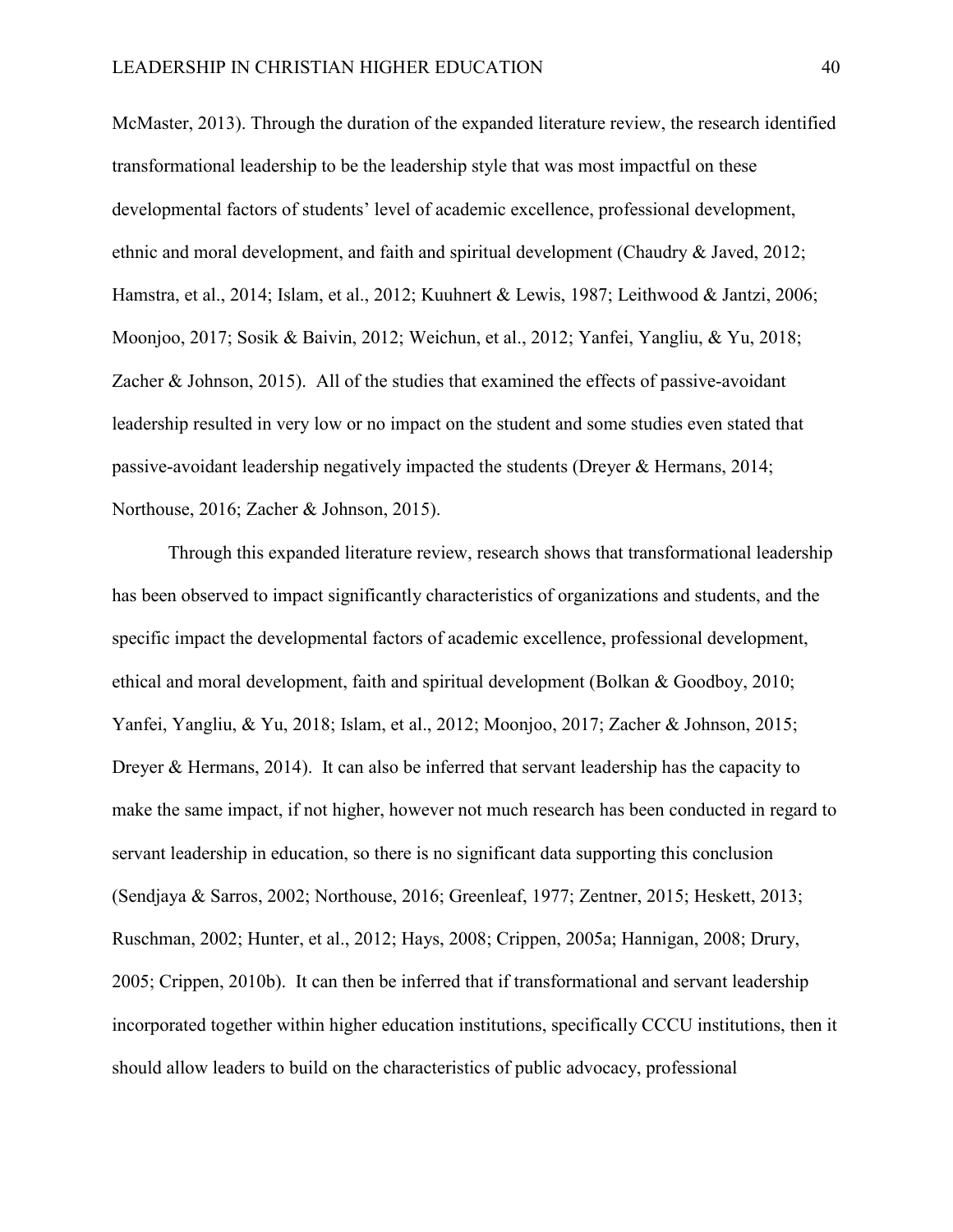McMaster, 2013). Through the duration of the expanded literature review, the research identified transformational leadership to be the leadership style that was most impactful on these developmental factors of students' level of academic excellence, professional development, ethnic and moral development, and faith and spiritual development (Chaudry & Javed, 2012; Hamstra, et al., 2014; Islam, et al., 2012; Kuuhnert & Lewis, 1987; Leithwood & Jantzi, 2006; Moonjoo, 2017; Sosik & Baivin, 2012; Weichun, et al., 2012; Yanfei, Yangliu, & Yu, 2018; Zacher & Johnson, 2015). All of the studies that examined the effects of passive-avoidant leadership resulted in very low or no impact on the student and some studies even stated that passive-avoidant leadership negatively impacted the students (Dreyer & Hermans, 2014; Northouse, 2016; Zacher & Johnson, 2015).

Through this expanded literature review, research shows that transformational leadership has been observed to impact significantly characteristics of organizations and students, and the specific impact the developmental factors of academic excellence, professional development, ethical and moral development, faith and spiritual development (Bolkan & Goodboy, 2010; Yanfei, Yangliu, & Yu, 2018; Islam, et al., 2012; Moonjoo, 2017; Zacher & Johnson, 2015; Dreyer & Hermans, 2014). It can also be inferred that servant leadership has the capacity to make the same impact, if not higher, however not much research has been conducted in regard to servant leadership in education, so there is no significant data supporting this conclusion (Sendjaya & Sarros, 2002; Northouse, 2016; Greenleaf, 1977; Zentner, 2015; Heskett, 2013; Ruschman, 2002; Hunter, et al., 2012; Hays, 2008; Crippen, 2005a; Hannigan, 2008; Drury, 2005; Crippen, 2010b). It can then be inferred that if transformational and servant leadership incorporated together within higher education institutions, specifically CCCU institutions, then it should allow leaders to build on the characteristics of public advocacy, professional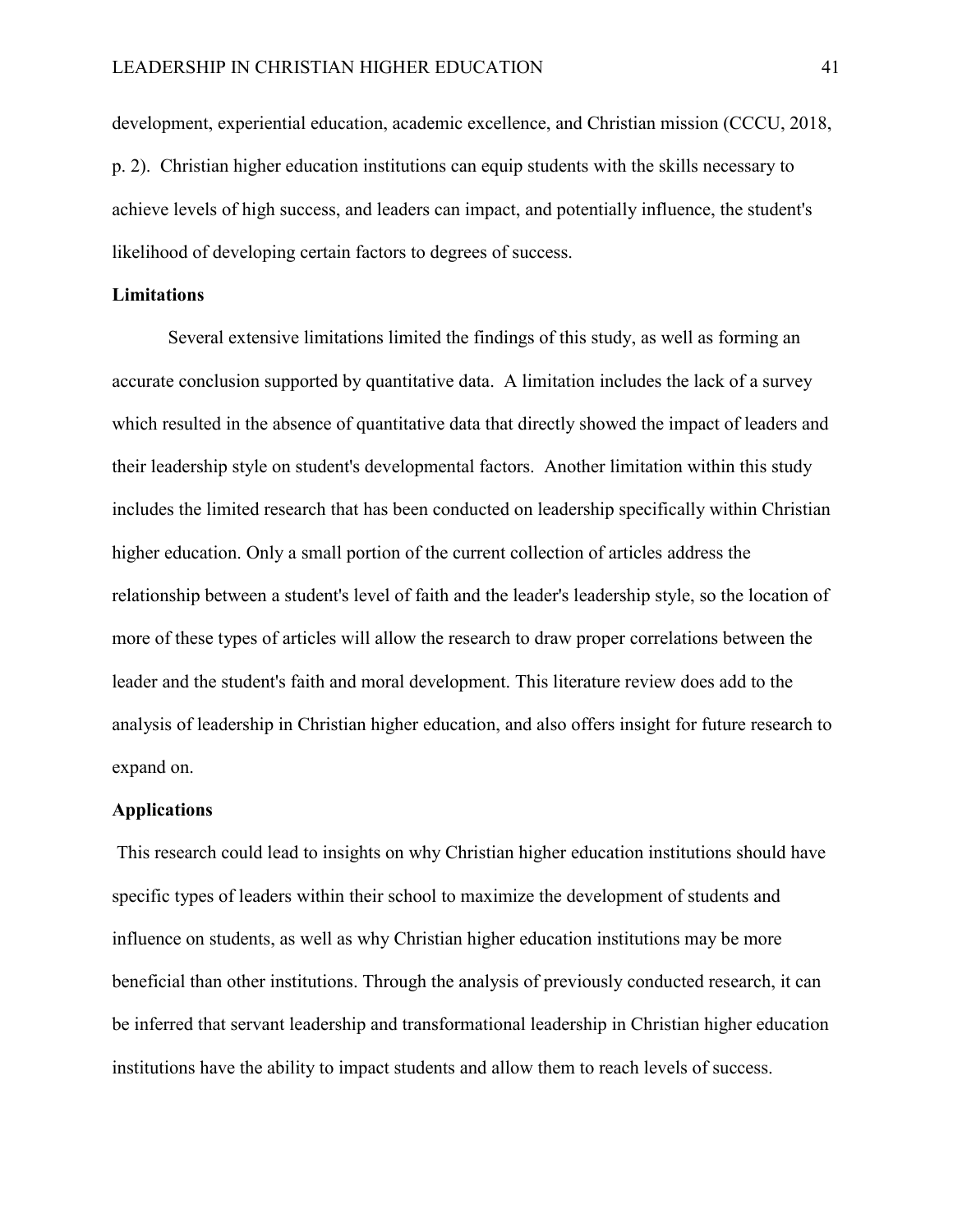development, experiential education, academic excellence, and Christian mission (CCCU, 2018, p. 2). Christian higher education institutions can equip students with the skills necessary to achieve levels of high success, and leaders can impact, and potentially influence, the student's likelihood of developing certain factors to degrees of success.

**Limitations**

Several extensive limitations limited the findings of this study, as well as forming an accurate conclusion supported by quantitative data. A limitation includes the lack of a survey which resulted in the absence of quantitative data that directly showed the impact of leaders and their leadership style on student's developmental factors. Another limitation within this study includes the limited research that has been conducted on leadership specifically within Christian higher education. Only a small portion of the current collection of articles address the relationship between a student's level of faith and the leader's leadership style, so the location of more of these types of articles will allow the research to draw proper correlations between the leader and the student's faith and moral development. This literature review does add to the analysis of leadership in Christian higher education, and also offers insight for future research to expand on.

**Applications**

This research could lead to insights on why Christian higher education institutions should have specific types of leaders within their school to maximize the development of students and influence on students, as well as why Christian higher education institutions may be more beneficial than other institutions. Through the analysis of previously conducted research, it can be inferred that servant leadership and transformational leadership in Christian higher education institutions have the ability to impact students and allow them to reach levels of success.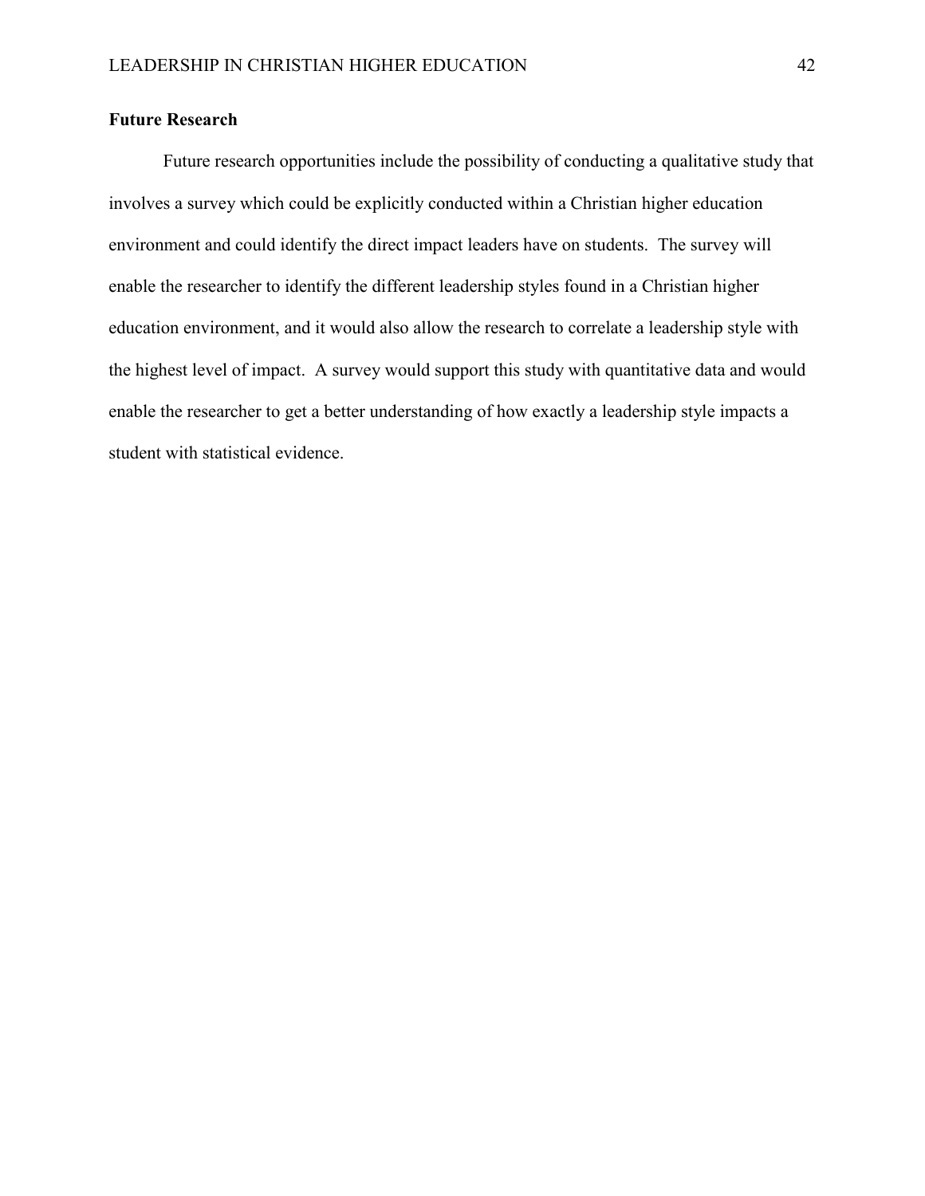## Future Research

Future research opportunities include the possibility of conducting a qualitative study that involves a survey which could be explicitly conducted within a Christian higher education environment and could identify the direct impact leaders have on students. The survey will enable the researcher to identify the different leadership styles found in a Christian higher education environment, and it would also allow the research to correlate a leadership style with the highest level of impact. A survey would support this study with quantitative data and would enable the researcher to get a better understanding of how exactly a leadership style impacts a student with statistical evidence.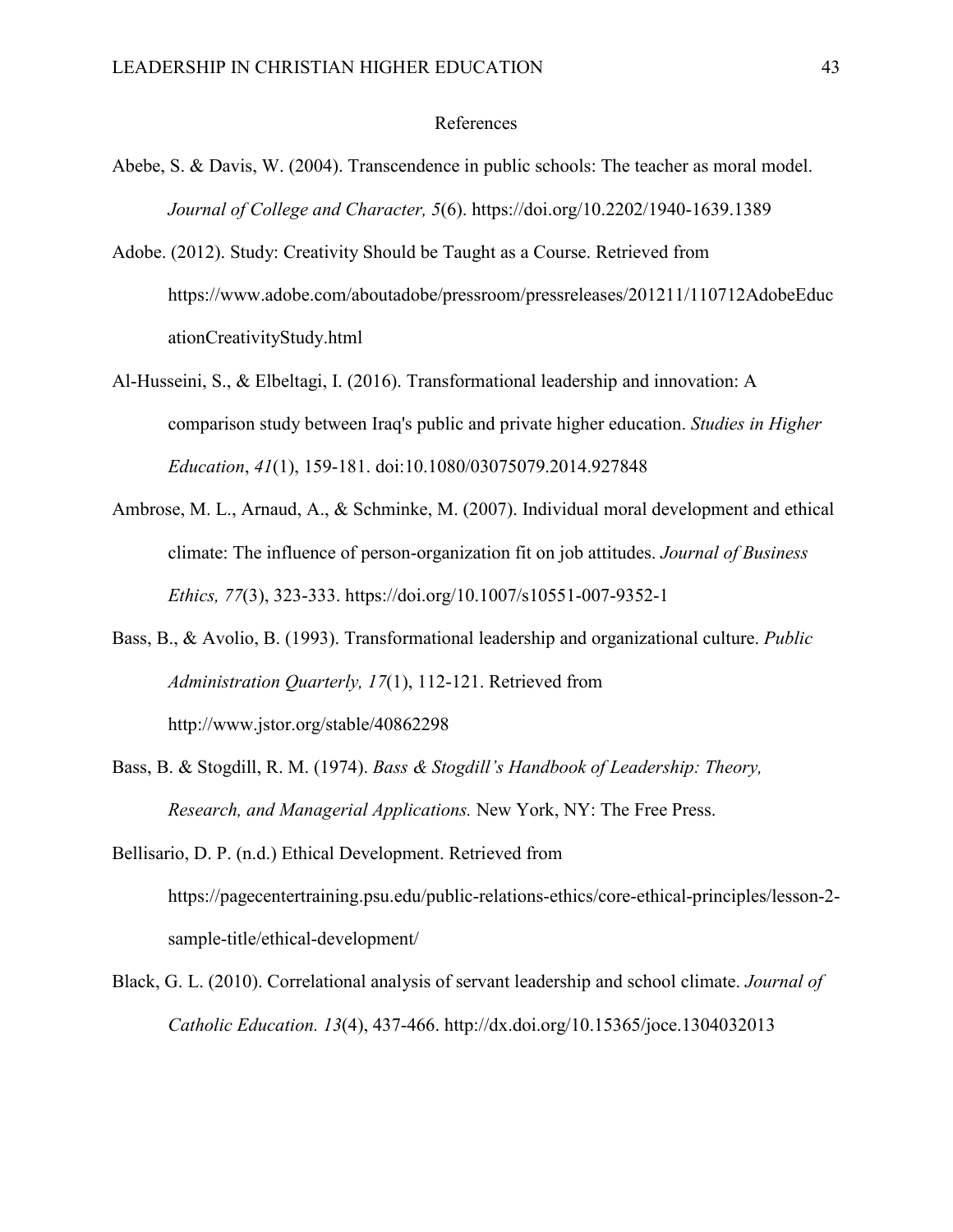# References

Abebe, S. & Davis, W. (2004). Transcendence in public schools: The teacher as moral model. *Journal of College and Character, 5*(6). https://doi.org/10.2202/1940-1639.1389

Adobe. (2012). Study: Creativity Should be Taught as a Course. Retrieved from https://www.adobe.com/aboutadobe/pressroom/pressreleases/201211/110712AdobeEducationCreativityStudy.html

Al-Husseini, S., & Elbeltagi, I. (2016). Transformational leadership and innovation: A comparison study between Iraq's public and private higher education. *Studies in Higher Education*, *41*(1), 159-181. doi:10.1080/03075079.2014.927848

Ambrose, M. L., Arnaud, A., & Schminke, M. (2007). Individual moral development and ethical climate: The influence of person-organization fit on job attitudes. *Journal of Business Ethics, 77*(3), 323-333. https://doi.org/10.1007/s10551-007-9352-1

Bass, B., & Avolio, B. (1993). Transformational leadership and organizational culture. *Public Administration Quarterly, 17*(1), 112-121. Retrieved from http://www.jstor.org/stable/40862298

Bass, B. & Stogdill, R. M. (1974). *Bass & Stogdill's Handbook of Leadership: Theory, Research, and Managerial Applications.* New York, NY: The Free Press.

Bellisario, D. P. (n.d.) Ethical Development. Retrieved from https://pagecentertraining.psu.edu/public-relations-ethics/core-ethical-principles/lesson-2-sample-title/ethical-development/

Black, G. L. (2010). Correlational analysis of servant leadership and school climate. *Journal of Catholic Education. 13*(4), 437-466. http://dx.doi.org/10.15365/joce.1304032013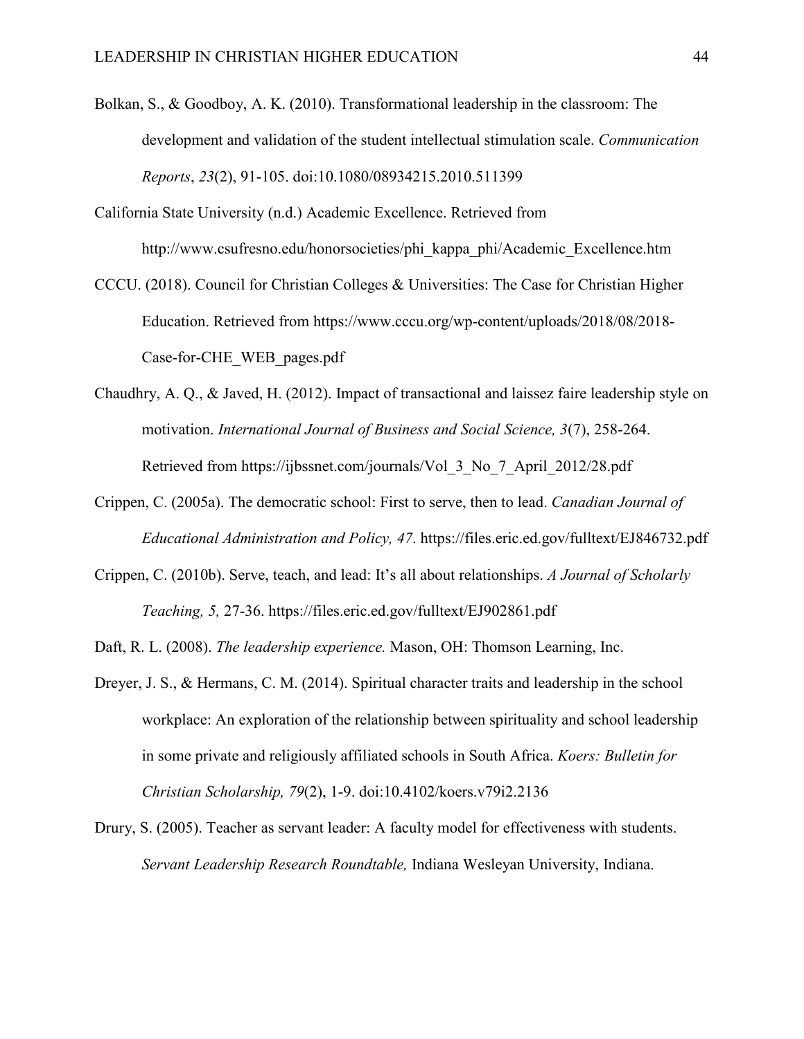Bolkan, S., & Goodboy, A. K. (2010). Transformational leadership in the classroom: The development and validation of the student intellectual stimulation scale. *Communication Reports*, *23*(2), 91-105. doi:10.1080/08934215.2010.511399

California State University (n.d.) Academic Excellence. Retrieved from http://www.csufresno.edu/honorsocieties/phi_kappa_phi/Academic_Excellence.htm

CCCU. (2018). Council for Christian Colleges & Universities: The Case for Christian Higher Education. Retrieved from https://www.cccu.org/wp-content/uploads/2018/08/2018-Case-for-CHE_WEB_pages.pdf

Chaudhry, A. Q., & Javed, H. (2012). Impact of transactional and laissez faire leadership style on motivation. *International Journal of Business and Social Science, 3*(7), 258-264. Retrieved from https://ijbssnet.com/journals/Vol_3_No_7_April_2012/28.pdf

Crippen, C. (2005a). The democratic school: First to serve, then to lead. *Canadian Journal of Educational Administration and Policy, 47*. https://files.eric.ed.gov/fulltext/EJ846732.pdf

Crippen, C. (2010b). Serve, teach, and lead: It's all about relationships. *A Journal of Scholarly Teaching, 5,* 27-36. https://files.eric.ed.gov/fulltext/EJ902861.pdf

Daft, R. L. (2008). *The leadership experience.* Mason, OH: Thomson Learning, Inc.

Dreyer, J. S., & Hermans, C. M. (2014). Spiritual character traits and leadership in the school workplace: An exploration of the relationship between spirituality and school leadership in some private and religiously affiliated schools in South Africa. *Koers: Bulletin for Christian Scholarship, 79*(2), 1-9. doi:10.4102/koers.v79i2.2136

Drury, S. (2005). Teacher as servant leader: A faculty model for effectiveness with students. *Servant Leadership Research Roundtable,* Indiana Wesleyan University, Indiana.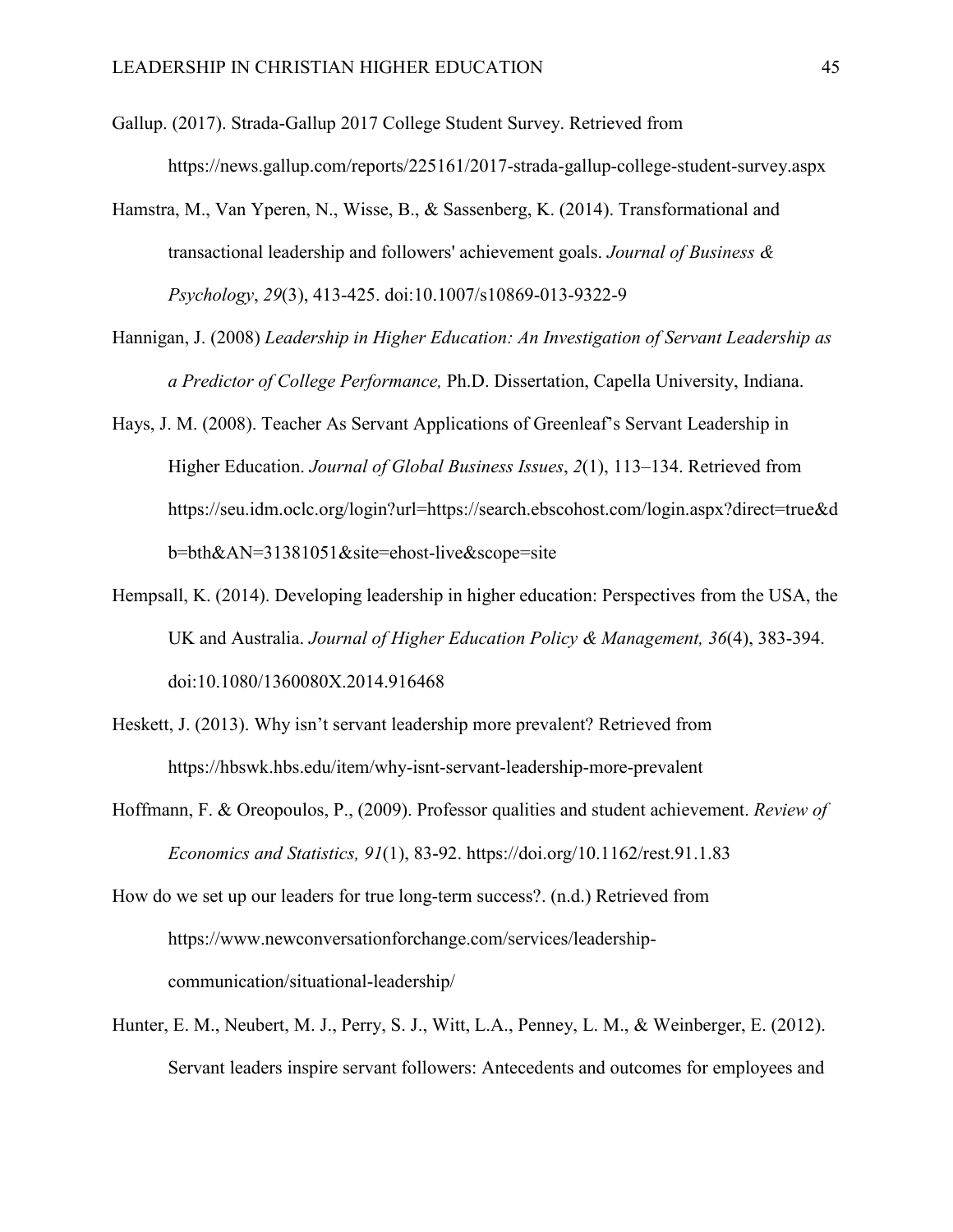Gallup. (2017). Strada-Gallup 2017 College Student Survey. Retrieved from https://news.gallup.com/reports/225161/2017-strada-gallup-college-student-survey.aspx

Hamstra, M., Van Yperen, N., Wisse, B., & Sassenberg, K. (2014). Transformational and transactional leadership and followers' achievement goals. *Journal of Business & Psychology*, *29*(3), 413-425. doi:10.1007/s10869-013-9322-9

Hannigan, J. (2008) *Leadership in Higher Education: An Investigation of Servant Leadership as a Predictor of College Performance,* Ph.D. Dissertation, Capella University, Indiana.

Hays, J. M. (2008). Teacher As Servant Applications of Greenleaf's Servant Leadership in Higher Education. *Journal of Global Business Issues*, *2*(1), 113–134. Retrieved from https://seu.idm.oclc.org/login?url=https://search.ebscohost.com/login.aspx?direct=true&db=bth&AN=31381051&site=ehost-live&scope=site

Hempsall, K. (2014). Developing leadership in higher education: Perspectives from the USA, the UK and Australia. *Journal of Higher Education Policy & Management, 36*(4), 383-394. doi:10.1080/1360080X.2014.916468

Heskett, J. (2013). Why isn't servant leadership more prevalent? Retrieved from https://hbswk.hbs.edu/item/why-isnt-servant-leadership-more-prevalent

Hoffmann, F. & Oreopoulos, P., (2009). Professor qualities and student achievement. *Review of Economics and Statistics, 91*(1), 83-92. https://doi.org/10.1162/rest.91.1.83

How do we set up our leaders for true long-term success?. (n.d.) Retrieved from https://www.newconversationforchange.com/services/leadership-communication/situational-leadership/

Hunter, E. M., Neubert, M. J., Perry, S. J., Witt, L.A., Penney, L. M., & Weinberger, E. (2012). Servant leaders inspire servant followers: Antecedents and outcomes for employees and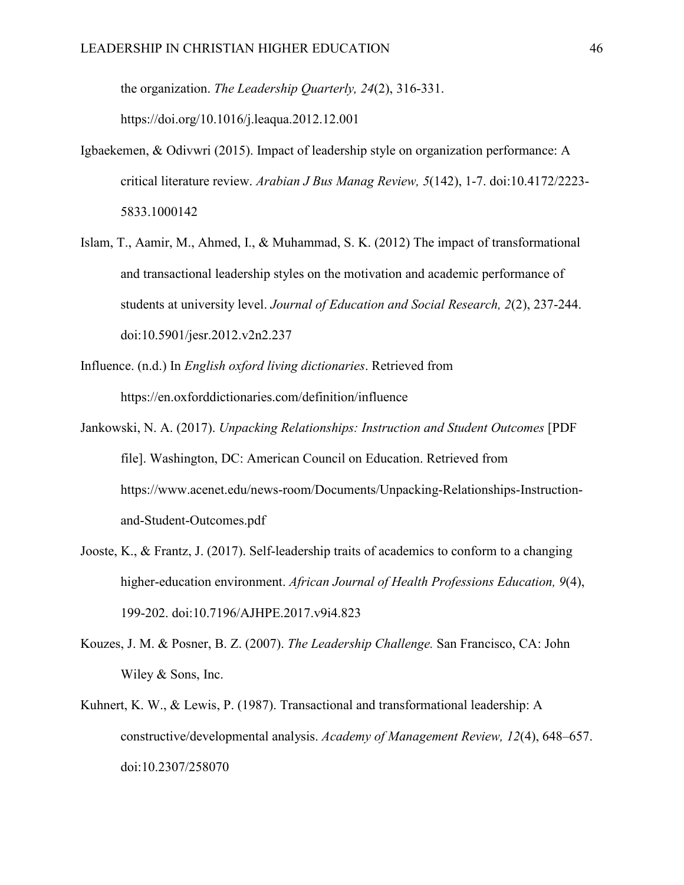the organization. *The Leadership Quarterly, 24*(2), 316-331. https://doi.org/10.1016/j.leaqua.2012.12.001

Igbaekemen, & Odivwri (2015). Impact of leadership style on organization performance: A critical literature review. *Arabian J Bus Manag Review, 5*(142), 1-7. doi:10.4172/2223-5833.1000142

Islam, T., Aamir, M., Ahmed, I., & Muhammad, S. K. (2012) The impact of transformational and transactional leadership styles on the motivation and academic performance of students at university level. *Journal of Education and Social Research, 2*(2), 237-244. doi:10.5901/jesr.2012.v2n2.237

Influence. (n.d.) In *English oxford living dictionaries*. Retrieved from https://en.oxforddictionaries.com/definition/influence

Jankowski, N. A. (2017). *Unpacking Relationships: Instruction and Student Outcomes* [PDF file]. Washington, DC: American Council on Education. Retrieved from https://www.acenet.edu/news-room/Documents/Unpacking-Relationships-Instruction-and-Student-Outcomes.pdf

Jooste, K., & Frantz, J. (2017). Self-leadership traits of academics to conform to a changing higher-education environment. *African Journal of Health Professions Education, 9*(4), 199-202. doi:10.7196/AJHPE.2017.v9i4.823

Kouzes, J. M. & Posner, B. Z. (2007). *The Leadership Challenge.* San Francisco, CA: John Wiley & Sons, Inc.

Kuhnert, K. W., & Lewis, P. (1987). Transactional and transformational leadership: A constructive/developmental analysis. *Academy of Management Review, 12*(4), 648–657. doi:10.2307/258070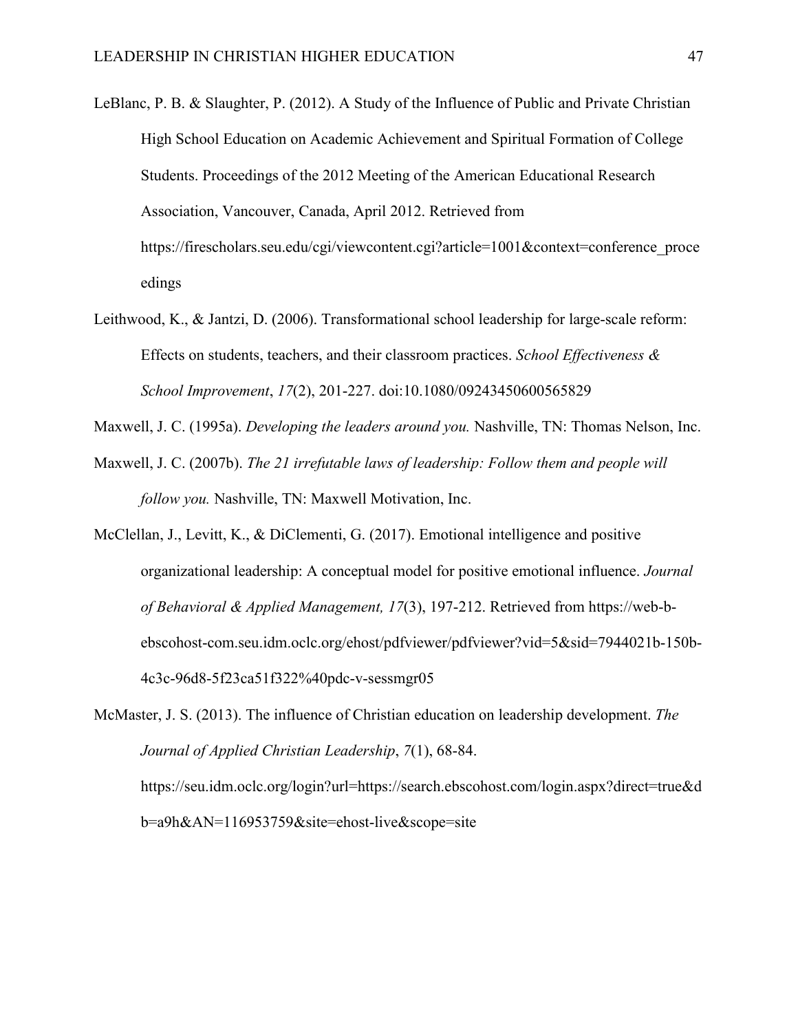LeBlanc, P. B. & Slaughter, P. (2012). A Study of the Influence of Public and Private Christian High School Education on Academic Achievement and Spiritual Formation of College Students. Proceedings of the 2012 Meeting of the American Educational Research Association, Vancouver, Canada, April 2012. Retrieved from https://firescholars.seu.edu/cgi/viewcontent.cgi?article=1001&context=conference_proceedings

Leithwood, K., & Jantzi, D. (2006). Transformational school leadership for large-scale reform: Effects on students, teachers, and their classroom practices. *School Effectiveness & School Improvement*, *17*(2), 201-227. doi:10.1080/09243450600565829

Maxwell, J. C. (1995a). *Developing the leaders around you.* Nashville, TN: Thomas Nelson, Inc.

Maxwell, J. C. (2007b). *The 21 irrefutable laws of leadership: Follow them and people will follow you.* Nashville, TN: Maxwell Motivation, Inc.

McClellan, J., Levitt, K., & DiClementi, G. (2017). Emotional intelligence and positive organizational leadership: A conceptual model for positive emotional influence. *Journal of Behavioral & Applied Management, 17*(3), 197-212. Retrieved from https://web-b-ebscohost-com.seu.idm.oclc.org/ehost/pdfviewer/pdfviewer?vid=5&sid=7944021b-150b-4c3c-96d8-5f23ca51f322%40pdc-v-sessmgr05

McMaster, J. S. (2013). The influence of Christian education on leadership development. *The Journal of Applied Christian Leadership*, *7*(1), 68-84. https://seu.idm.oclc.org/login?url=https://search.ebscohost.com/login.aspx?direct=true&db=a9h&AN=116953759&site=ehost-live&scope=site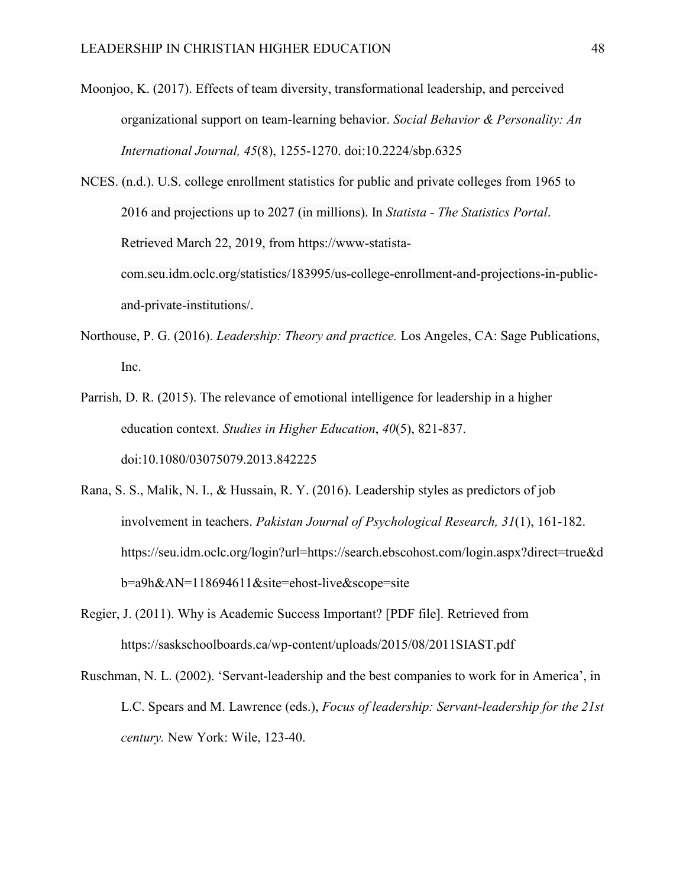Moonjoo, K. (2017). Effects of team diversity, transformational leadership, and perceived organizational support on team-learning behavior. *Social Behavior & Personality: An International Journal, 45*(8), 1255-1270. doi:10.2224/sbp.6325

NCES. (n.d.). U.S. college enrollment statistics for public and private colleges from 1965 to 2016 and projections up to 2027 (in millions). In *Statista - The Statistics Portal*. Retrieved March 22, 2019, from https://www-statista-com.seu.idm.oclc.org/statistics/183995/us-college-enrollment-and-projections-in-public-and-private-institutions/.

Northouse, P. G. (2016). *Leadership: Theory and practice.* Los Angeles, CA: Sage Publications, Inc.

Parrish, D. R. (2015). The relevance of emotional intelligence for leadership in a higher education context. *Studies in Higher Education*, *40*(5), 821-837. doi:10.1080/03075079.2013.842225

Rana, S. S., Malik, N. I., & Hussain, R. Y. (2016). Leadership styles as predictors of job involvement in teachers. *Pakistan Journal of Psychological Research, 31*(1), 161-182. https://seu.idm.oclc.org/login?url=https://search.ebscohost.com/login.aspx?direct=true&db=a9h&AN=118694611&site=ehost-live&scope=site

Regier, J. (2011). Why is Academic Success Important? [PDF file]. Retrieved from https://saskschoolboards.ca/wp-content/uploads/2015/08/2011SIAST.pdf

Ruschman, N. L. (2002). 'Servant-leadership and the best companies to work for in America', in L.C. Spears and M. Lawrence (eds.), *Focus of leadership: Servant-leadership for the 21st century.* New York: Wile, 123-40.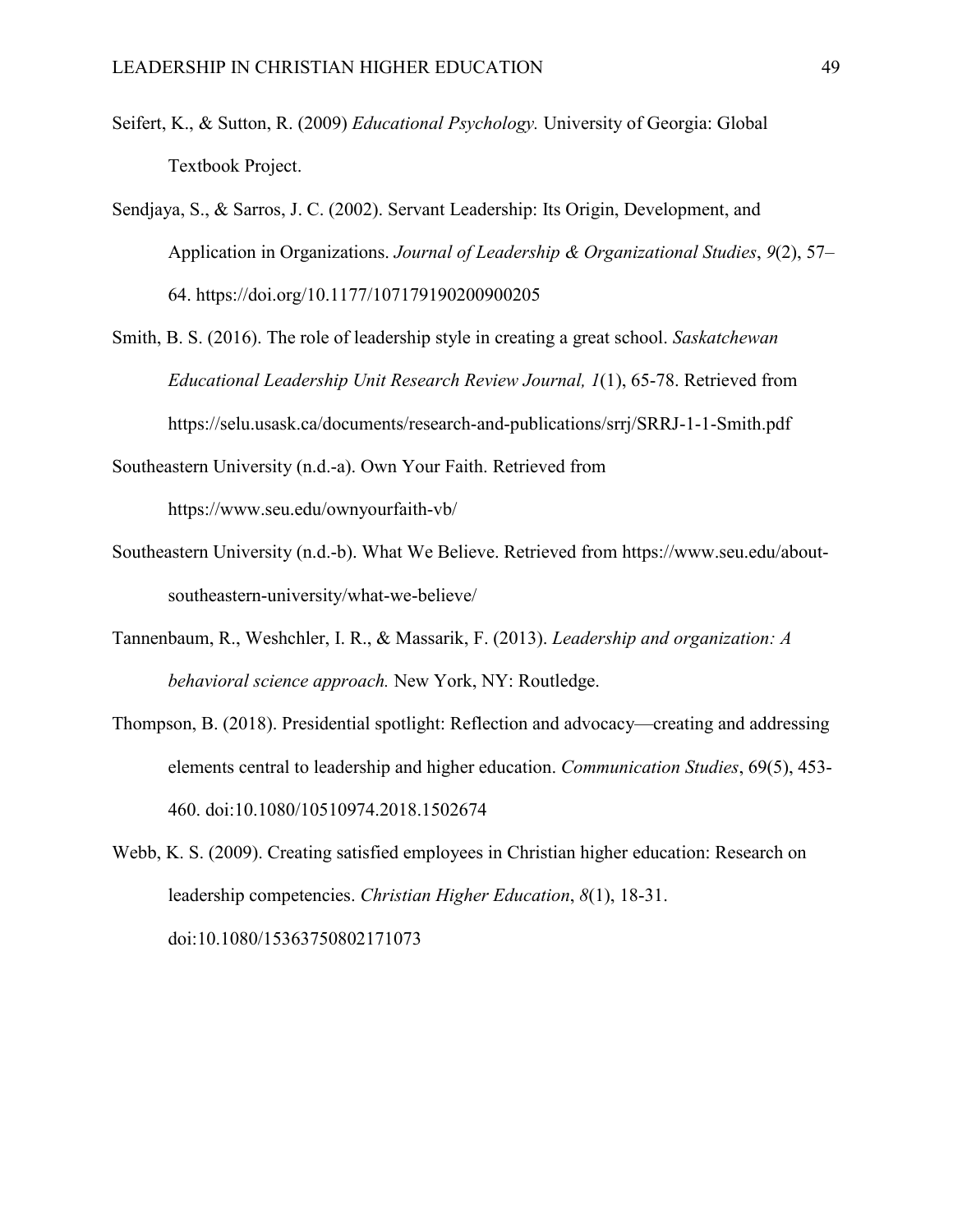Seifert, K., & Sutton, R. (2009) *Educational Psychology.* University of Georgia: Global Textbook Project.

Sendjaya, S., & Sarros, J. C. (2002). Servant Leadership: Its Origin, Development, and Application in Organizations. *Journal of Leadership & Organizational Studies*, *9*(2), 57–64. https://doi.org/10.1177/107179190200900205

Smith, B. S. (2016). The role of leadership style in creating a great school. *Saskatchewan Educational Leadership Unit Research Review Journal, 1*(1), 65-78. Retrieved from https://selu.usask.ca/documents/research-and-publications/srrj/SRRJ-1-1-Smith.pdf

Southeastern University (n.d.-a). Own Your Faith. Retrieved from https://www.seu.edu/ownyourfaith-vb/

Southeastern University (n.d.-b). What We Believe. Retrieved from https://www.seu.edu/about-southeastern-university/what-we-believe/

Tannenbaum, R., Weshchler, I. R., & Massarik, F. (2013). *Leadership and organization: A behavioral science approach.* New York, NY: Routledge.

Thompson, B. (2018). Presidential spotlight: Reflection and advocacy—creating and addressing elements central to leadership and higher education. *Communication Studies*, 69(5), 453-460. doi:10.1080/10510974.2018.1502674

Webb, K. S. (2009). Creating satisfied employees in Christian higher education: Research on leadership competencies. *Christian Higher Education*, *8*(1), 18-31. doi:10.1080/15363750802171073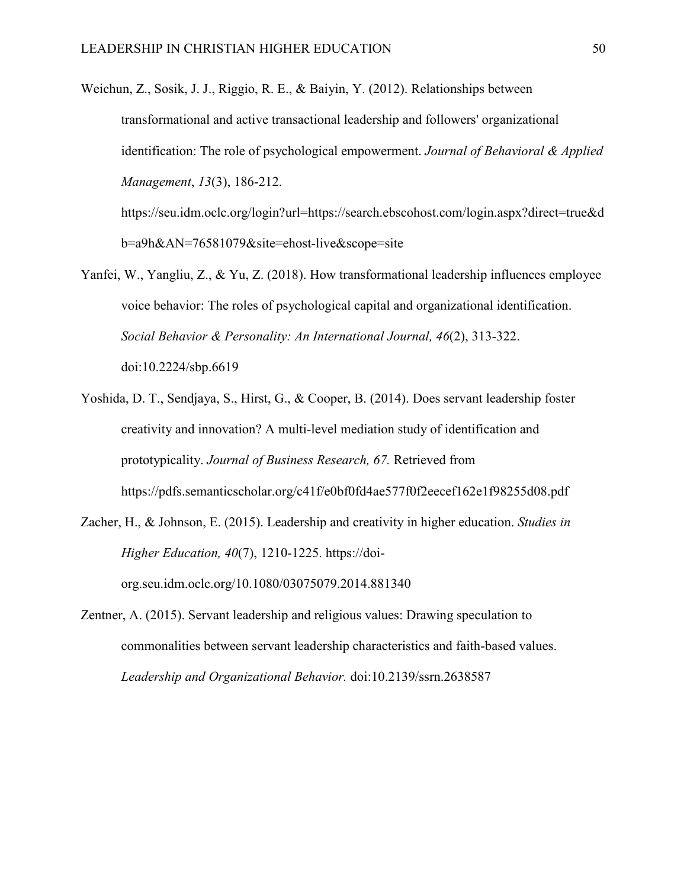Weichun, Z., Sosik, J. J., Riggio, R. E., & Baiyin, Y. (2012). Relationships between transformational and active transactional leadership and followers' organizational identification: The role of psychological empowerment. *Journal of Behavioral & Applied Management*, *13*(3), 186-212. https://seu.idm.oclc.org/login?url=https://search.ebscohost.com/login.aspx?direct=true&db=a9h&AN=76581079&site=ehost-live&scope=site

Yanfei, W., Yangliu, Z., & Yu, Z. (2018). How transformational leadership influences employee voice behavior: The roles of psychological capital and organizational identification. *Social Behavior & Personality: An International Journal, 46*(2), 313-322. doi:10.2224/sbp.6619

Yoshida, D. T., Sendjaya, S., Hirst, G., & Cooper, B. (2014). Does servant leadership foster creativity and innovation? A multi-level mediation study of identification and prototypicality. *Journal of Business Research, 67.* Retrieved from https://pdfs.semanticscholar.org/c41f/e0bf0fd4ae577f0f2eecef162e1f98255d08.pdf

Zacher, H., & Johnson, E. (2015). Leadership and creativity in higher education. *Studies in Higher Education, 40*(7), 1210-1225. https://doi-org.seu.idm.oclc.org/10.1080/03075079.2014.881340

Zentner, A. (2015). Servant leadership and religious values: Drawing speculation to commonalities between servant leadership characteristics and faith-based values. *Leadership and Organizational Behavior.* doi:10.2139/ssrn.2638587